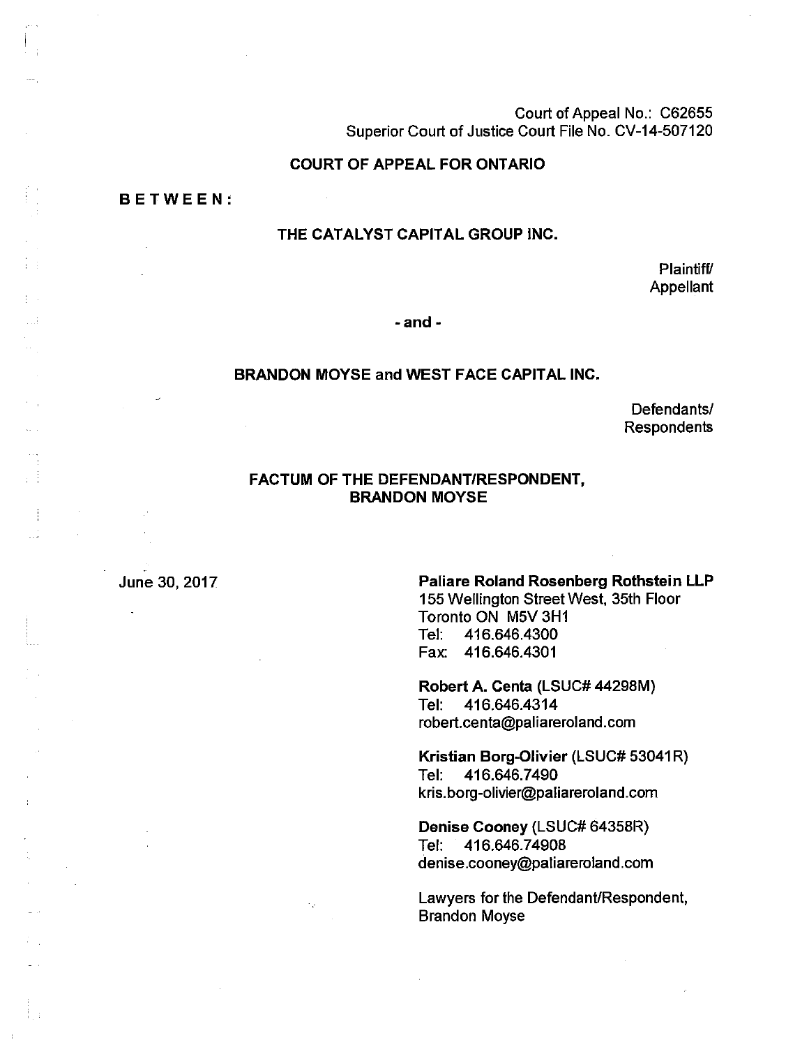Court of Appeal No.: C62655
Superior Court of Justice Court File No. CV-14-507120

**COURT OF APPEAL FOR ONTARIO**

**BETWEEN:**

**THE CATALYST CAPITAL GROUP INC.**

Plaintiff/
Appellant

**- and -**

**BRANDON MOYSE and WEST FACE CAPITAL INC.**

Defendants/
Respondents

**FACTUM OF THE DEFENDANT/RESPONDENT,
BRANDON MOYSE**

June 30, 2017

**Paliare Roland Rosenberg Rothstein LLP**
155 Wellington Street West, 35th Floor
Toronto ON M5V 3H1
Tel: 416.646.4300
Fax: 416.646.4301

**Robert A. Centa** (LSUC# 44298M)
Tel: 416.646.4314
robert.centa@paliareroland.com

**Kristian Borg-Olivier** (LSUC# 53041R)
Tel: 416.646.7490
kris.borg-olivier@paliareroland.com

**Denise Cooney** (LSUC# 64358R)
Tel: 416.646.74908
denise.cooney@paliareroland.com

Lawyers for the Defendant/Respondent,
Brandon Moyse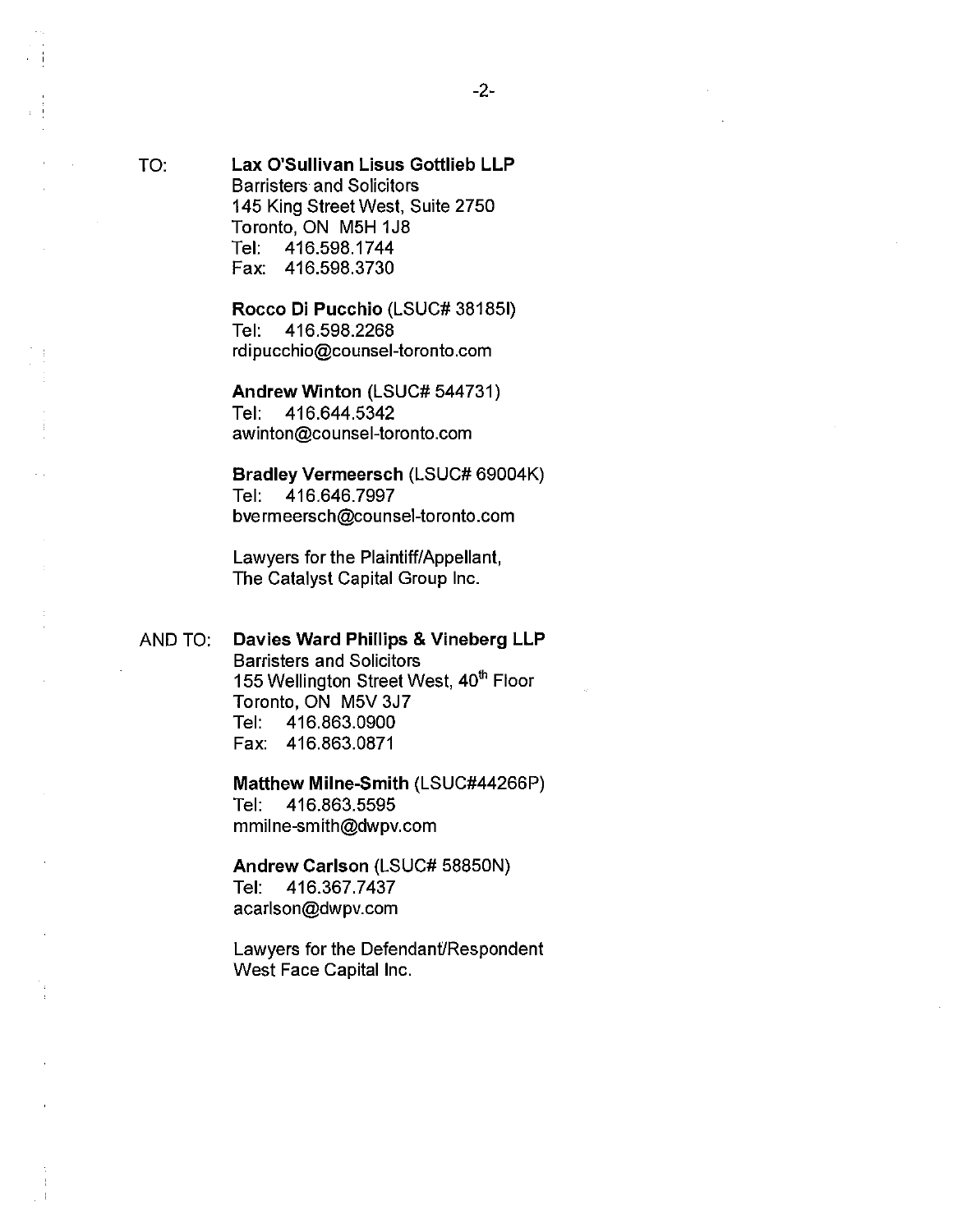TO: **Lax O'Sullivan Lisus Gottlieb LLP**
Barristers and Solicitors
145 King Street West, Suite 2750
Toronto, ON M5H 1J8
Tel: 416.598.1744
Fax: 416.598.3730

**Rocco Di Pucchio** (LSUC# 38185I)
Tel: 416.598.2268
rdipucchio@counsel-toronto.com

**Andrew Winton** (LSUC# 544731)
Tel: 416.644.5342
awinton@counsel-toronto.com

**Bradley Vermeersch** (LSUC# 69004K)
Tel: 416.646.7997
bvermeersch@counsel-toronto.com

Lawyers for the Plaintiff/Appellant,
The Catalyst Capital Group Inc.

AND TO: **Davies Ward Phillips & Vineberg LLP**
Barristers and Solicitors
155 Wellington Street West, 40th Floor
Toronto, ON M5V 3J7
Tel: 416.863.0900
Fax: 416.863.0871

**Matthew Milne-Smith** (LSUC#44266P)
Tel: 416.863.5595
mmilne-smith@dwpv.com

**Andrew Carlson** (LSUC# 58850N)
Tel: 416.367.7437
acarlson@dwpv.com

Lawyers for the Defendant/Respondent
West Face Capital Inc.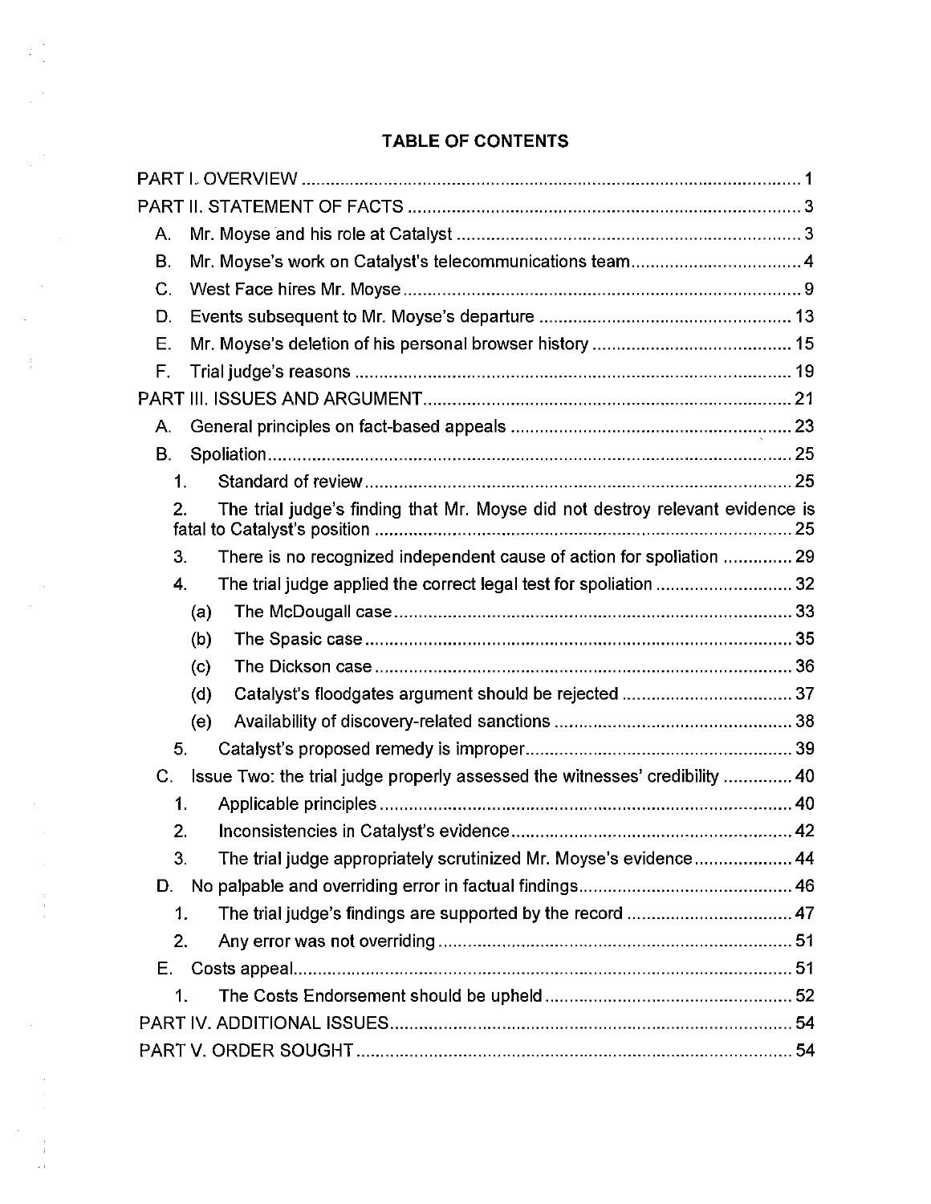**TABLE OF CONTENTS**

| | |
|---|---|
| PART I. OVERVIEW | 1 |
| PART II. STATEMENT OF FACTS | 3 |
| A. Mr. Moyse and his role at Catalyst | 3 |
| B. Mr. Moyse's work on Catalyst's telecommunications team | 4 |
| C. West Face hires Mr. Moyse | 9 |
| D. Events subsequent to Mr. Moyse's departure | 13 |
| E. Mr. Moyse's deletion of his personal browser history | 15 |
| F. Trial judge's reasons | 19 |
| PART III. ISSUES AND ARGUMENT | 21 |
| A. General principles on fact-based appeals | 23 |
| B. Spoliation | 25 |
| 1. Standard of review | 25 |
| 2. The trial judge's finding that Mr. Moyse did not destroy relevant evidence is fatal to Catalyst's position | 25 |
| 3. There is no recognized independent cause of action for spoliation | 29 |
| 4. The trial judge applied the correct legal test for spoliation | 32 |
| (a) The McDougall case | 33 |
| (b) The Spasic case | 35 |
| (c) The Dickson case | 36 |
| (d) Catalyst's floodgates argument should be rejected | 37 |
| (e) Availability of discovery-related sanctions | 38 |
| 5. Catalyst's proposed remedy is improper | 39 |
| C. Issue Two: the trial judge properly assessed the witnesses' credibility | 40 |
| 1. Applicable principles | 40 |
| 2. Inconsistencies in Catalyst's evidence | 42 |
| 3. The trial judge appropriately scrutinized Mr. Moyse's evidence | 44 |
| D. No palpable and overriding error in factual findings | 46 |
| 1. The trial judge's findings are supported by the record | 47 |
| 2. Any error was not overriding | 51 |
| E. Costs appeal | 51 |
| 1. The Costs Endorsement should be upheld | 52 |
| PART IV. ADDITIONAL ISSUES | 54 |
| PART V. ORDER SOUGHT | 54 |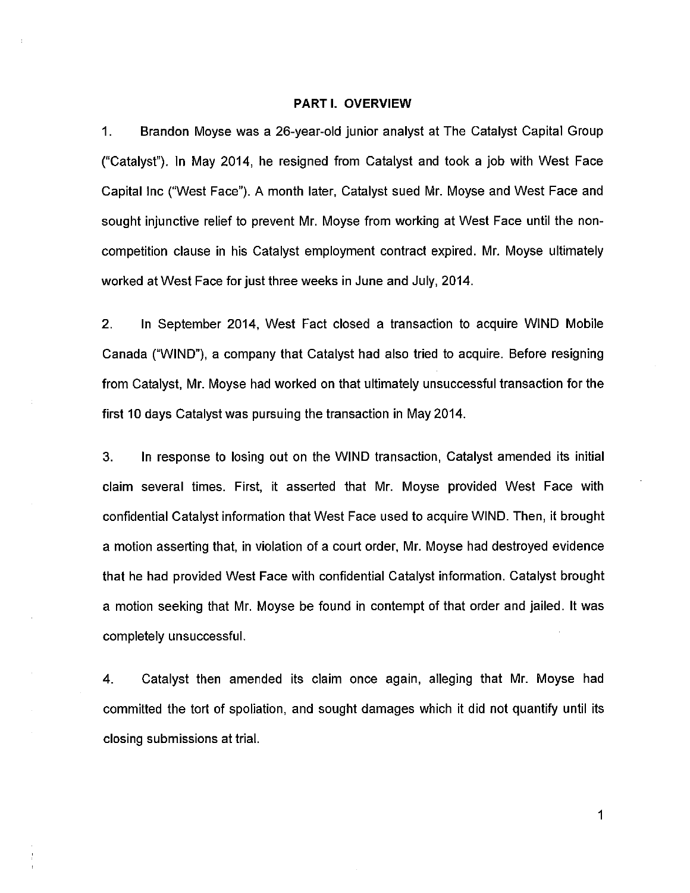## PART I. OVERVIEW

1. Brandon Moyse was a 26-year-old junior analyst at The Catalyst Capital Group ("Catalyst"). In May 2014, he resigned from Catalyst and took a job with West Face Capital Inc ("West Face"). A month later, Catalyst sued Mr. Moyse and West Face and sought injunctive relief to prevent Mr. Moyse from working at West Face until the non-competition clause in his Catalyst employment contract expired. Mr. Moyse ultimately worked at West Face for just three weeks in June and July, 2014.

2. In September 2014, West Fact closed a transaction to acquire WIND Mobile Canada ("WIND"), a company that Catalyst had also tried to acquire. Before resigning from Catalyst, Mr. Moyse had worked on that ultimately unsuccessful transaction for the first 10 days Catalyst was pursuing the transaction in May 2014.

3. In response to losing out on the WIND transaction, Catalyst amended its initial claim several times. First, it asserted that Mr. Moyse provided West Face with confidential Catalyst information that West Face used to acquire WIND. Then, it brought a motion asserting that, in violation of a court order, Mr. Moyse had destroyed evidence that he had provided West Face with confidential Catalyst information. Catalyst brought a motion seeking that Mr. Moyse be found in contempt of that order and jailed. It was completely unsuccessful.

4. Catalyst then amended its claim once again, alleging that Mr. Moyse had committed the tort of spoliation, and sought damages which it did not quantify until its closing submissions at trial.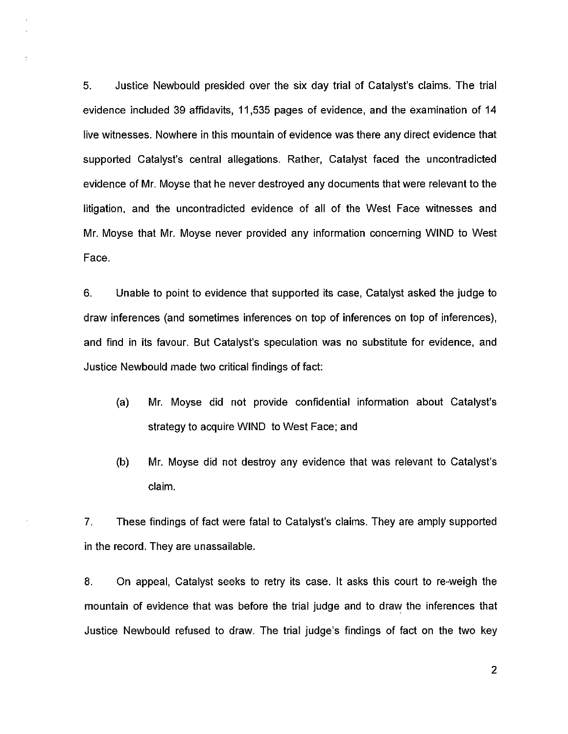5. Justice Newbould presided over the six day trial of Catalyst's claims. The trial evidence included 39 affidavits, 11,535 pages of evidence, and the examination of 14 live witnesses. Nowhere in this mountain of evidence was there any direct evidence that supported Catalyst's central allegations. Rather, Catalyst faced the uncontradicted evidence of Mr. Moyse that he never destroyed any documents that were relevant to the litigation, and the uncontradicted evidence of all of the West Face witnesses and Mr. Moyse that Mr. Moyse never provided any information concerning WIND to West Face.

6. Unable to point to evidence that supported its case, Catalyst asked the judge to draw inferences (and sometimes inferences on top of inferences on top of inferences), and find in its favour. But Catalyst's speculation was no substitute for evidence, and Justice Newbould made two critical findings of fact:

(a) Mr. Moyse did not provide confidential information about Catalyst's strategy to acquire WIND to West Face; and

(b) Mr. Moyse did not destroy any evidence that was relevant to Catalyst's claim.

7. These findings of fact were fatal to Catalyst's claims. They are amply supported in the record. They are unassailable.

8. On appeal, Catalyst seeks to retry its case. It asks this court to re-weigh the mountain of evidence that was before the trial judge and to draw the inferences that Justice Newbould refused to draw. The trial judge's findings of fact on the two key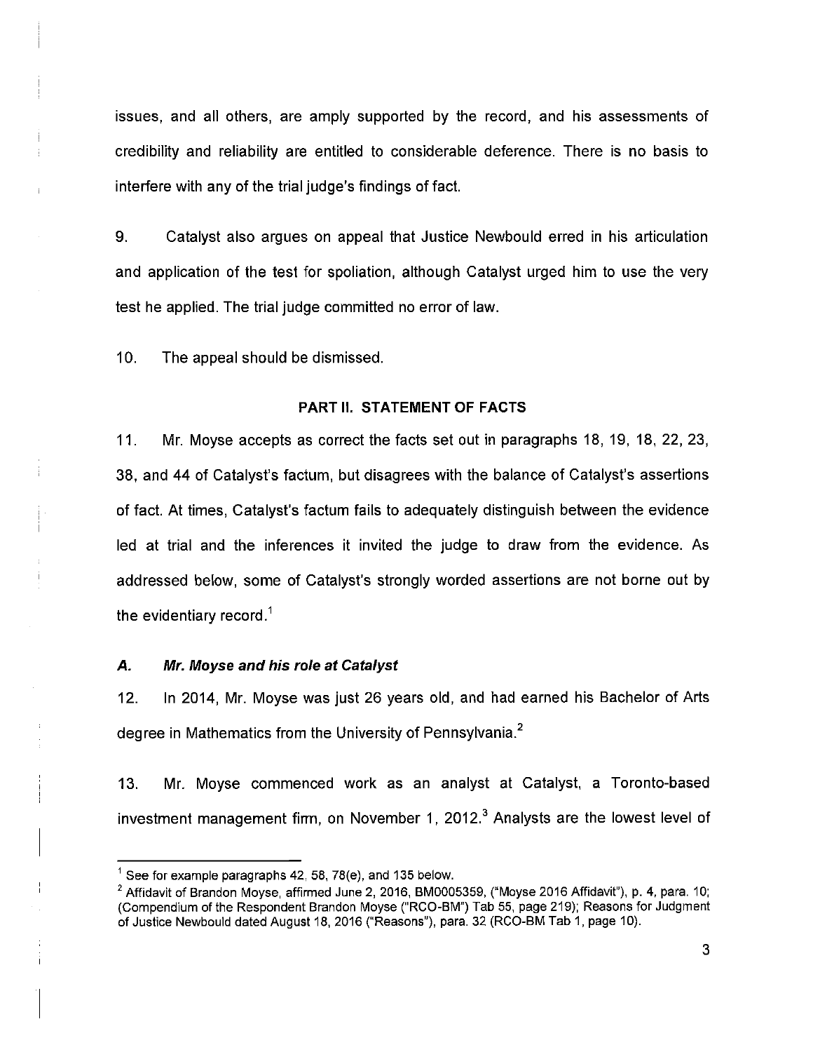issues, and all others, are amply supported by the record, and his assessments of credibility and reliability are entitled to considerable deference. There is no basis to interfere with any of the trial judge's findings of fact.

9. Catalyst also argues on appeal that Justice Newbould erred in his articulation and application of the test for spoliation, although Catalyst urged him to use the very test he applied. The trial judge committed no error of law.

10. The appeal should be dismissed.

## PART II. STATEMENT OF FACTS

11. Mr. Moyse accepts as correct the facts set out in paragraphs 18, 19, 18, 22, 23, 38, and 44 of Catalyst's factum, but disagrees with the balance of Catalyst's assertions of fact. At times, Catalyst's factum fails to adequately distinguish between the evidence led at trial and the inferences it invited the judge to draw from the evidence. As addressed below, some of Catalyst's strongly worded assertions are not borne out by the evidentiary record.[1]

### *A. Mr. Moyse and his role at Catalyst*

12. In 2014, Mr. Moyse was just 26 years old, and had earned his Bachelor of Arts degree in Mathematics from the University of Pennsylvania.[2]

13. Mr. Moyse commenced work as an analyst at Catalyst, a Toronto-based investment management firm, on November 1, 2012.[3] Analysts are the lowest level of

---

[1] See for example paragraphs 42, 58, 78(e), and 135 below.

[2] Affidavit of Brandon Moyse, affirmed June 2, 2016, BM0005359, ("Moyse 2016 Affidavit"), p. 4, para. 10; (Compendium of the Respondent Brandon Moyse ("RCO-BM") Tab 55, page 219); Reasons for Judgment of Justice Newbould dated August 18, 2016 ("Reasons"), para. 32 (RCO-BM Tab 1, page 10).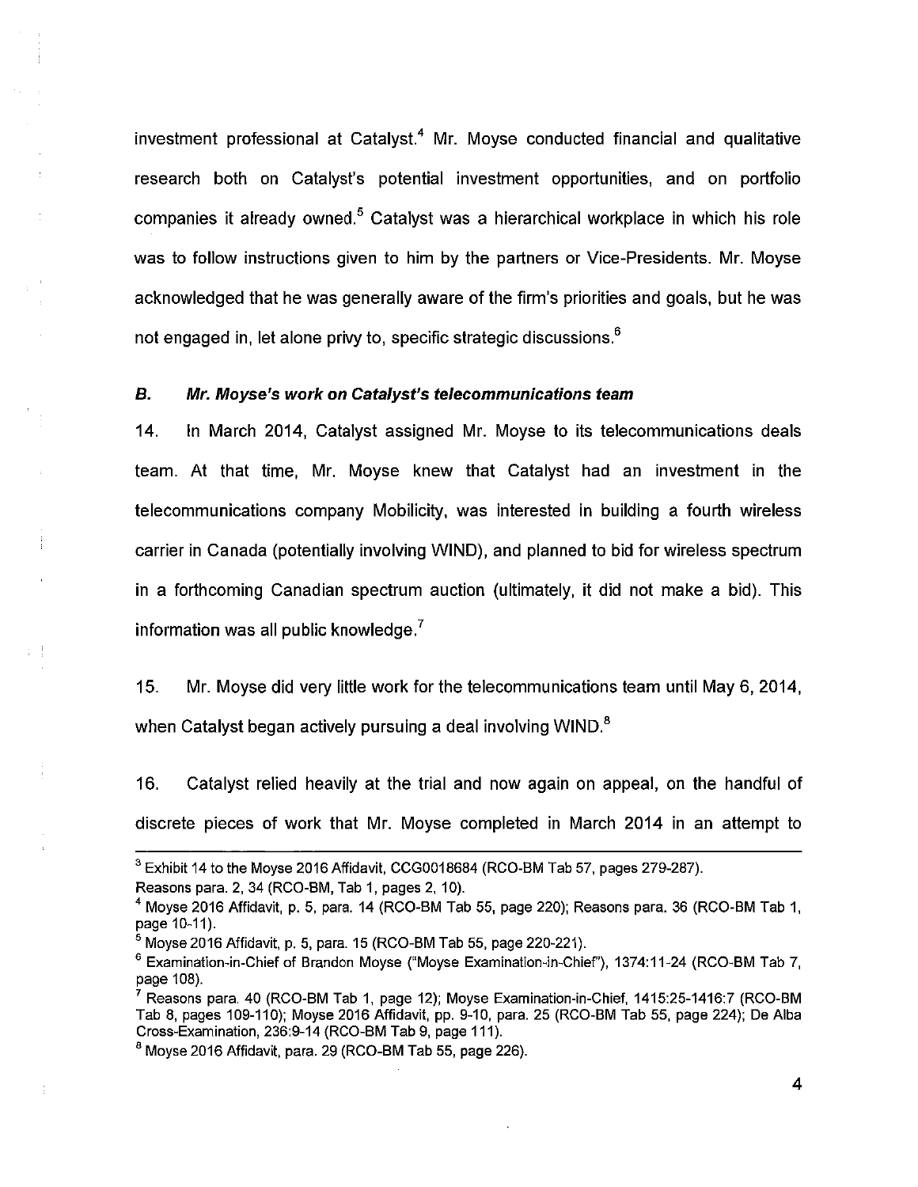investment professional at Catalyst.[4] Mr. Moyse conducted financial and qualitative research both on Catalyst's potential investment opportunities, and on portfolio companies it already owned.[5] Catalyst was a hierarchical workplace in which his role was to follow instructions given to him by the partners or Vice-Presidents. Mr. Moyse acknowledged that he was generally aware of the firm's priorities and goals, but he was not engaged in, let alone privy to, specific strategic discussions.[6]

### *B. Mr. Moyse's work on Catalyst's telecommunications team*

14. In March 2014, Catalyst assigned Mr. Moyse to its telecommunications deals team. At that time, Mr. Moyse knew that Catalyst had an investment in the telecommunications company Mobilicity, was interested in building a fourth wireless carrier in Canada (potentially involving WIND), and planned to bid for wireless spectrum in a forthcoming Canadian spectrum auction (ultimately, it did not make a bid). This information was all public knowledge.[7]

15. Mr. Moyse did very little work for the telecommunications team until May 6, 2014, when Catalyst began actively pursuing a deal involving WIND.[8]

16. Catalyst relied heavily at the trial and now again on appeal, on the handful of discrete pieces of work that Mr. Moyse completed in March 2014 in an attempt to

---

[3] Exhibit 14 to the Moyse 2016 Affidavit, CCG0018684 (RCO-BM Tab 57, pages 279-287). Reasons para. 2, 34 (RCO-BM, Tab 1, pages 2, 10).

[4] Moyse 2016 Affidavit, p. 5, para. 14 (RCO-BM Tab 55, page 220); Reasons para. 36 (RCO-BM Tab 1, page 10-11).

[5] Moyse 2016 Affidavit, p. 5, para. 15 (RCO-BM Tab 55, page 220-221).

[6] Examination-in-Chief of Brandon Moyse ("Moyse Examination-in-Chief"), 1374:11-24 (RCO-BM Tab 7, page 108).

[7] Reasons para. 40 (RCO-BM Tab 1, page 12); Moyse Examination-in-Chief, 1415:25-1416:7 (RCO-BM Tab 8, pages 109-110); Moyse 2016 Affidavit, pp. 9-10, para. 25 (RCO-BM Tab 55, page 224); De Alba Cross-Examination, 236:9-14 (RCO-BM Tab 9, page 111).

[8] Moyse 2016 Affidavit, para. 29 (RCO-BM Tab 55, page 226).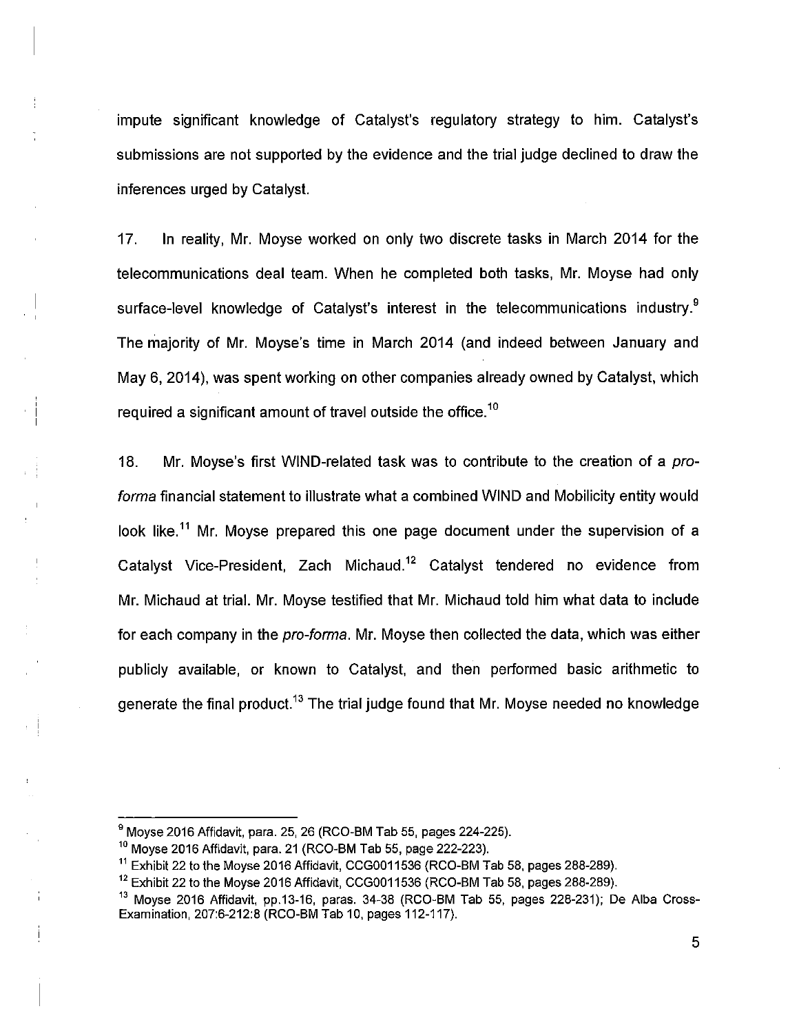impute significant knowledge of Catalyst's regulatory strategy to him. Catalyst's submissions are not supported by the evidence and the trial judge declined to draw the inferences urged by Catalyst.

17. In reality, Mr. Moyse worked on only two discrete tasks in March 2014 for the telecommunications deal team. When he completed both tasks, Mr. Moyse had only surface-level knowledge of Catalyst's interest in the telecommunications industry.[9] The majority of Mr. Moyse's time in March 2014 (and indeed between January and May 6, 2014), was spent working on other companies already owned by Catalyst, which required a significant amount of travel outside the office.[10]

18. Mr. Moyse's first WIND-related task was to contribute to the creation of a *pro-forma* financial statement to illustrate what a combined WIND and Mobilicity entity would look like.[11] Mr. Moyse prepared this one page document under the supervision of a Catalyst Vice-President, Zach Michaud.[12] Catalyst tendered no evidence from Mr. Michaud at trial. Mr. Moyse testified that Mr. Michaud told him what data to include for each company in the *pro-forma*. Mr. Moyse then collected the data, which was either publicly available, or known to Catalyst, and then performed basic arithmetic to generate the final product.[13] The trial judge found that Mr. Moyse needed no knowledge

---

[9] Moyse 2016 Affidavit, para. 25, 26 (RCO-BM Tab 55, pages 224-225).

[10] Moyse 2016 Affidavit, para. 21 (RCO-BM Tab 55, page 222-223).

[11] Exhibit 22 to the Moyse 2016 Affidavit, CCG0011536 (RCO-BM Tab 58, pages 288-289).

[12] Exhibit 22 to the Moyse 2016 Affidavit, CCG0011536 (RCO-BM Tab 58, pages 288-289).

[13] Moyse 2016 Affidavit, pp.13-16, paras. 34-38 (RCO-BM Tab 55, pages 228-231); De Alba Cross-Examination, 207:6-212:8 (RCO-BM Tab 10, pages 112-117).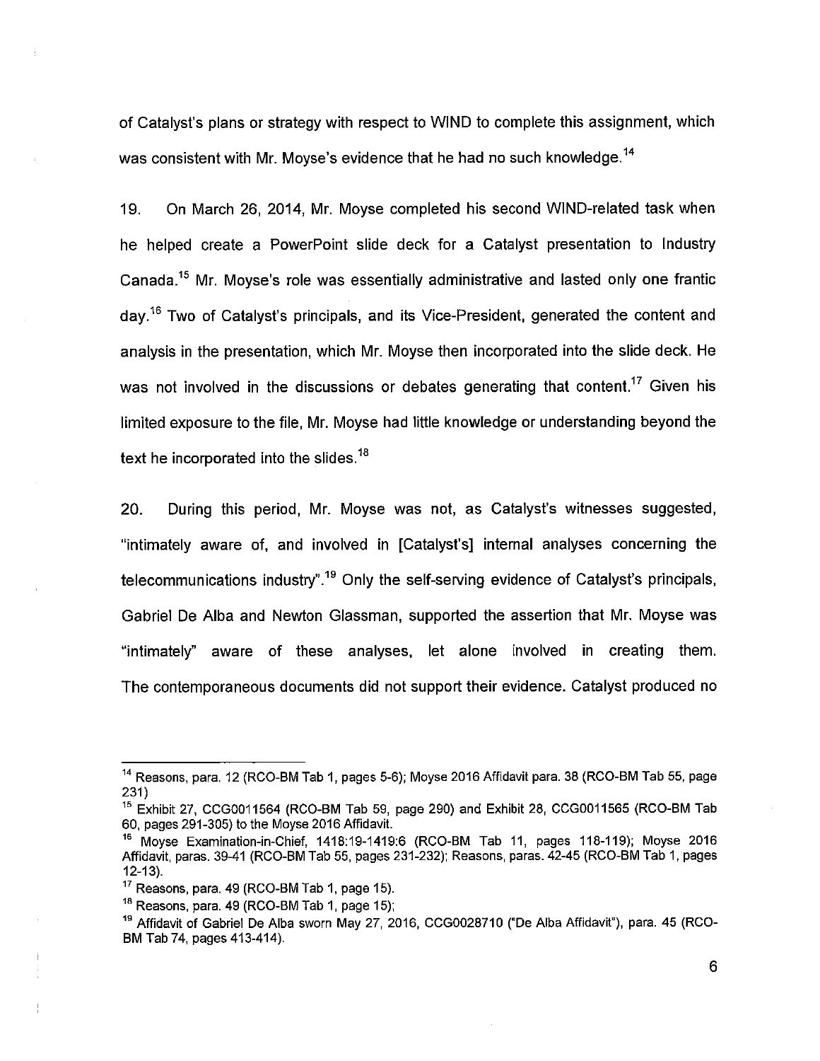of Catalyst's plans or strategy with respect to WIND to complete this assignment, which was consistent with Mr. Moyse's evidence that he had no such knowledge.[14]

19. On March 26, 2014, Mr. Moyse completed his second WIND-related task when he helped create a PowerPoint slide deck for a Catalyst presentation to Industry Canada.[15] Mr. Moyse's role was essentially administrative and lasted only one frantic day.[16] Two of Catalyst's principals, and its Vice-President, generated the content and analysis in the presentation, which Mr. Moyse then incorporated into the slide deck. He was not involved in the discussions or debates generating that content.[17] Given his limited exposure to the file, Mr. Moyse had little knowledge or understanding beyond the text he incorporated into the slides.[18]

20. During this period, Mr. Moyse was not, as Catalyst's witnesses suggested, "intimately aware of, and involved in [Catalyst's] internal analyses concerning the telecommunications industry".[19] Only the self-serving evidence of Catalyst's principals, Gabriel De Alba and Newton Glassman, supported the assertion that Mr. Moyse was "intimately" aware of these analyses, let alone involved in creating them. The contemporaneous documents did not support their evidence. Catalyst produced no

---

[14] Reasons, para. 12 (RCO-BM Tab 1, pages 5-6); Moyse 2016 Affidavit para. 38 (RCO-BM Tab 55, page 231)

[15] Exhibit 27, CCG0011564 (RCO-BM Tab 59, page 290) and Exhibit 28, CCG0011565 (RCO-BM Tab 60, pages 291-305) to the Moyse 2016 Affidavit.

[16] Moyse Examination-in-Chief, 1418:19-1419:6 (RCO-BM Tab 11, pages 118-119); Moyse 2016 Affidavit, paras. 39-41 (RCO-BM Tab 55, pages 231-232); Reasons, paras. 42-45 (RCO-BM Tab 1, pages 12-13).

[17] Reasons, para. 49 (RCO-BM Tab 1, page 15).

[18] Reasons, para. 49 (RCO-BM Tab 1, page 15);

[19] Affidavit of Gabriel De Alba sworn May 27, 2016, CCG0028710 ("De Alba Affidavit"), para. 45 (RCO-BM Tab 74, pages 413-414).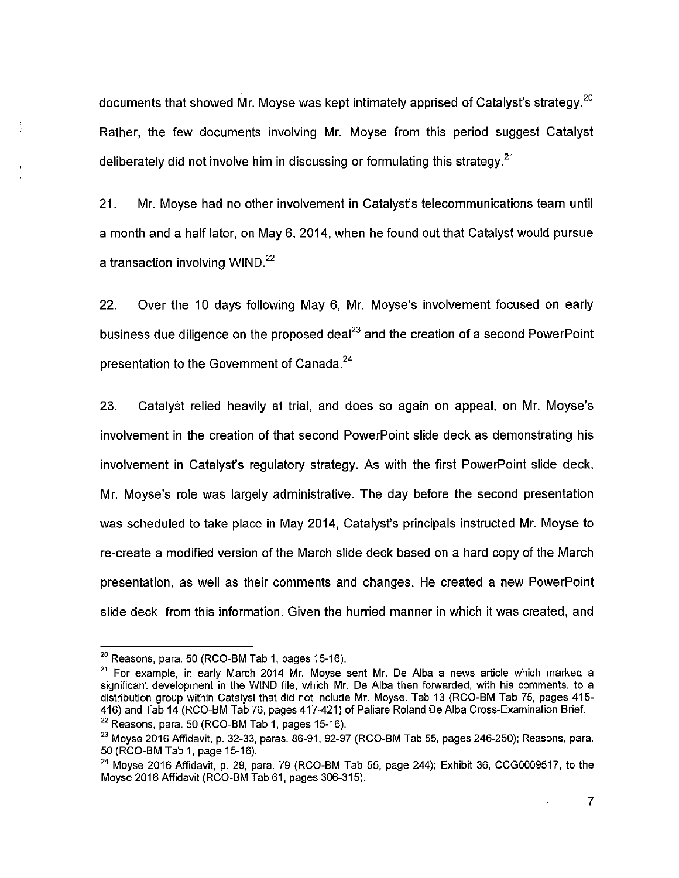documents that showed Mr. Moyse was kept intimately apprised of Catalyst's strategy.[20] Rather, the few documents involving Mr. Moyse from this period suggest Catalyst deliberately did not involve him in discussing or formulating this strategy.[21]

21. Mr. Moyse had no other involvement in Catalyst's telecommunications team until a month and a half later, on May 6, 2014, when he found out that Catalyst would pursue a transaction involving WIND.[22]

22. Over the 10 days following May 6, Mr. Moyse's involvement focused on early business due diligence on the proposed deal[23] and the creation of a second PowerPoint presentation to the Government of Canada.[24]

23. Catalyst relied heavily at trial, and does so again on appeal, on Mr. Moyse's involvement in the creation of that second PowerPoint slide deck as demonstrating his involvement in Catalyst's regulatory strategy. As with the first PowerPoint slide deck, Mr. Moyse's role was largely administrative. The day before the second presentation was scheduled to take place in May 2014, Catalyst's principals instructed Mr. Moyse to re-create a modified version of the March slide deck based on a hard copy of the March presentation, as well as their comments and changes. He created a new PowerPoint slide deck from this information. Given the hurried manner in which it was created, and

---

[20] Reasons, para. 50 (RCO-BM Tab 1, pages 15-16).

[21] For example, in early March 2014 Mr. Moyse sent Mr. De Alba a news article which marked a significant development in the WIND file, which Mr. De Alba then forwarded, with his comments, to a distribution group within Catalyst that did not include Mr. Moyse. Tab 13 (RCO-BM Tab 75, pages 415-416) and Tab 14 (RCO-BM Tab 76, pages 417-421) of Paliare Roland De Alba Cross-Examination Brief.

[22] Reasons, para. 50 (RCO-BM Tab 1, pages 15-16).

[23] Moyse 2016 Affidavit, p. 32-33, paras. 86-91, 92-97 (RCO-BM Tab 55, pages 246-250); Reasons, para. 50 (RCO-BM Tab 1, page 15-16).

[24] Moyse 2016 Affidavit, p. 29, para. 79 (RCO-BM Tab 55, page 244); Exhibit 36, CCG0009517, to the Moyse 2016 Affidavit (RCO-BM Tab 61, pages 306-315).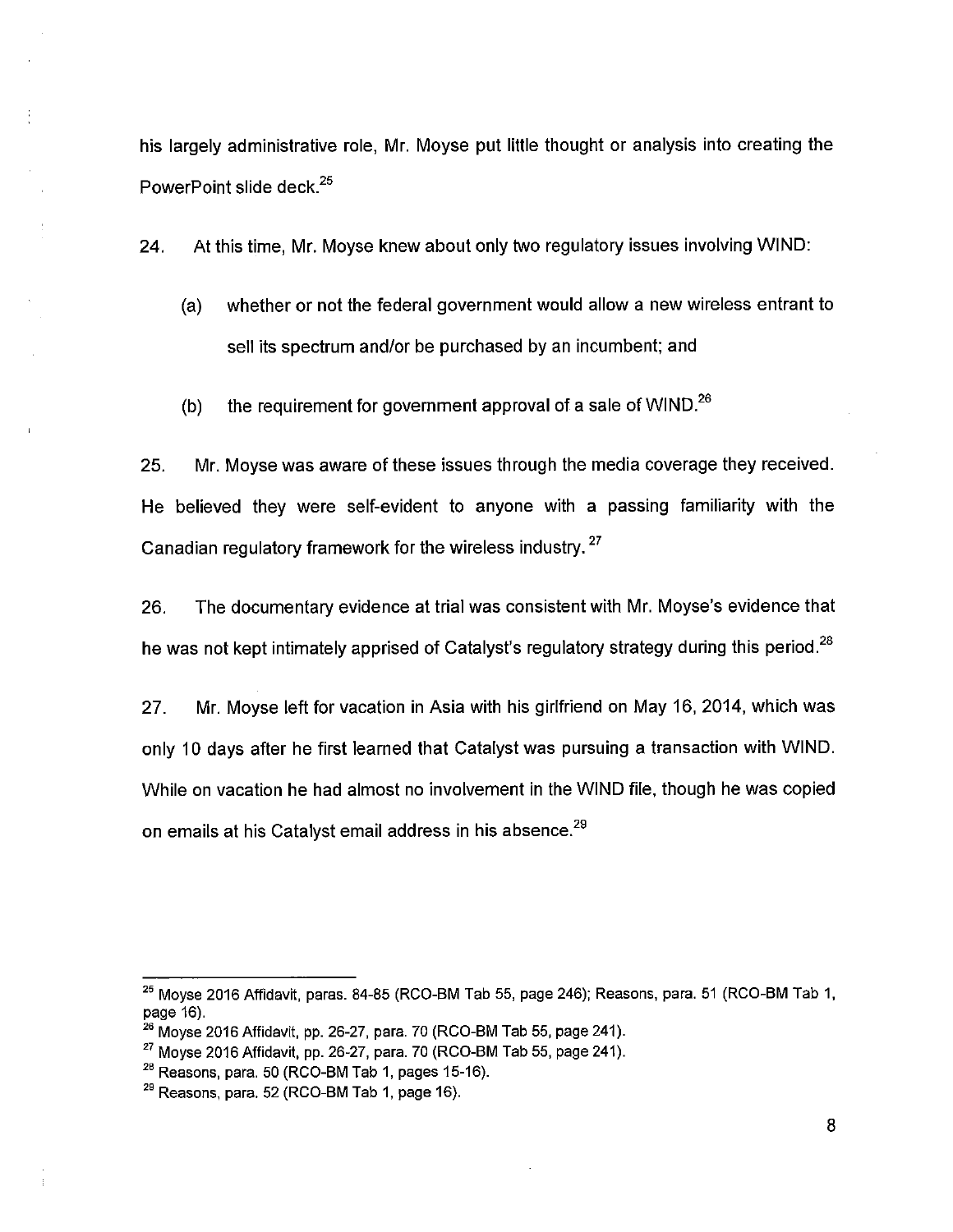his largely administrative role, Mr. Moyse put little thought or analysis into creating the PowerPoint slide deck.[25]

24. At this time, Mr. Moyse knew about only two regulatory issues involving WIND:

(a) whether or not the federal government would allow a new wireless entrant to sell its spectrum and/or be purchased by an incumbent; and

(b) the requirement for government approval of a sale of WIND.[26]

25. Mr. Moyse was aware of these issues through the media coverage they received. He believed they were self-evident to anyone with a passing familiarity with the Canadian regulatory framework for the wireless industry.[27]

26. The documentary evidence at trial was consistent with Mr. Moyse's evidence that he was not kept intimately apprised of Catalyst's regulatory strategy during this period.[28]

27. Mr. Moyse left for vacation in Asia with his girlfriend on May 16, 2014, which was only 10 days after he first learned that Catalyst was pursuing a transaction with WIND. While on vacation he had almost no involvement in the WIND file, though he was copied on emails at his Catalyst email address in his absence.[29]

---

[25] Moyse 2016 Affidavit, paras. 84-85 (RCO-BM Tab 55, page 246); Reasons, para. 51 (RCO-BM Tab 1, page 16).

[26] Moyse 2016 Affidavit, pp. 26-27, para. 70 (RCO-BM Tab 55, page 241).

[27] Moyse 2016 Affidavit, pp. 26-27, para. 70 (RCO-BM Tab 55, page 241).

[28] Reasons, para. 50 (RCO-BM Tab 1, pages 15-16).

[29] Reasons, para. 52 (RCO-BM Tab 1, page 16).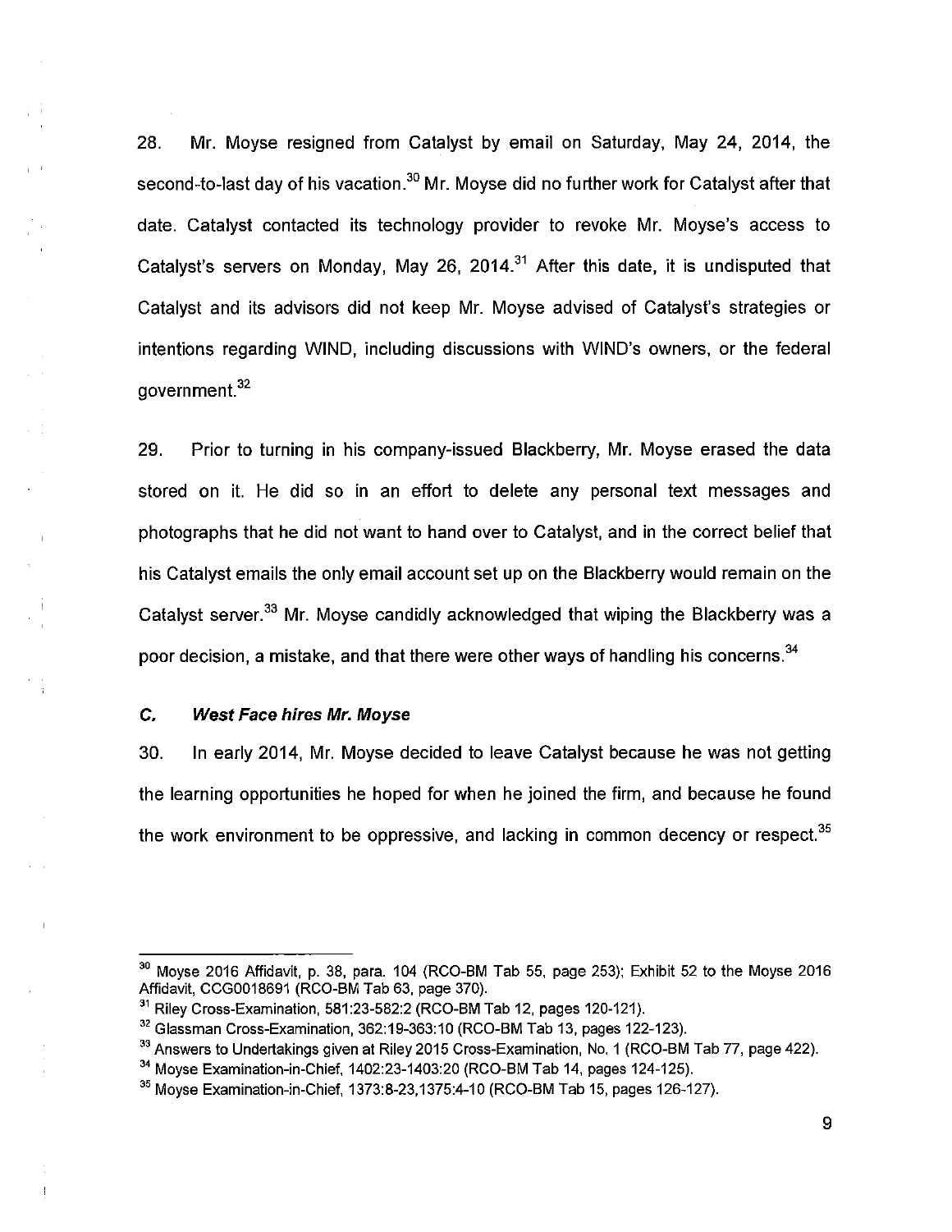28. Mr. Moyse resigned from Catalyst by email on Saturday, May 24, 2014, the second-to-last day of his vacation.[30] Mr. Moyse did no further work for Catalyst after that date. Catalyst contacted its technology provider to revoke Mr. Moyse's access to Catalyst's servers on Monday, May 26, 2014.[31] After this date, it is undisputed that Catalyst and its advisors did not keep Mr. Moyse advised of Catalyst's strategies or intentions regarding WIND, including discussions with WIND's owners, or the federal government.[32]

29. Prior to turning in his company-issued Blackberry, Mr. Moyse erased the data stored on it. He did so in an effort to delete any personal text messages and photographs that he did not want to hand over to Catalyst, and in the correct belief that his Catalyst emails the only email account set up on the Blackberry would remain on the Catalyst server.[33] Mr. Moyse candidly acknowledged that wiping the Blackberry was a poor decision, a mistake, and that there were other ways of handling his concerns.[34]

### *C. West Face hires Mr. Moyse*

30. In early 2014, Mr. Moyse decided to leave Catalyst because he was not getting the learning opportunities he hoped for when he joined the firm, and because he found the work environment to be oppressive, and lacking in common decency or respect.[35]

---

[30] Moyse 2016 Affidavit, p. 38, para. 104 (RCO-BM Tab 55, page 253); Exhibit 52 to the Moyse 2016 Affidavit, CCG0018691 (RCO-BM Tab 63, page 370).

[31] Riley Cross-Examination, 581:23-582:2 (RCO-BM Tab 12, pages 120-121).

[32] Glassman Cross-Examination, 362:19-363:10 (RCO-BM Tab 13, pages 122-123).

[33] Answers to Undertakings given at Riley 2015 Cross-Examination, No. 1 (RCO-BM Tab 77, page 422).

[34] Moyse Examination-in-Chief, 1402:23-1403:20 (RCO-BM Tab 14, pages 124-125).

[35] Moyse Examination-in-Chief, 1373:8-23,1375:4-10 (RCO-BM Tab 15, pages 126-127).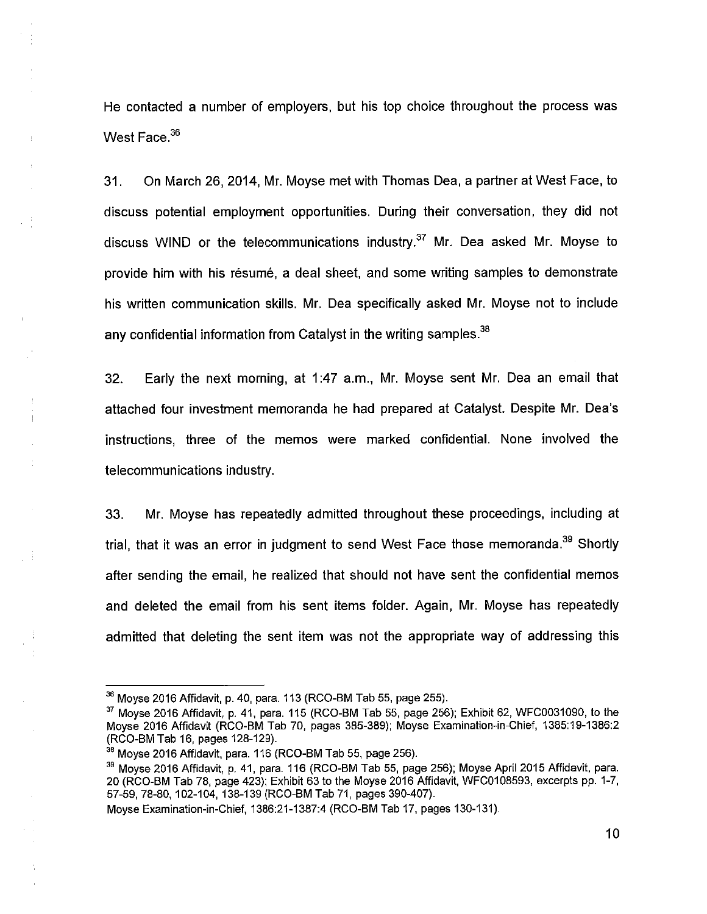He contacted a number of employers, but his top choice throughout the process was West Face.[36]

31. On March 26, 2014, Mr. Moyse met with Thomas Dea, a partner at West Face, to discuss potential employment opportunities. During their conversation, they did not discuss WIND or the telecommunications industry.[37] Mr. Dea asked Mr. Moyse to provide him with his résumé, a deal sheet, and some writing samples to demonstrate his written communication skills. Mr. Dea specifically asked Mr. Moyse not to include any confidential information from Catalyst in the writing samples.[38]

32. Early the next morning, at 1:47 a.m., Mr. Moyse sent Mr. Dea an email that attached four investment memoranda he had prepared at Catalyst. Despite Mr. Dea's instructions, three of the memos were marked confidential. None involved the telecommunications industry.

33. Mr. Moyse has repeatedly admitted throughout these proceedings, including at trial, that it was an error in judgment to send West Face those memoranda.[39] Shortly after sending the email, he realized that should not have sent the confidential memos and deleted the email from his sent items folder. Again, Mr. Moyse has repeatedly admitted that deleting the sent item was not the appropriate way of addressing this

---

[36] Moyse 2016 Affidavit, p. 40, para. 113 (RCO-BM Tab 55, page 255).

[37] Moyse 2016 Affidavit, p. 41, para. 115 (RCO-BM Tab 55, page 256); Exhibit 62, WFC0031090, to the Moyse 2016 Affidavit (RCO-BM Tab 70, pages 385-389); Moyse Examination-in-Chief, 1385:19-1386:2 (RCO-BM Tab 16, pages 128-129).

[38] Moyse 2016 Affidavit, para. 116 (RCO-BM Tab 55, page 256).

[39] Moyse 2016 Affidavit, p. 41, para. 116 (RCO-BM Tab 55, page 256); Moyse April 2015 Affidavit, para. 20 (RCO-BM Tab 78, page 423); Exhibit 63 to the Moyse 2016 Affidavit, WFC0108593, excerpts pp. 1-7, 57-59, 78-80, 102-104, 138-139 (RCO-BM Tab 71, pages 390-407).
Moyse Examination-in-Chief, 1386:21-1387:4 (RCO-BM Tab 17, pages 130-131).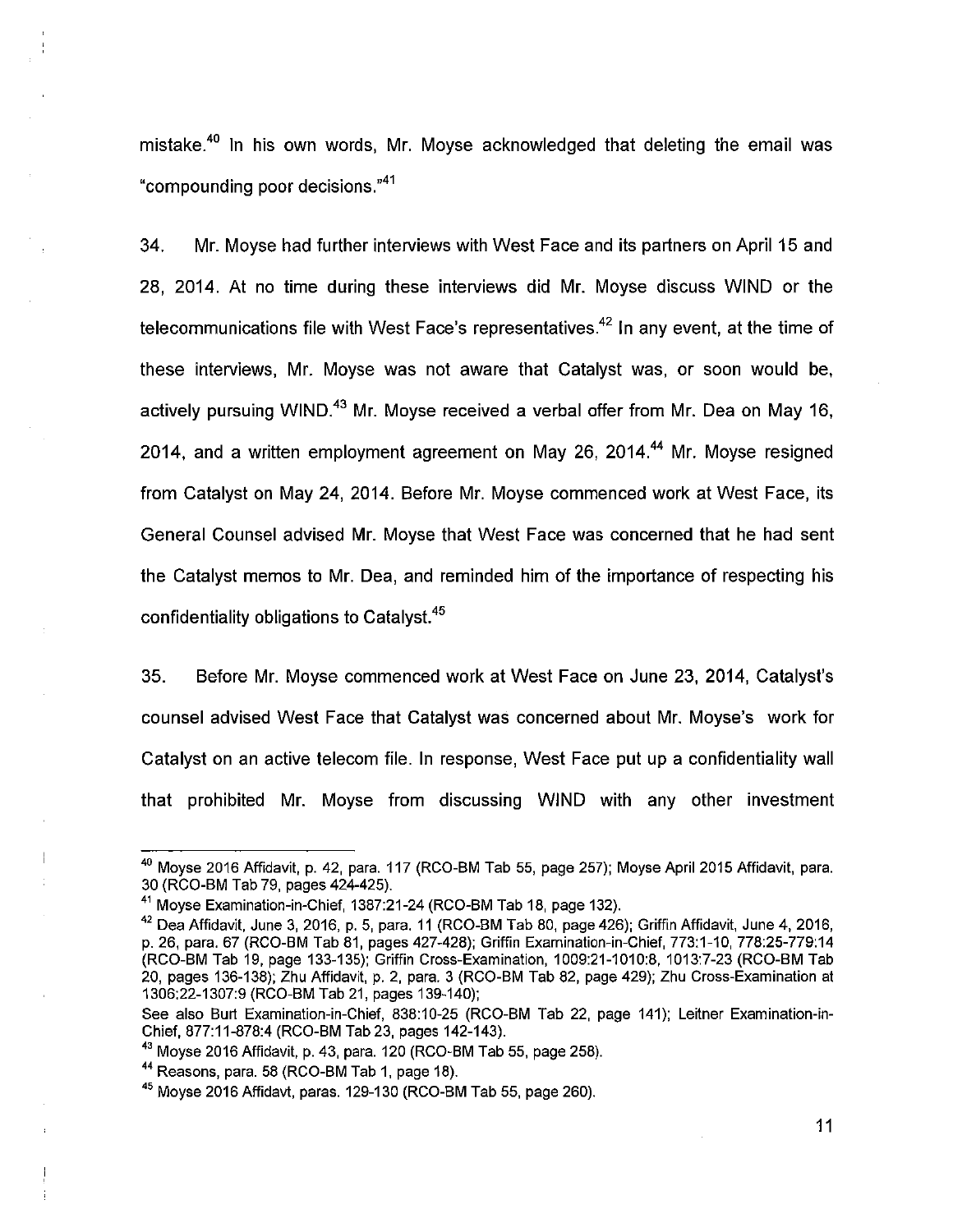mistake.[40] In his own words, Mr. Moyse acknowledged that deleting the email was "compounding poor decisions."[41]

34. Mr. Moyse had further interviews with West Face and its partners on April 15 and 28, 2014. At no time during these interviews did Mr. Moyse discuss WIND or the telecommunications file with West Face's representatives.[42] In any event, at the time of these interviews, Mr. Moyse was not aware that Catalyst was, or soon would be, actively pursuing WIND.[43] Mr. Moyse received a verbal offer from Mr. Dea on May 16, 2014, and a written employment agreement on May 26, 2014.[44] Mr. Moyse resigned from Catalyst on May 24, 2014. Before Mr. Moyse commenced work at West Face, its General Counsel advised Mr. Moyse that West Face was concerned that he had sent the Catalyst memos to Mr. Dea, and reminded him of the importance of respecting his confidentiality obligations to Catalyst.[45]

35. Before Mr. Moyse commenced work at West Face on June 23, 2014, Catalyst's counsel advised West Face that Catalyst was concerned about Mr. Moyse's work for Catalyst on an active telecom file. In response, West Face put up a confidentiality wall that prohibited Mr. Moyse from discussing WIND with any other investment

---

[40] Moyse 2016 Affidavit, p. 42, para. 117 (RCO-BM Tab 55, page 257); Moyse April 2015 Affidavit, para. 30 (RCO-BM Tab 79, pages 424-425).

[41] Moyse Examination-in-Chief, 1387:21-24 (RCO-BM Tab 18, page 132).

[42] Dea Affidavit, June 3, 2016, p. 5, para. 11 (RCO-BM Tab 80, page 426); Griffin Affidavit, June 4, 2016, p. 26, para. 67 (RCO-BM Tab 81, pages 427-428); Griffin Examination-in-Chief, 773:1-10, 778:25-779:14 (RCO-BM Tab 19, page 133-135); Griffin Cross-Examination, 1009:21-1010:8, 1013:7-23 (RCO-BM Tab 20, pages 136-138); Zhu Affidavit, p. 2, para. 3 (RCO-BM Tab 82, page 429); Zhu Cross-Examination at 1306:22-1307:9 (RCO-BM Tab 21, pages 139-140);

See also Burt Examination-in-Chief, 838:10-25 (RCO-BM Tab 22, page 141); Leitner Examination-in-Chief, 877:11-878:4 (RCO-BM Tab 23, pages 142-143).

[43] Moyse 2016 Affidavit, p. 43, para. 120 (RCO-BM Tab 55, page 258).

[44] Reasons, para. 58 (RCO-BM Tab 1, page 18).

[45] Moyse 2016 Affidavt, paras. 129-130 (RCO-BM Tab 55, page 260).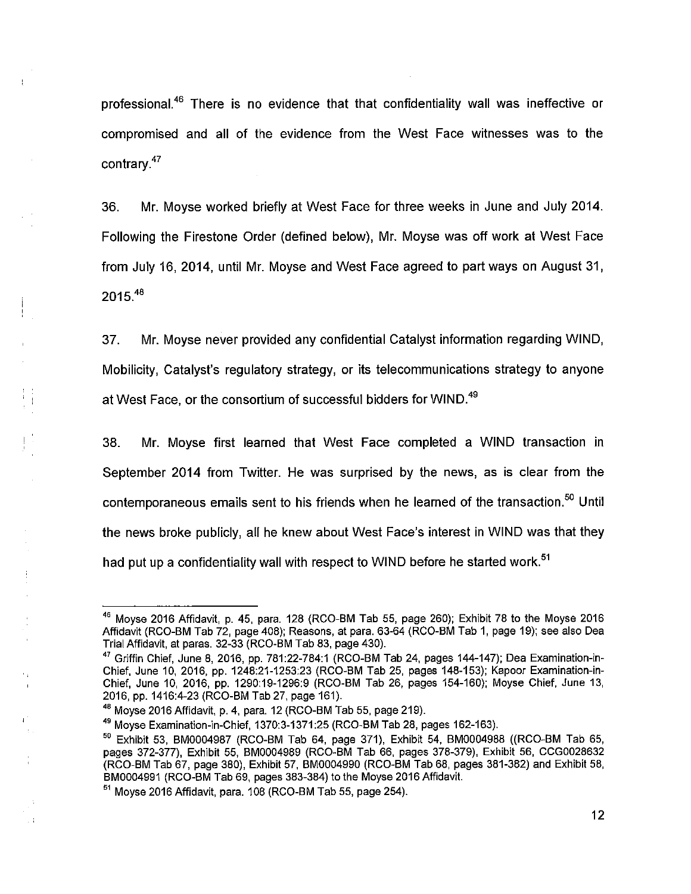professional.[46] There is no evidence that that confidentiality wall was ineffective or compromised and all of the evidence from the West Face witnesses was to the contrary.[47]

36. Mr. Moyse worked briefly at West Face for three weeks in June and July 2014. Following the Firestone Order (defined below), Mr. Moyse was off work at West Face from July 16, 2014, until Mr. Moyse and West Face agreed to part ways on August 31, 2015.[48]

37. Mr. Moyse never provided any confidential Catalyst information regarding WIND, Mobilicity, Catalyst's regulatory strategy, or its telecommunications strategy to anyone at West Face, or the consortium of successful bidders for WIND.[49]

38. Mr. Moyse first learned that West Face completed a WIND transaction in September 2014 from Twitter. He was surprised by the news, as is clear from the contemporaneous emails sent to his friends when he learned of the transaction.[50] Until the news broke publicly, all he knew about West Face's interest in WIND was that they had put up a confidentiality wall with respect to WIND before he started work.[51]

---

[46] Moyse 2016 Affidavit, p. 45, para. 128 (RCO-BM Tab 55, page 260); Exhibit 78 to the Moyse 2016 Affidavit (RCO-BM Tab 72, page 408); Reasons, at para. 63-64 (RCO-BM Tab 1, page 19); see also Dea Trial Affidavit, at paras. 32-33 (RCO-BM Tab 83, page 430).

[47] Griffin Chief, June 8, 2016, pp. 781:22-784:1 (RCO-BM Tab 24, pages 144-147); Dea Examination-in-Chief, June 10, 2016, pp. 1248:21-1253:23 (RCO-BM Tab 25, pages 148-153); Kapoor Examination-in-Chief, June 10, 2016, pp. 1290:19-1296:9 (RCO-BM Tab 26, pages 154-160); Moyse Chief, June 13, 2016, pp. 1416:4-23 (RCO-BM Tab 27, page 161).

[48] Moyse 2016 Affidavit, p. 4, para. 12 (RCO-BM Tab 55, page 219).

[49] Moyse Examination-in-Chief, 1370:3-1371:25 (RCO-BM Tab 28, pages 162-163).

[50] Exhibit 53, BM0004987 (RCO-BM Tab 64, page 371), Exhibit 54, BM0004988 ((RCO-BM Tab 65, pages 372-377), Exhibit 55, BM0004989 (RCO-BM Tab 66, pages 378-379), Exhibit 56, CCG0028632 (RCO-BM Tab 67, page 380), Exhibit 57, BM0004990 (RCO-BM Tab 68, pages 381-382) and Exhibit 58, BM0004991 (RCO-BM Tab 69, pages 383-384) to the Moyse 2016 Affidavit.

[51] Moyse 2016 Affidavit, para. 108 (RCO-BM Tab 55, page 254).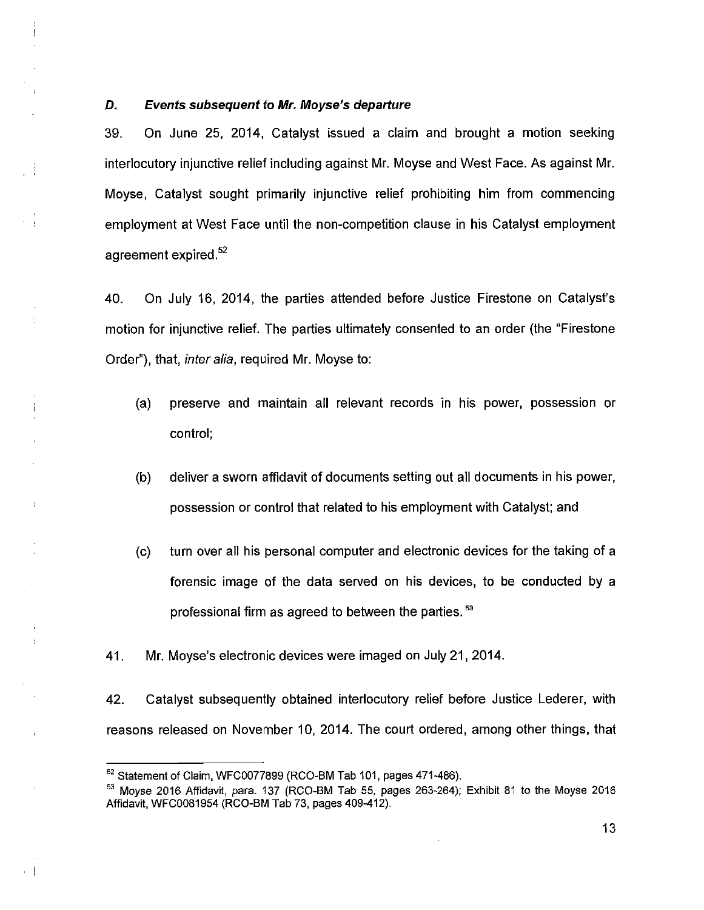### *D. Events subsequent to Mr. Moyse's departure*

39. On June 25, 2014, Catalyst issued a claim and brought a motion seeking interlocutory injunctive relief including against Mr. Moyse and West Face. As against Mr. Moyse, Catalyst sought primarily injunctive relief prohibiting him from commencing employment at West Face until the non-competition clause in his Catalyst employment agreement expired.[52]

40. On July 16, 2014, the parties attended before Justice Firestone on Catalyst's motion for injunctive relief. The parties ultimately consented to an order (the "Firestone Order"), that, *inter alia*, required Mr. Moyse to:

(a) preserve and maintain all relevant records in his power, possession or control;

(b) deliver a sworn affidavit of documents setting out all documents in his power, possession or control that related to his employment with Catalyst; and

(c) turn over all his personal computer and electronic devices for the taking of a forensic image of the data served on his devices, to be conducted by a professional firm as agreed to between the parties.[53]

41. Mr. Moyse's electronic devices were imaged on July 21, 2014.

42. Catalyst subsequently obtained interlocutory relief before Justice Lederer, with reasons released on November 10, 2014. The court ordered, among other things, that

---

[52] Statement of Claim, WFC0077899 (RCO-BM Tab 101, pages 471-486).

[53] Moyse 2016 Affidavit, para. 137 (RCO-BM Tab 55, pages 263-264); Exhibit 81 to the Moyse 2016 Affidavit, WFC0081954 (RCO-BM Tab 73, pages 409-412).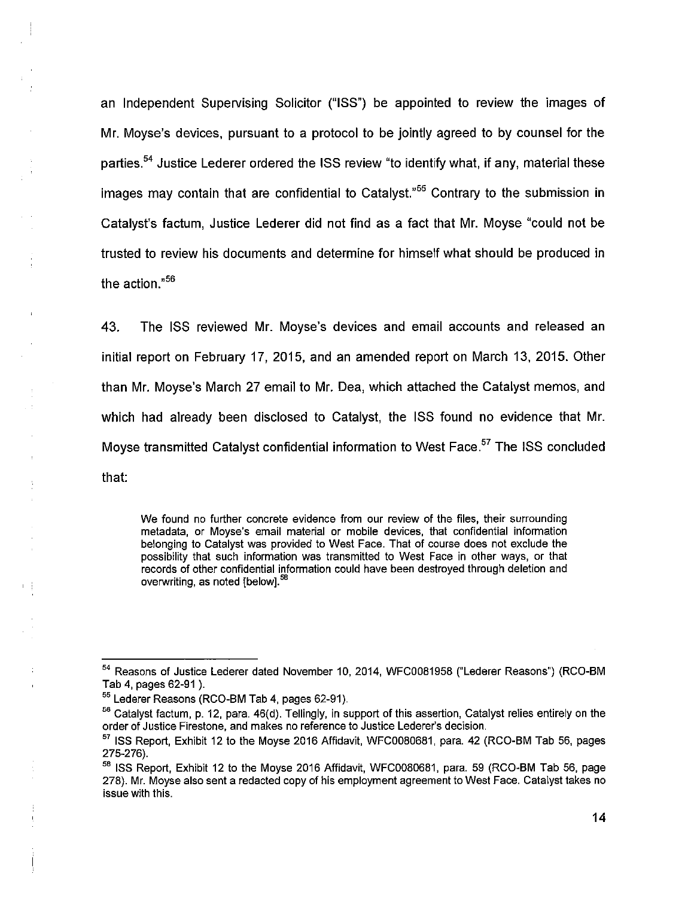an Independent Supervising Solicitor ("ISS") be appointed to review the images of Mr. Moyse's devices, pursuant to a protocol to be jointly agreed to by counsel for the parties.[54] Justice Lederer ordered the ISS review "to identify what, if any, material these images may contain that are confidential to Catalyst."[55] Contrary to the submission in Catalyst's factum, Justice Lederer did not find as a fact that Mr. Moyse "could not be trusted to review his documents and determine for himself what should be produced in the action."[56]

43. The ISS reviewed Mr. Moyse's devices and email accounts and released an initial report on February 17, 2015, and an amended report on March 13, 2015. Other than Mr. Moyse's March 27 email to Mr. Dea, which attached the Catalyst memos, and which had already been disclosed to Catalyst, the ISS found no evidence that Mr. Moyse transmitted Catalyst confidential information to West Face.[57] The ISS concluded that:

> We found no further concrete evidence from our review of the files, their surrounding metadata, or Moyse's email material or mobile devices, that confidential information belonging to Catalyst was provided to West Face. That of course does not exclude the possibility that such information was transmitted to West Face in other ways, or that records of other confidential information could have been destroyed through deletion and overwriting, as noted [below].[58]

---

[54] Reasons of Justice Lederer dated November 10, 2014, WFC0081958 ("Lederer Reasons") (RCO-BM Tab 4, pages 62-91 ).

[55] Lederer Reasons (RCO-BM Tab 4, pages 62-91).

[56] Catalyst factum, p. 12, para. 46(d). Tellingly, in support of this assertion, Catalyst relies entirely on the order of Justice Firestone, and makes no reference to Justice Lederer's decision.

[57] ISS Report, Exhibit 12 to the Moyse 2016 Affidavit, WFC0080681, para. 42 (RCO-BM Tab 56, pages 275-276).

[58] ISS Report, Exhibit 12 to the Moyse 2016 Affidavit, WFC0080681, para. 59 (RCO-BM Tab 56, page 278). Mr. Moyse also sent a redacted copy of his employment agreement to West Face. Catalyst takes no issue with this.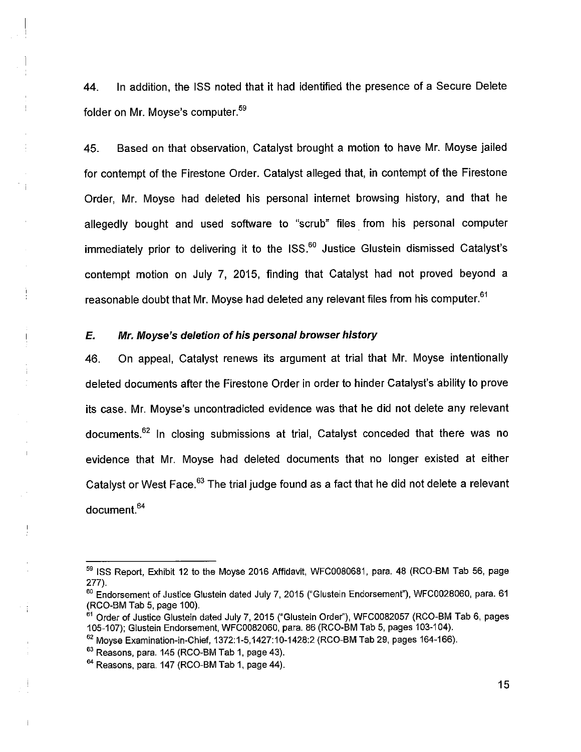44. In addition, the ISS noted that it had identified the presence of a Secure Delete folder on Mr. Moyse's computer.[59]

45. Based on that observation, Catalyst brought a motion to have Mr. Moyse jailed for contempt of the Firestone Order. Catalyst alleged that, in contempt of the Firestone Order, Mr. Moyse had deleted his personal internet browsing history, and that he allegedly bought and used software to "scrub" files from his personal computer immediately prior to delivering it to the ISS.[60] Justice Glustein dismissed Catalyst's contempt motion on July 7, 2015, finding that Catalyst had not proved beyond a reasonable doubt that Mr. Moyse had deleted any relevant files from his computer.[61]

### *E. Mr. Moyse's deletion of his personal browser history*

46. On appeal, Catalyst renews its argument at trial that Mr. Moyse intentionally deleted documents after the Firestone Order in order to hinder Catalyst's ability to prove its case. Mr. Moyse's uncontradicted evidence was that he did not delete any relevant documents.[62] In closing submissions at trial, Catalyst conceded that there was no evidence that Mr. Moyse had deleted documents that no longer existed at either Catalyst or West Face.[63] The trial judge found as a fact that he did not delete a relevant document.[64]

---

[59] ISS Report, Exhibit 12 to the Moyse 2016 Affidavit, WFC0080681, para. 48 (RCO-BM Tab 56, page 277).

[60] Endorsement of Justice Glustein dated July 7, 2015 ("Glustein Endorsement"), WFC0028060, para. 61 (RCO-BM Tab 5, page 100).

[61] Order of Justice Glustein dated July 7, 2015 ("Glustein Order"), WFC0082057 (RCO-BM Tab 6, pages 105-107); Glustein Endorsement, WFC0082060, para. 86 (RCO-BM Tab 5, pages 103-104).

[62] Moyse Examination-in-Chief, 1372:1-5,1427:10-1428:2 (RCO-BM Tab 29, pages 164-166).

[63] Reasons, para. 145 (RCO-BM Tab 1, page 43).

[64] Reasons, para. 147 (RCO-BM Tab 1, page 44).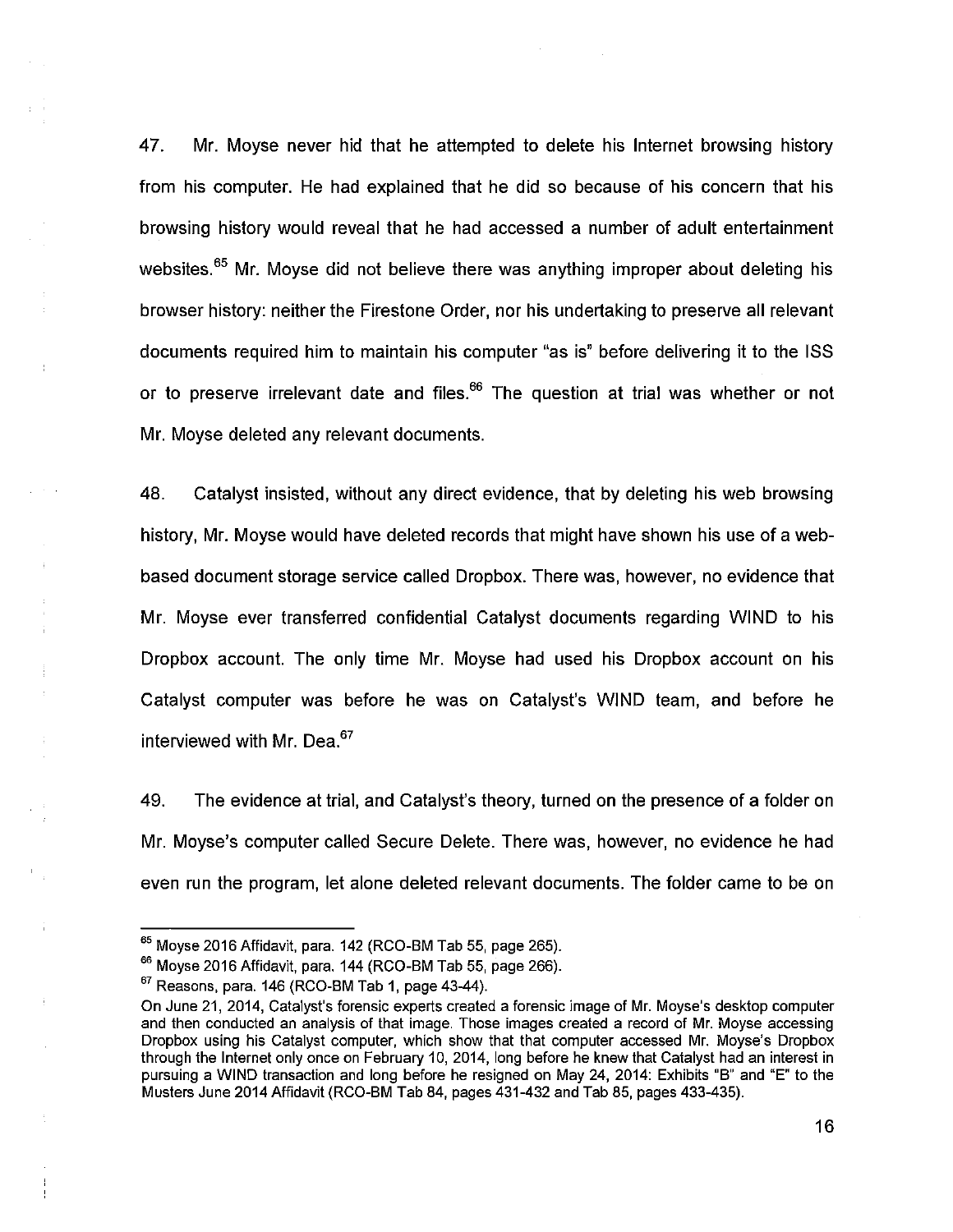47. Mr. Moyse never hid that he attempted to delete his Internet browsing history from his computer. He had explained that he did so because of his concern that his browsing history would reveal that he had accessed a number of adult entertainment websites.[65] Mr. Moyse did not believe there was anything improper about deleting his browser history: neither the Firestone Order, nor his undertaking to preserve all relevant documents required him to maintain his computer "as is" before delivering it to the ISS or to preserve irrelevant date and files.[66] The question at trial was whether or not Mr. Moyse deleted any relevant documents.

48. Catalyst insisted, without any direct evidence, that by deleting his web browsing history, Mr. Moyse would have deleted records that might have shown his use of a web-based document storage service called Dropbox. There was, however, no evidence that Mr. Moyse ever transferred confidential Catalyst documents regarding WIND to his Dropbox account. The only time Mr. Moyse had used his Dropbox account on his Catalyst computer was before he was on Catalyst's WIND team, and before he interviewed with Mr. Dea.[67]

49. The evidence at trial, and Catalyst's theory, turned on the presence of a folder on Mr. Moyse's computer called Secure Delete. There was, however, no evidence he had even run the program, let alone deleted relevant documents. The folder came to be on

---

[65] Moyse 2016 Affidavit, para. 142 (RCO-BM Tab 55, page 265).

[66] Moyse 2016 Affidavit, para. 144 (RCO-BM Tab 55, page 266).

[67] Reasons, para. 146 (RCO-BM Tab 1, page 43-44).

On June 21, 2014, Catalyst's forensic experts created a forensic image of Mr. Moyse's desktop computer and then conducted an analysis of that image. Those images created a record of Mr. Moyse accessing Dropbox using his Catalyst computer, which show that that computer accessed Mr. Moyse's Dropbox through the Internet only once on February 10, 2014, long before he knew that Catalyst had an interest in pursuing a WIND transaction and long before he resigned on May 24, 2014: Exhibits "B" and "E" to the Musters June 2014 Affidavit (RCO-BM Tab 84, pages 431-432 and Tab 85, pages 433-435).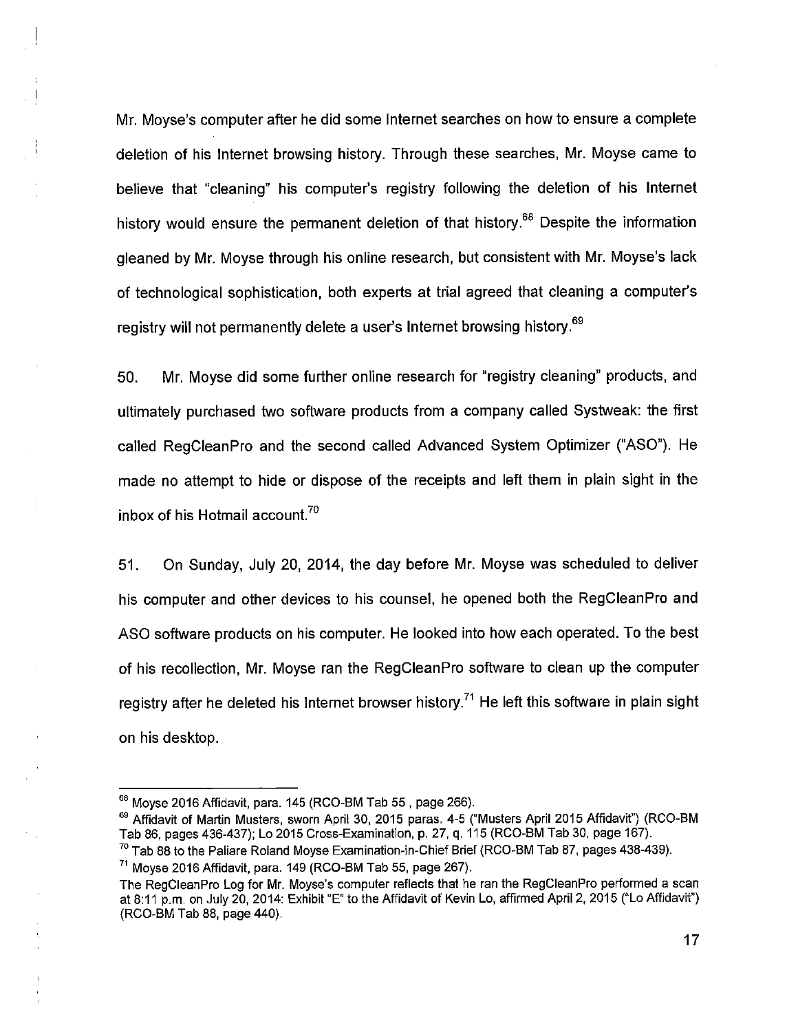Mr. Moyse's computer after he did some Internet searches on how to ensure a complete deletion of his Internet browsing history. Through these searches, Mr. Moyse came to believe that "cleaning" his computer's registry following the deletion of his Internet history would ensure the permanent deletion of that history.[68] Despite the information gleaned by Mr. Moyse through his online research, but consistent with Mr. Moyse's lack of technological sophistication, both experts at trial agreed that cleaning a computer's registry will not permanently delete a user's Internet browsing history.[69]

50. Mr. Moyse did some further online research for "registry cleaning" products, and ultimately purchased two software products from a company called Systweak: the first called RegCleanPro and the second called Advanced System Optimizer ("ASO"). He made no attempt to hide or dispose of the receipts and left them in plain sight in the inbox of his Hotmail account.[70]

51. On Sunday, July 20, 2014, the day before Mr. Moyse was scheduled to deliver his computer and other devices to his counsel, he opened both the RegCleanPro and ASO software products on his computer. He looked into how each operated. To the best of his recollection, Mr. Moyse ran the RegCleanPro software to clean up the computer registry after he deleted his Internet browser history.[71] He left this software in plain sight on his desktop.

---

[68] Moyse 2016 Affidavit, para. 145 (RCO-BM Tab 55 , page 266).

[69] Affidavit of Martin Musters, sworn April 30, 2015 paras. 4-5 ("Musters April 2015 Affidavit") (RCO-BM Tab 86, pages 436-437); Lo 2015 Cross-Examination, p. 27, q. 115 (RCO-BM Tab 30, page 167).

[70] Tab 88 to the Paliare Roland Moyse Examination-in-Chief Brief (RCO-BM Tab 87, pages 438-439).

[71] Moyse 2016 Affidavit, para. 149 (RCO-BM Tab 55, page 267).

The RegCleanPro Log for Mr. Moyse's computer reflects that he ran the RegCleanPro performed a scan at 8:11 p.m. on July 20, 2014: Exhibit "E" to the Affidavit of Kevin Lo, affirmed April 2, 2015 ("Lo Affidavit") (RCO-BM Tab 88, page 440).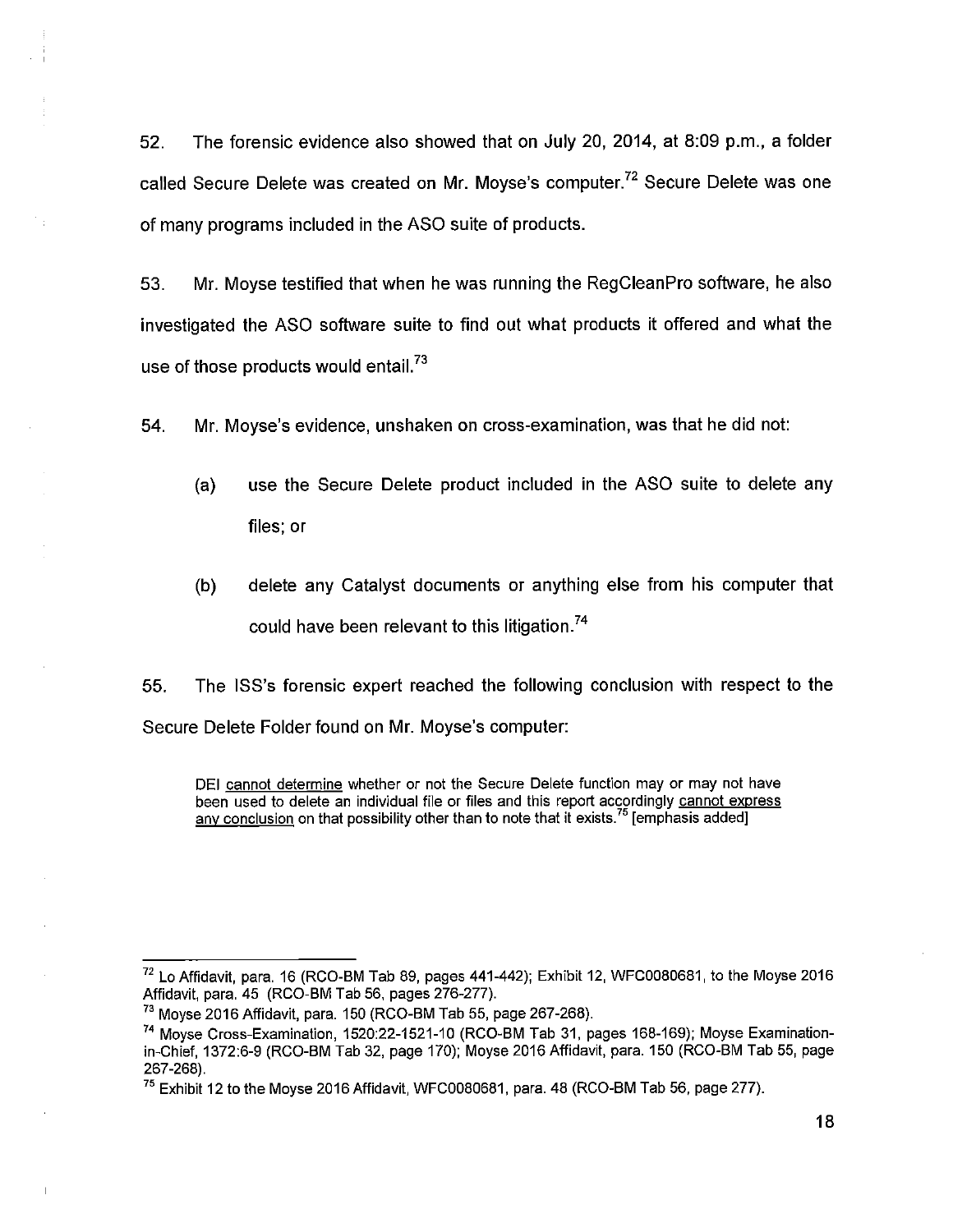52. The forensic evidence also showed that on July 20, 2014, at 8:09 p.m., a folder called Secure Delete was created on Mr. Moyse's computer.[72] Secure Delete was one of many programs included in the ASO suite of products.

53. Mr. Moyse testified that when he was running the RegCleanPro software, he also investigated the ASO software suite to find out what products it offered and what the use of those products would entail.[73]

54. Mr. Moyse's evidence, unshaken on cross-examination, was that he did not:

(a) use the Secure Delete product included in the ASO suite to delete any files; or

(b) delete any Catalyst documents or anything else from his computer that could have been relevant to this litigation.[74]

55. The ISS's forensic expert reached the following conclusion with respect to the Secure Delete Folder found on Mr. Moyse's computer:

> DEI <u>cannot determine</u> whether or not the Secure Delete function may or may not have been used to delete an individual file or files and this report accordingly <u>cannot express any conclusion</u> on that possibility other than to note that it exists.[75] [emphasis added]

---

[72] Lo Affidavit, para. 16 (RCO-BM Tab 89, pages 441-442); Exhibit 12, WFC0080681, to the Moyse 2016 Affidavit, para. 45 (RCO-BM Tab 56, pages 276-277).

[73] Moyse 2016 Affidavit, para. 150 (RCO-BM Tab 55, page 267-268).

[74] Moyse Cross-Examination, 1520:22-1521-10 (RCO-BM Tab 31, pages 168-169); Moyse Examination-in-Chief, 1372:6-9 (RCO-BM Tab 32, page 170); Moyse 2016 Affidavit, para. 150 (RCO-BM Tab 55, page 267-268).

[75] Exhibit 12 to the Moyse 2016 Affidavit, WFC0080681, para. 48 (RCO-BM Tab 56, page 277).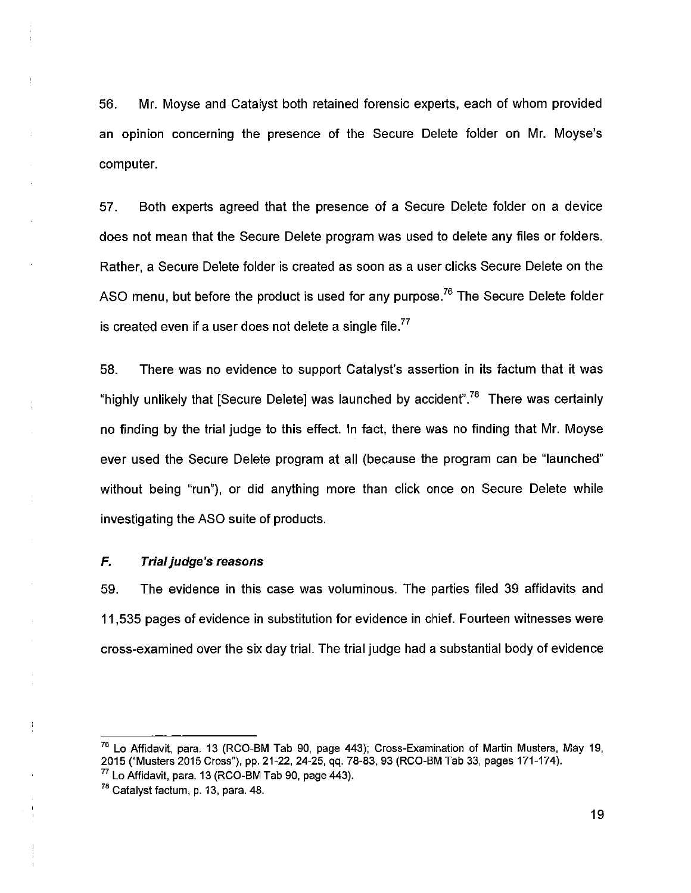56. Mr. Moyse and Catalyst both retained forensic experts, each of whom provided an opinion concerning the presence of the Secure Delete folder on Mr. Moyse's computer.

57. Both experts agreed that the presence of a Secure Delete folder on a device does not mean that the Secure Delete program was used to delete any files or folders. Rather, a Secure Delete folder is created as soon as a user clicks Secure Delete on the ASO menu, but before the product is used for any purpose.[76] The Secure Delete folder is created even if a user does not delete a single file.[77]

58. There was no evidence to support Catalyst's assertion in its factum that it was "highly unlikely that [Secure Delete] was launched by accident".[78] There was certainly no finding by the trial judge to this effect. In fact, there was no finding that Mr. Moyse ever used the Secure Delete program at all (because the program can be "launched" without being "run"), or did anything more than click once on Secure Delete while investigating the ASO suite of products.

### *F. Trial judge's reasons*

59. The evidence in this case was voluminous. The parties filed 39 affidavits and 11,535 pages of evidence in substitution for evidence in chief. Fourteen witnesses were cross-examined over the six day trial. The trial judge had a substantial body of evidence

---

[76] Lo Affidavit, para. 13 (RCO-BM Tab 90, page 443); Cross-Examination of Martin Musters, May 19, 2015 ("Musters 2015 Cross"), pp. 21-22, 24-25, qq. 78-83, 93 (RCO-BM Tab 33, pages 171-174).

[77] Lo Affidavit, para. 13 (RCO-BM Tab 90, page 443).

[78] Catalyst factum, p. 13, para. 48.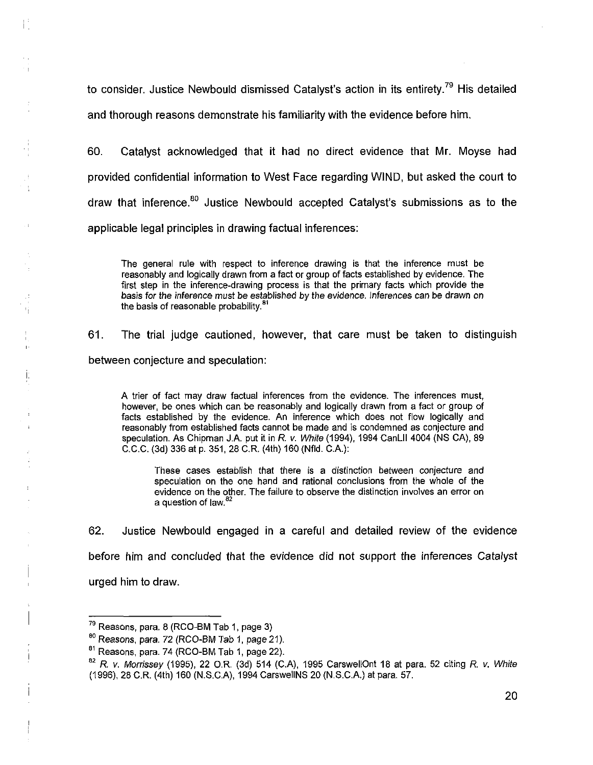to consider. Justice Newbould dismissed Catalyst's action in its entirety.[79] His detailed and thorough reasons demonstrate his familiarity with the evidence before him.

60. Catalyst acknowledged that it had no direct evidence that Mr. Moyse had provided confidential information to West Face regarding WIND, but asked the court to draw that inference.[80] Justice Newbould accepted Catalyst's submissions as to the applicable legal principles in drawing factual inferences:

> The general rule with respect to inference drawing is that the inference must be reasonably and logically drawn from a fact or group of facts established by evidence. The first step in the inference-drawing process is that the primary facts which provide the basis for the inference must be established by the evidence. Inferences can be drawn on the basis of reasonable probability.[81]

61. The trial judge cautioned, however, that care must be taken to distinguish between conjecture and speculation:

> A trier of fact may draw factual inferences from the evidence. The inferences must, however, be ones which can be reasonably and logically drawn from a fact or group of facts established by the evidence. An inference which does not flow logically and reasonably from established facts cannot be made and is condemned as conjecture and speculation. As Chipman J.A. put it in *R. v. White* (1994), 1994 CanLII 4004 (NS CA), 89 C.C.C. (3d) 336 at p. 351, 28 C.R. (4th) 160 (Nfld. C.A.):
>
> > These cases establish that there is a distinction between conjecture and speculation on the one hand and rational conclusions from the whole of the evidence on the other. The failure to observe the distinction involves an error on a question of law.[82]

62. Justice Newbould engaged in a careful and detailed review of the evidence before him and concluded that the evidence did not support the inferences Catalyst urged him to draw.

---

[79] Reasons, para. 8 (RCO-BM Tab 1, page 3)

[80] Reasons, para. 72 (RCO-BM Tab 1, page 21).

[81] Reasons, para. 74 (RCO-BM Tab 1, page 22).

[82] *R. v. Morrissey* (1995), 22 O.R. (3d) 514 (C.A), 1995 CarswellOnt 18 at para. 52 citing *R. v. White* (1996), 28 C.R. (4th) 160 (N.S.C.A), 1994 CarswellNS 20 (N.S.C.A.) at para. 57.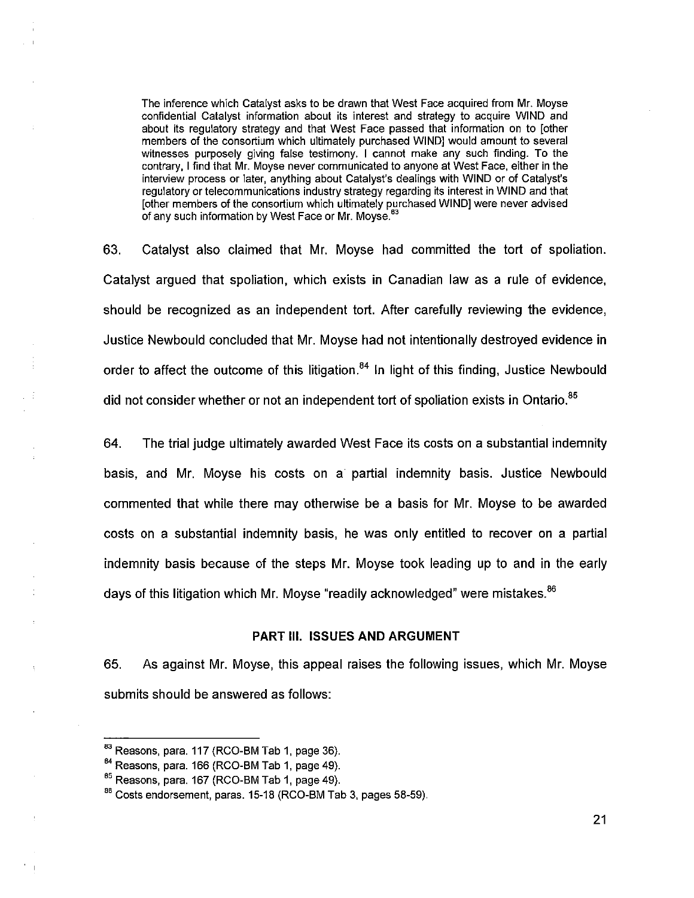> The inference which Catalyst asks to be drawn that West Face acquired from Mr. Moyse confidential Catalyst information about its interest and strategy to acquire WIND and about its regulatory strategy and that West Face passed that information on to [other members of the consortium which ultimately purchased WIND] would amount to several witnesses purposely giving false testimony. I cannot make any such finding. To the contrary, I find that Mr. Moyse never communicated to anyone at West Face, either in the interview process or later, anything about Catalyst's dealings with WIND or of Catalyst's regulatory or telecommunications industry strategy regarding its interest in WIND and that [other members of the consortium which ultimately purchased WIND] were never advised of any such information by West Face or Mr. Moyse.[83]

63. Catalyst also claimed that Mr. Moyse had committed the tort of spoliation. Catalyst argued that spoliation, which exists in Canadian law as a rule of evidence, should be recognized as an independent tort. After carefully reviewing the evidence, Justice Newbould concluded that Mr. Moyse had not intentionally destroyed evidence in order to affect the outcome of this litigation.[84] In light of this finding, Justice Newbould did not consider whether or not an independent tort of spoliation exists in Ontario.[85]

64. The trial judge ultimately awarded West Face its costs on a substantial indemnity basis, and Mr. Moyse his costs on a partial indemnity basis. Justice Newbould commented that while there may otherwise be a basis for Mr. Moyse to be awarded costs on a substantial indemnity basis, he was only entitled to recover on a partial indemnity basis because of the steps Mr. Moyse took leading up to and in the early days of this litigation which Mr. Moyse "readily acknowledged" were mistakes.[86]

## PART III. ISSUES AND ARGUMENT

65. As against Mr. Moyse, this appeal raises the following issues, which Mr. Moyse submits should be answered as follows:

---

[83] Reasons, para. 117 (RCO-BM Tab 1, page 36).

[84] Reasons, para. 166 (RCO-BM Tab 1, page 49).

[85] Reasons, para. 167 (RCO-BM Tab 1, page 49).

[86] Costs endorsement, paras. 15-18 (RCO-BM Tab 3, pages 58-59).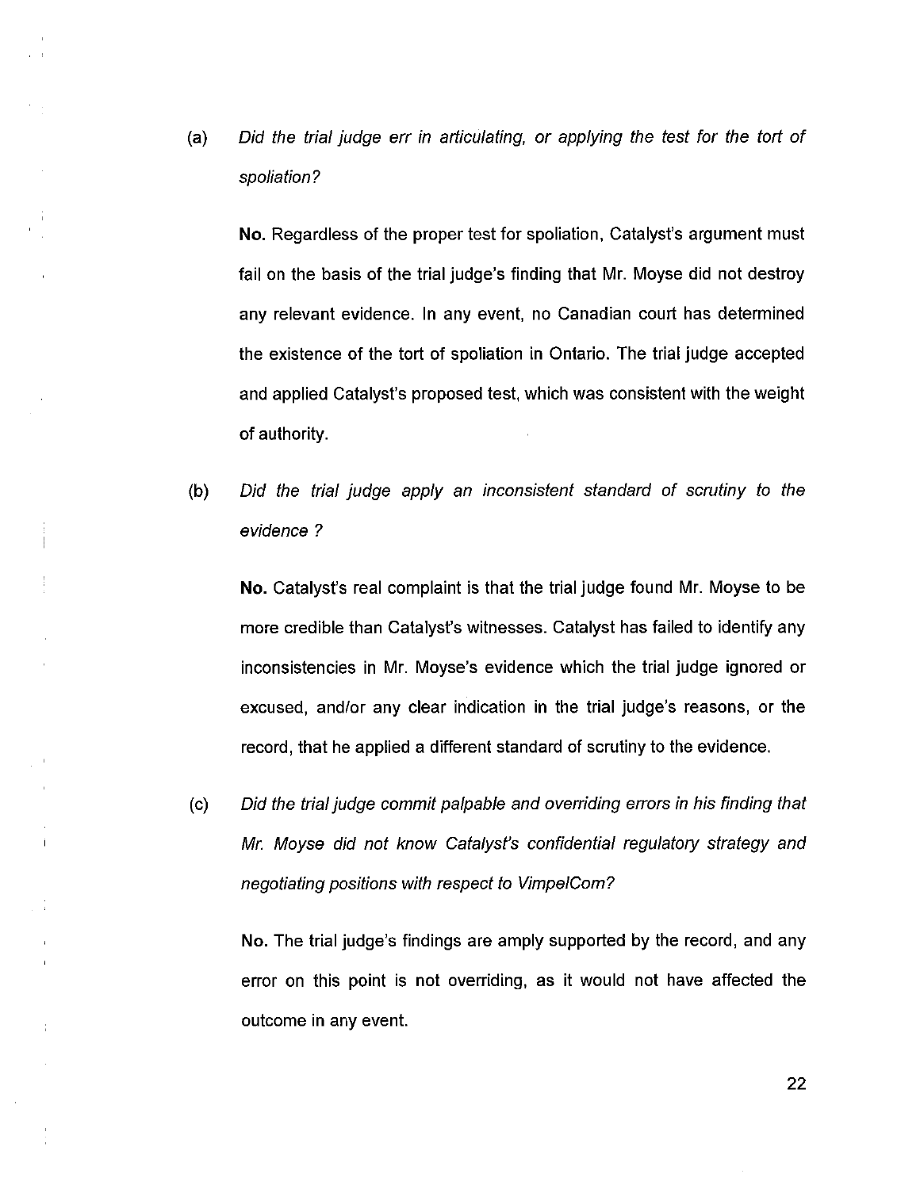(a) *Did the trial judge err in articulating, or applying the test for the tort of spoliation?*

**No.** Regardless of the proper test for spoliation, Catalyst's argument must fail on the basis of the trial judge's finding that Mr. Moyse did not destroy any relevant evidence. In any event, no Canadian court has determined the existence of the tort of spoliation in Ontario. The trial judge accepted and applied Catalyst's proposed test, which was consistent with the weight of authority.

(b) *Did the trial judge apply an inconsistent standard of scrutiny to the evidence ?*

**No.** Catalyst's real complaint is that the trial judge found Mr. Moyse to be more credible than Catalyst's witnesses. Catalyst has failed to identify any inconsistencies in Mr. Moyse's evidence which the trial judge ignored or excused, and/or any clear indication in the trial judge's reasons, or the record, that he applied a different standard of scrutiny to the evidence.

(c) *Did the trial judge commit palpable and overriding errors in his finding that Mr. Moyse did not know Catalyst's confidential regulatory strategy and negotiating positions with respect to VimpelCom?*

**No.** The trial judge's findings are amply supported by the record, and any error on this point is not overriding, as it would not have affected the outcome in any event.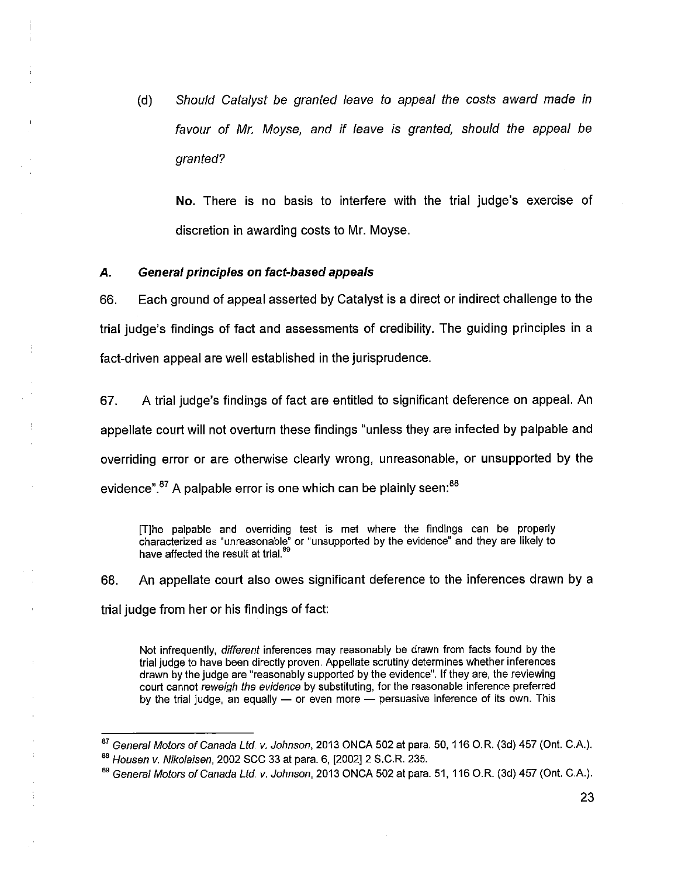(d) *Should Catalyst be granted leave to appeal the costs award made in favour of Mr. Moyse, and if leave is granted, should the appeal be granted?*

**No.** There is no basis to interfere with the trial judge's exercise of discretion in awarding costs to Mr. Moyse.

### *A. General principles on fact-based appeals*

66. Each ground of appeal asserted by Catalyst is a direct or indirect challenge to the trial judge's findings of fact and assessments of credibility. The guiding principles in a fact-driven appeal are well established in the jurisprudence.

67. A trial judge's findings of fact are entitled to significant deference on appeal. An appellate court will not overturn these findings "unless they are infected by palpable and overriding error or are otherwise clearly wrong, unreasonable, or unsupported by the evidence".[87] A palpable error is one which can be plainly seen:[88]

> [T]he palpable and overriding test is met where the findings can be properly characterized as "unreasonable" or "unsupported by the evidence" and they are likely to have affected the result at trial.[89]

68. An appellate court also owes significant deference to the inferences drawn by a trial judge from her or his findings of fact:

> Not infrequently, *different* inferences may reasonably be drawn from facts found by the trial judge to have been directly proven. Appellate scrutiny determines whether inferences drawn by the judge are "reasonably supported by the evidence". If they are, the reviewing court cannot *reweigh the evidence* by substituting, for the reasonable inference preferred by the trial judge, an equally — or even more — persuasive inference of its own. This

---

[87] *General Motors of Canada Ltd. v. Johnson*, 2013 ONCA 502 at para. 50, 116 O.R. (3d) 457 (Ont. C.A.).

[88] *Housen v. Nikolaisen*, 2002 SCC 33 at para. 6, [2002] 2 S.C.R. 235.

[89] *General Motors of Canada Ltd. v. Johnson*, 2013 ONCA 502 at para. 51, 116 O.R. (3d) 457 (Ont. C.A.).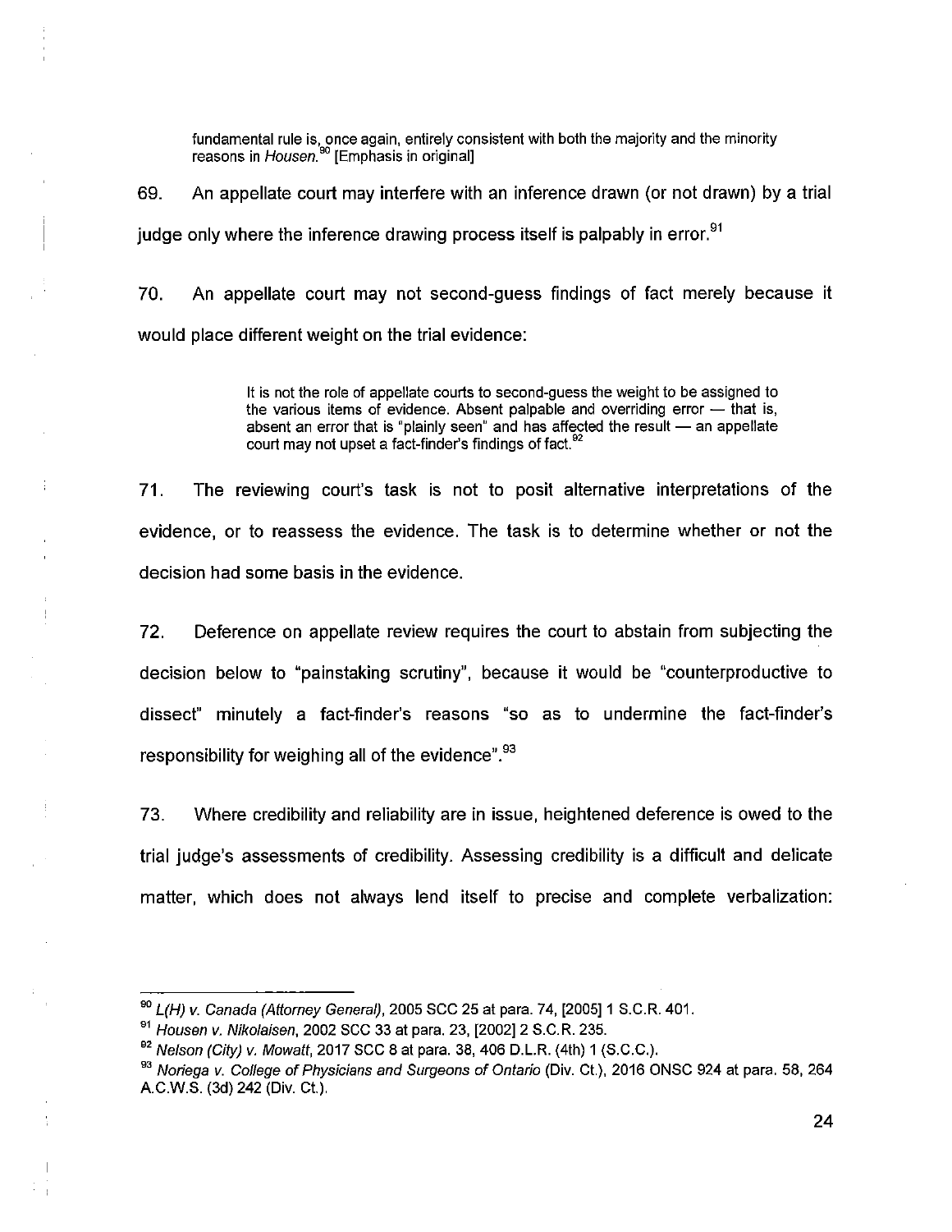> fundamental rule is, once again, entirely consistent with both the majority and the minority reasons in *Housen*.[90] [Emphasis in original]

69. An appellate court may interfere with an inference drawn (or not drawn) by a trial judge only where the inference drawing process itself is palpably in error.[91]

70. An appellate court may not second-guess findings of fact merely because it would place different weight on the trial evidence:

> It is not the role of appellate courts to second-guess the weight to be assigned to the various items of evidence. Absent palpable and overriding error — that is, absent an error that is "plainly seen" and has affected the result — an appellate court may not upset a fact-finder's findings of fact.[92]

71. The reviewing court's task is not to posit alternative interpretations of the evidence, or to reassess the evidence. The task is to determine whether or not the decision had some basis in the evidence.

72. Deference on appellate review requires the court to abstain from subjecting the decision below to "painstaking scrutiny", because it would be "counterproductive to dissect" minutely a fact-finder's reasons "so as to undermine the fact-finder's responsibility for weighing all of the evidence".[93]

73. Where credibility and reliability are in issue, heightened deference is owed to the trial judge's assessments of credibility. Assessing credibility is a difficult and delicate matter, which does not always lend itself to precise and complete verbalization:

---

[90] *L(H) v. Canada (Attorney General)*, 2005 SCC 25 at para. 74, [2005] 1 S.C.R. 401.

[91] *Housen v. Nikolaisen*, 2002 SCC 33 at para. 23, [2002] 2 S.C.R. 235.

[92] *Nelson (City) v. Mowatt*, 2017 SCC 8 at para. 38, 406 D.L.R. (4th) 1 (S.C.C.).

[93] *Noriega v. College of Physicians and Surgeons of Ontario* (Div. Ct.), 2016 ONSC 924 at para. 58, 264 A.C.W.S. (3d) 242 (Div. Ct.).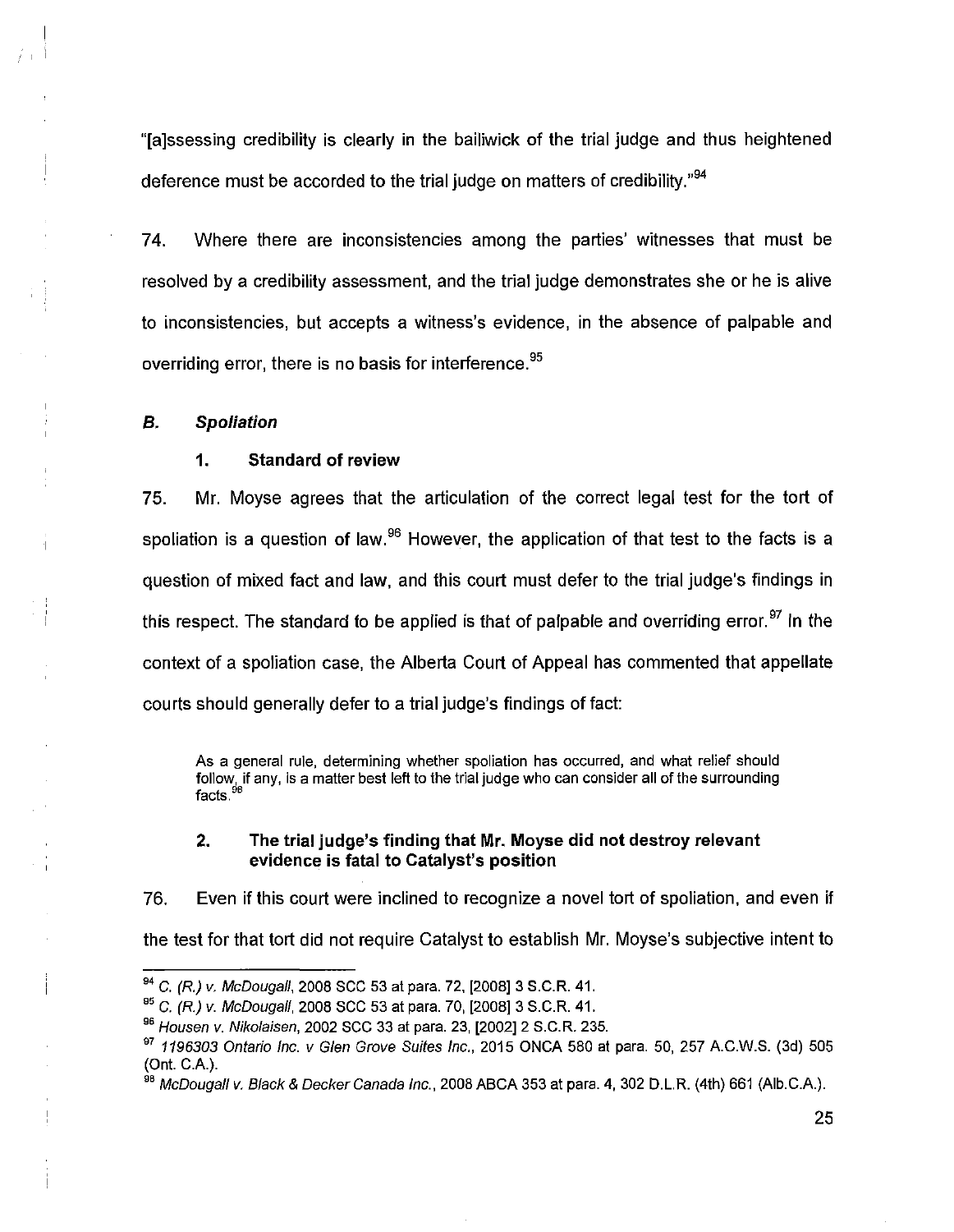"[a]ssessing credibility is clearly in the bailiwick of the trial judge and thus heightened deference must be accorded to the trial judge on matters of credibility."[94]

74. Where there are inconsistencies among the parties' witnesses that must be resolved by a credibility assessment, and the trial judge demonstrates she or he is alive to inconsistencies, but accepts a witness's evidence, in the absence of palpable and overriding error, there is no basis for interference.[95]

### *B. Spoliation*

#### 1. Standard of review

75. Mr. Moyse agrees that the articulation of the correct legal test for the tort of spoliation is a question of law.[96] However, the application of that test to the facts is a question of mixed fact and law, and this court must defer to the trial judge's findings in this respect. The standard to be applied is that of palpable and overriding error.[97] In the context of a spoliation case, the Alberta Court of Appeal has commented that appellate courts should generally defer to a trial judge's findings of fact:

> As a general rule, determining whether spoliation has occurred, and what relief should follow, if any, is a matter best left to the trial judge who can consider all of the surrounding facts.[98]

#### 2. The trial judge's finding that Mr. Moyse did not destroy relevant evidence is fatal to Catalyst's position

76. Even if this court were inclined to recognize a novel tort of spoliation, and even if the test for that tort did not require Catalyst to establish Mr. Moyse's subjective intent to

---

[94] *C. (R.) v. McDougall*, 2008 SCC 53 at para. 72, [2008] 3 S.C.R. 41.

[95] *C. (R.) v. McDougall*, 2008 SCC 53 at para. 70, [2008] 3 S.C.R. 41.

[96] *Housen v. Nikolaisen*, 2002 SCC 33 at para. 23, [2002] 2 S.C.R. 235.

[97] *1196303 Ontario Inc. v Glen Grove Suites Inc.*, 2015 ONCA 580 at para. 50, 257 A.C.W.S. (3d) 505 (Ont. C.A.).

[98] *McDougall v. Black & Decker Canada Inc.*, 2008 ABCA 353 at para. 4, 302 D.L.R. (4th) 661 (Alb.C.A.).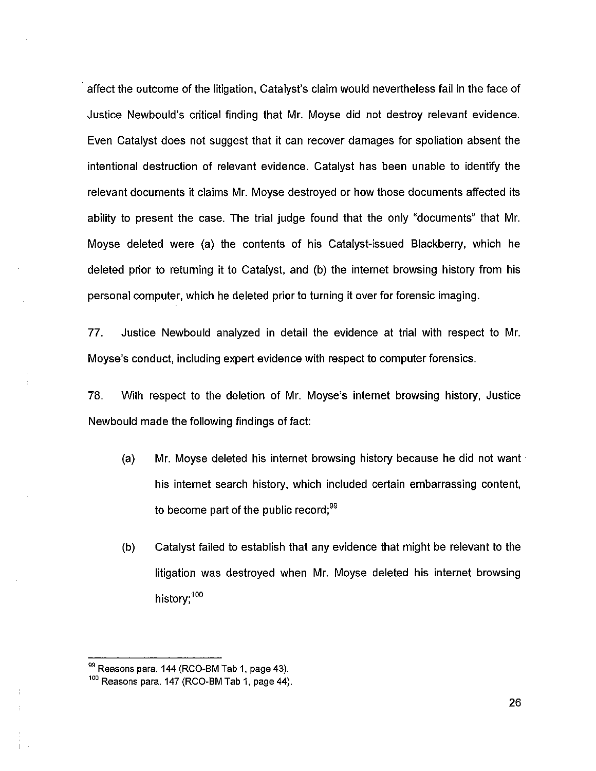affect the outcome of the litigation, Catalyst's claim would nevertheless fail in the face of Justice Newbould's critical finding that Mr. Moyse did not destroy relevant evidence. Even Catalyst does not suggest that it can recover damages for spoliation absent the intentional destruction of relevant evidence. Catalyst has been unable to identify the relevant documents it claims Mr. Moyse destroyed or how those documents affected its ability to present the case. The trial judge found that the only "documents" that Mr. Moyse deleted were (a) the contents of his Catalyst-issued Blackberry, which he deleted prior to returning it to Catalyst, and (b) the internet browsing history from his personal computer, which he deleted prior to turning it over for forensic imaging.

77. Justice Newbould analyzed in detail the evidence at trial with respect to Mr. Moyse's conduct, including expert evidence with respect to computer forensics.

78. With respect to the deletion of Mr. Moyse's internet browsing history, Justice Newbould made the following findings of fact:

(a) Mr. Moyse deleted his internet browsing history because he did not want his internet search history, which included certain embarrassing content, to become part of the public record;[99]

(b) Catalyst failed to establish that any evidence that might be relevant to the litigation was destroyed when Mr. Moyse deleted his internet browsing history;[100]

---

[99] Reasons para. 144 (RCO-BM Tab 1, page 43).

[100] Reasons para. 147 (RCO-BM Tab 1, page 44).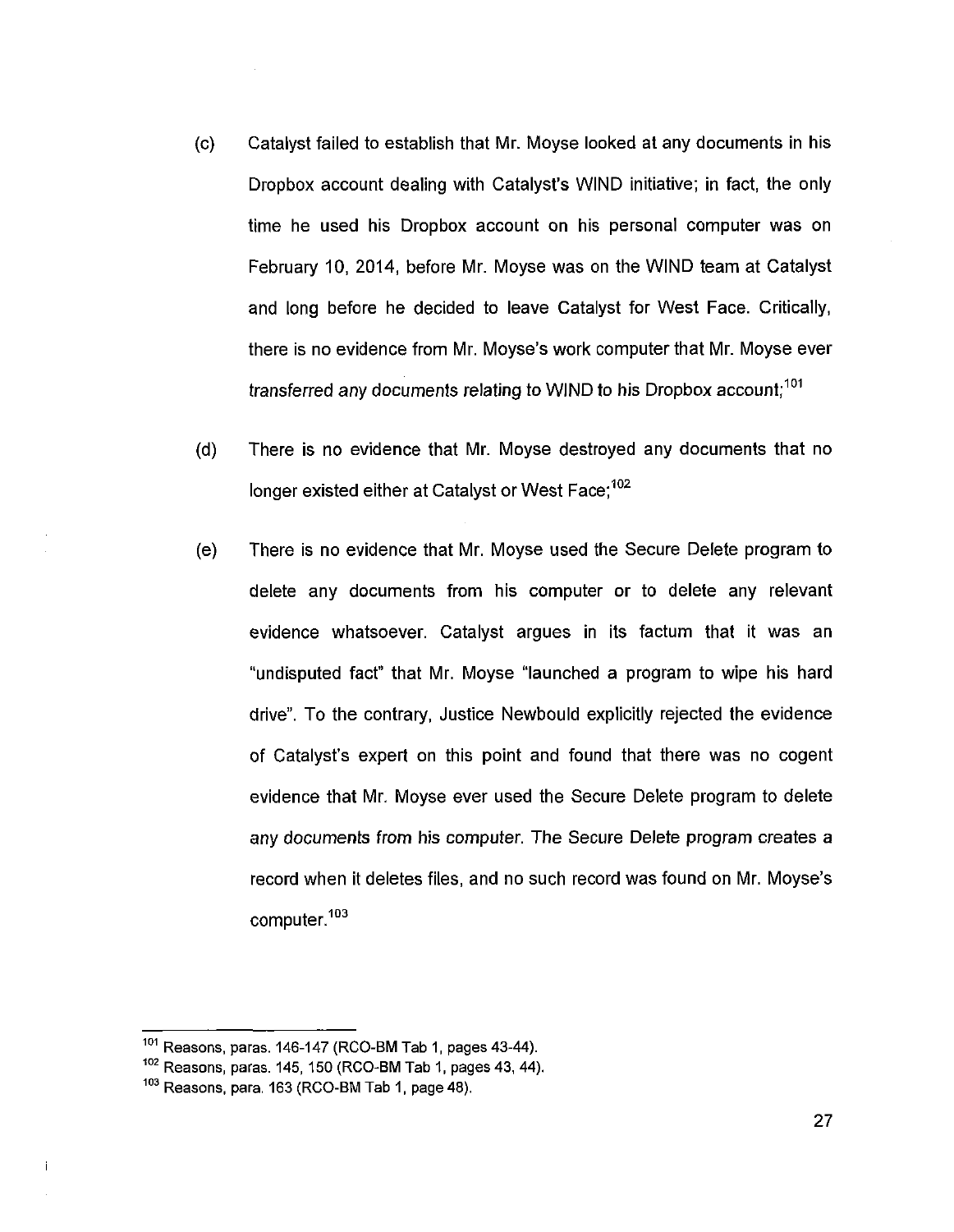(c) Catalyst failed to establish that Mr. Moyse looked at any documents in his Dropbox account dealing with Catalyst's WIND initiative; in fact, the only time he used his Dropbox account on his personal computer was on February 10, 2014, before Mr. Moyse was on the WIND team at Catalyst and long before he decided to leave Catalyst for West Face. Critically, there is no evidence from Mr. Moyse's work computer that Mr. Moyse ever *transferred any documents relating to WIND to his Dropbox account*;[101]

(d) There is no evidence that Mr. Moyse destroyed any documents that no longer existed either at Catalyst or West Face;[102]

(e) There is no evidence that Mr. Moyse used the Secure Delete program to delete any documents from his computer or to delete any relevant evidence whatsoever. Catalyst argues in its factum that it was an "undisputed fact" that Mr. Moyse "launched a program to wipe his hard drive". To the contrary, Justice Newbould explicitly rejected the evidence of Catalyst's expert on this point and found that there was no cogent evidence that Mr. Moyse ever used the Secure Delete program to delete any documents from his computer. The Secure Delete program creates a record when it deletes files, and no such record was found on Mr. Moyse's computer.[103]

---

[101] Reasons, paras. 146-147 (RCO-BM Tab 1, pages 43-44).

[102] Reasons, paras. 145, 150 (RCO-BM Tab 1, pages 43, 44).

[103] Reasons, para. 163 (RCO-BM Tab 1, page 48).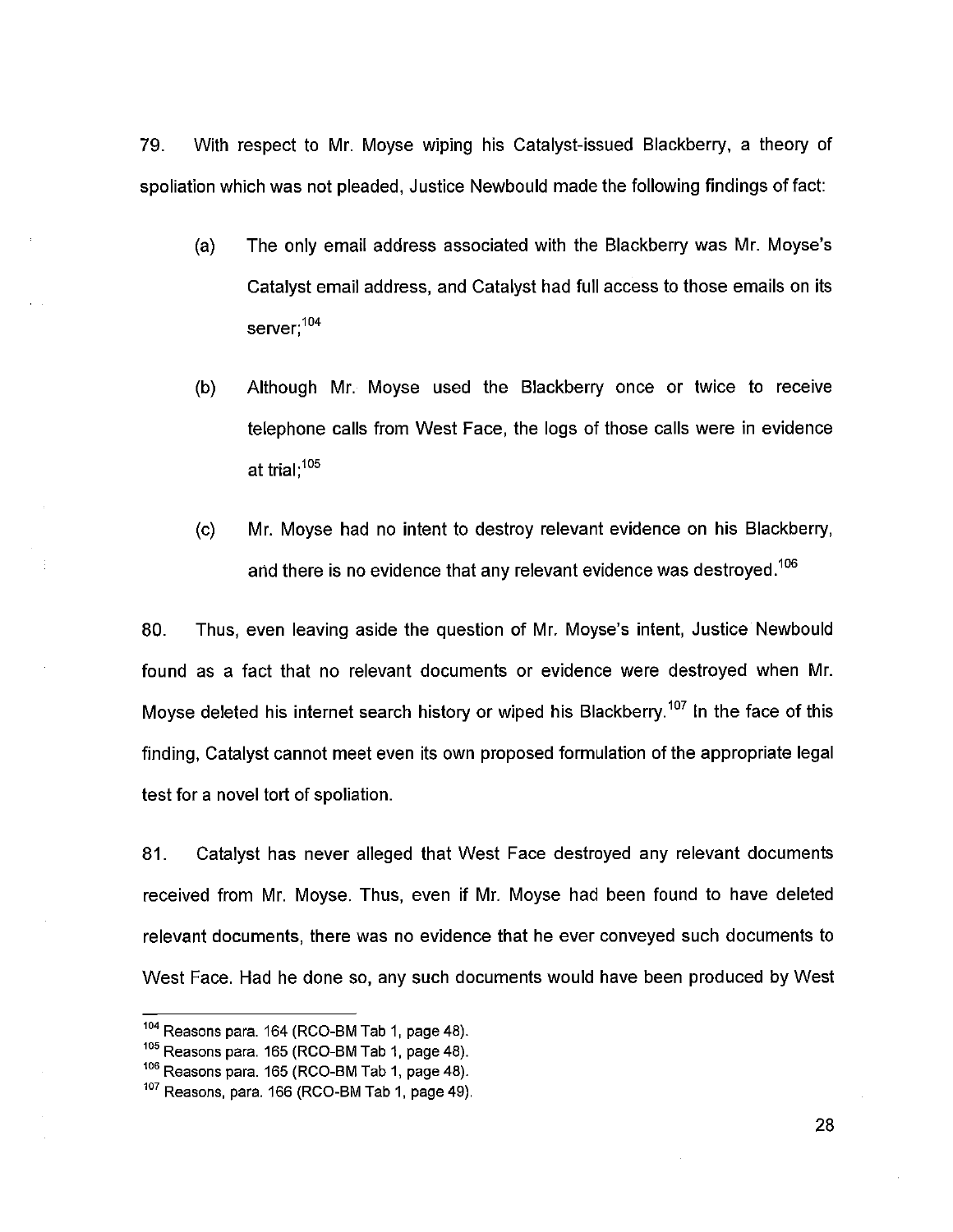79. With respect to Mr. Moyse wiping his Catalyst-issued Blackberry, a theory of spoliation which was not pleaded, Justice Newbould made the following findings of fact:

(a) The only email address associated with the Blackberry was Mr. Moyse's Catalyst email address, and Catalyst had full access to those emails on its server;[104]

(b) Although Mr. Moyse used the Blackberry once or twice to receive telephone calls from West Face, the logs of those calls were in evidence at trial;[105]

(c) Mr. Moyse had no intent to destroy relevant evidence on his Blackberry, and there is no evidence that any relevant evidence was destroyed.[106]

80. Thus, even leaving aside the question of Mr. Moyse's intent, Justice Newbould found as a fact that no relevant documents or evidence were destroyed when Mr. Moyse deleted his internet search history or wiped his Blackberry.[107] In the face of this finding, Catalyst cannot meet even its own proposed formulation of the appropriate legal test for a novel tort of spoliation.

81. Catalyst has never alleged that West Face destroyed any relevant documents received from Mr. Moyse. Thus, even if Mr. Moyse had been found to have deleted relevant documents, there was no evidence that he ever conveyed such documents to West Face. Had he done so, any such documents would have been produced by West

---

[104] Reasons para. 164 (RCO-BM Tab 1, page 48).

[105] Reasons para. 165 (RCO-BM Tab 1, page 48).

[106] Reasons para. 165 (RCO-BM Tab 1, page 48).

[107] Reasons, para. 166 (RCO-BM Tab 1, page 49).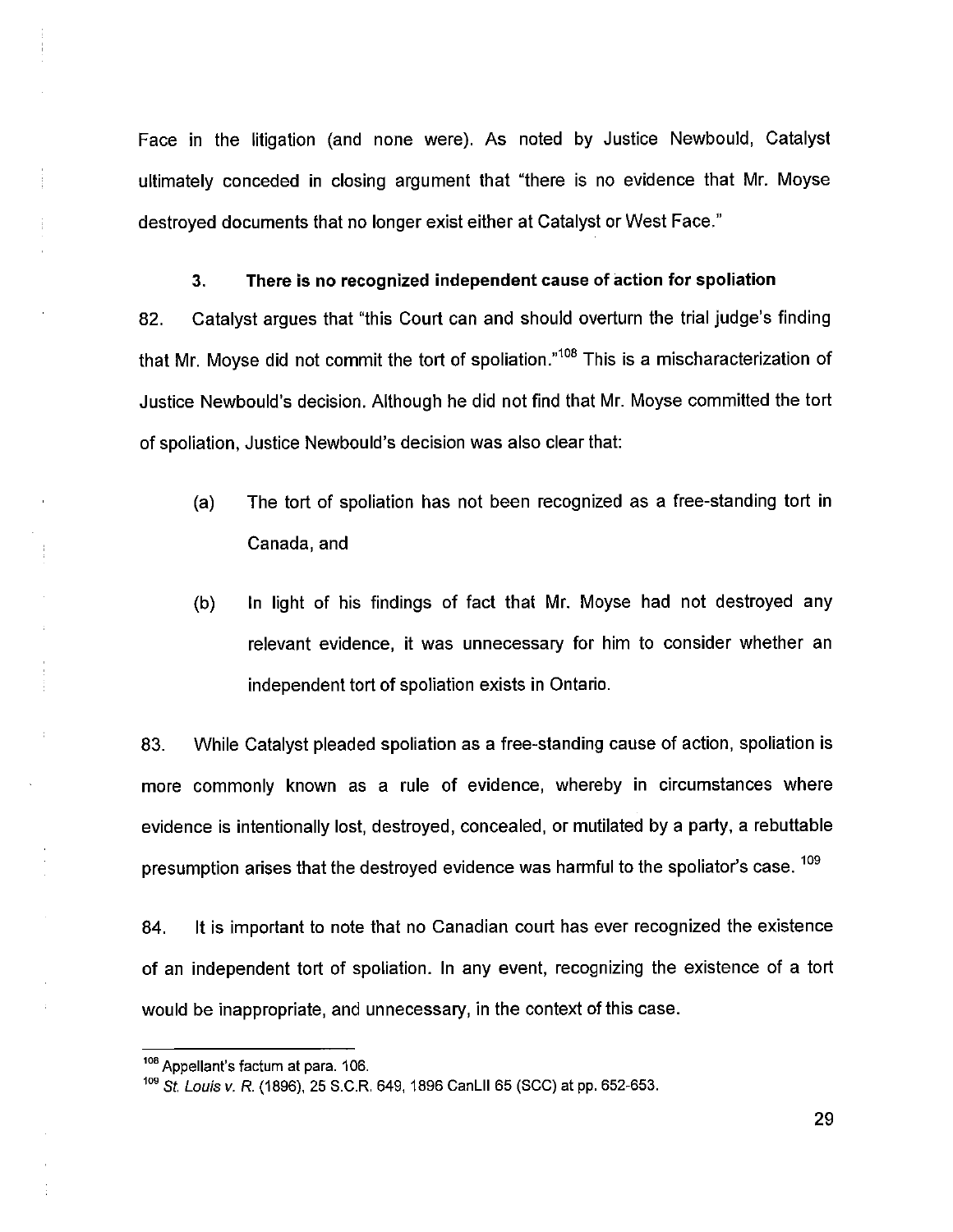Face in the litigation (and none were). As noted by Justice Newbould, Catalyst ultimately conceded in closing argument that "there is no evidence that Mr. Moyse destroyed documents that no longer exist either at Catalyst or West Face."

### 3. There is no recognized independent cause of action for spoliation

82. Catalyst argues that "this Court can and should overturn the trial judge's finding that Mr. Moyse did not commit the tort of spoliation."[108] This is a mischaracterization of Justice Newbould's decision. Although he did not find that Mr. Moyse committed the tort of spoliation, Justice Newbould's decision was also clear that:

(a) The tort of spoliation has not been recognized as a free-standing tort in Canada, and

(b) In light of his findings of fact that Mr. Moyse had not destroyed any relevant evidence, it was unnecessary for him to consider whether an independent tort of spoliation exists in Ontario.

83. While Catalyst pleaded spoliation as a free-standing cause of action, spoliation is more commonly known as a rule of evidence, whereby in circumstances where evidence is intentionally lost, destroyed, concealed, or mutilated by a party, a rebuttable presumption arises that the destroyed evidence was harmful to the spoliator's case. [109]

84. It is important to note that no Canadian court has ever recognized the existence of an independent tort of spoliation. In any event, recognizing the existence of a tort would be inappropriate, and unnecessary, in the context of this case.

---

[108] Appellant's factum at para. 106.

[109] *St. Louis v. R.* (1896), 25 S.C.R. 649, 1896 CanLII 65 (SCC) at pp. 652-653.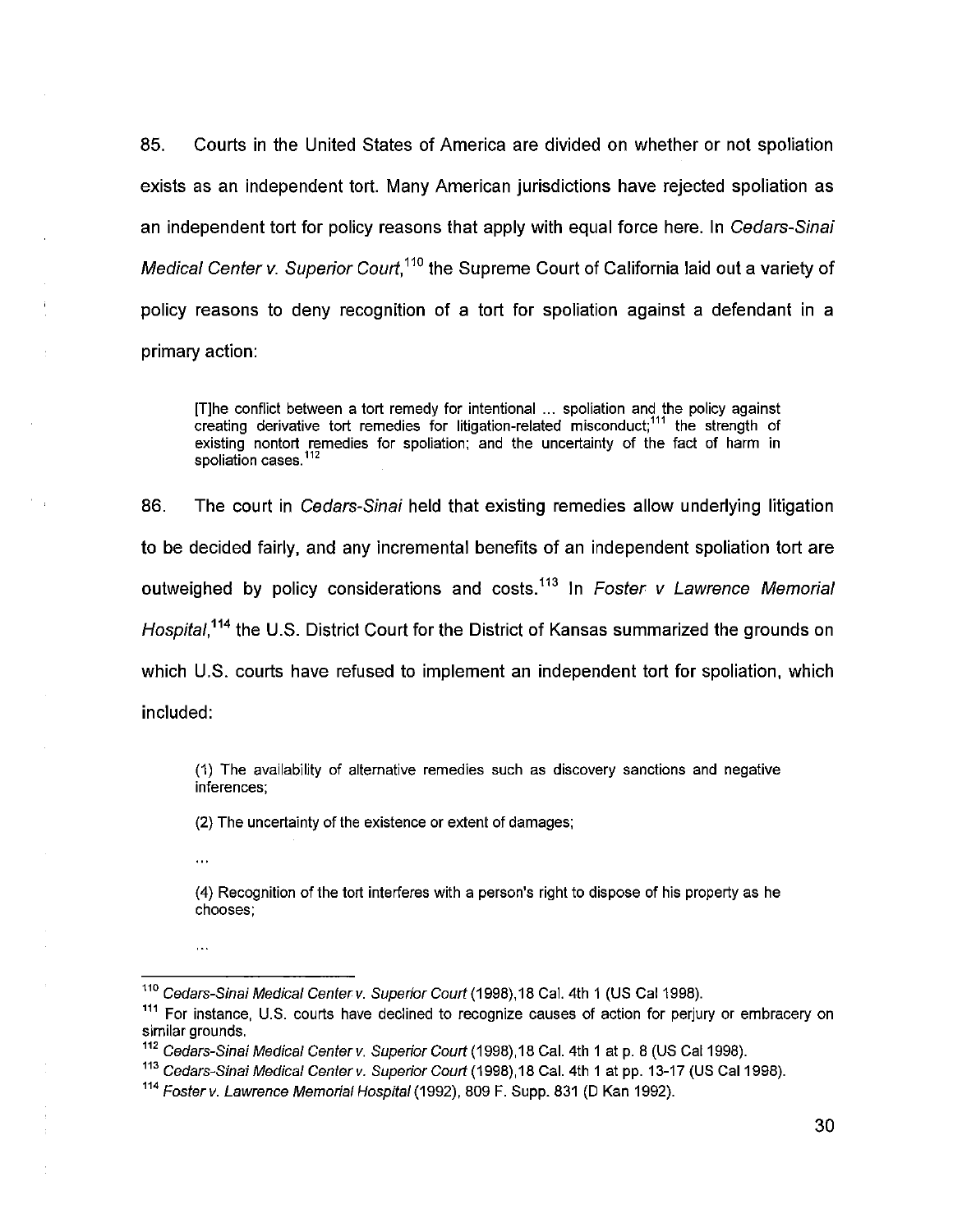85. Courts in the United States of America are divided on whether or not spoliation exists as an independent tort. Many American jurisdictions have rejected spoliation as an independent tort for policy reasons that apply with equal force here. In *Cedars-Sinai Medical Center v. Superior Court*,[110] the Supreme Court of California laid out a variety of policy reasons to deny recognition of a tort for spoliation against a defendant in a primary action:

> [T]he conflict between a tort remedy for intentional ... spoliation and the policy against creating derivative tort remedies for litigation-related misconduct;[111] the strength of existing nontort remedies for spoliation; and the uncertainty of the fact of harm in spoliation cases.[112]

86. The court in *Cedars-Sinai* held that existing remedies allow underlying litigation to be decided fairly, and any incremental benefits of an independent spoliation tort are outweighed by policy considerations and costs.[113] In *Foster v Lawrence Memorial Hospital*,[114] the U.S. District Court for the District of Kansas summarized the grounds on which U.S. courts have refused to implement an independent tort for spoliation, which included:

> (1) The availability of alternative remedies such as discovery sanctions and negative inferences;
>
> (2) The uncertainty of the existence or extent of damages;
>
> ...
>
> (4) Recognition of the tort interferes with a person's right to dispose of his property as he chooses;
>
> ...

---

[110] *Cedars-Sinai Medical Center v. Superior Court* (1998),18 Cal. 4th 1 (US Cal 1998).

[111] For instance, U.S. courts have declined to recognize causes of action for perjury or embracery on similar grounds.

[112] *Cedars-Sinai Medical Center v. Superior Court* (1998),18 Cal. 4th 1 at p. 8 (US Cal 1998).

[113] *Cedars-Sinai Medical Center v. Superior Court* (1998),18 Cal. 4th 1 at pp. 13-17 (US Cal 1998).

[114] *Foster v. Lawrence Memorial Hospital* (1992), 809 F. Supp. 831 (D Kan 1992).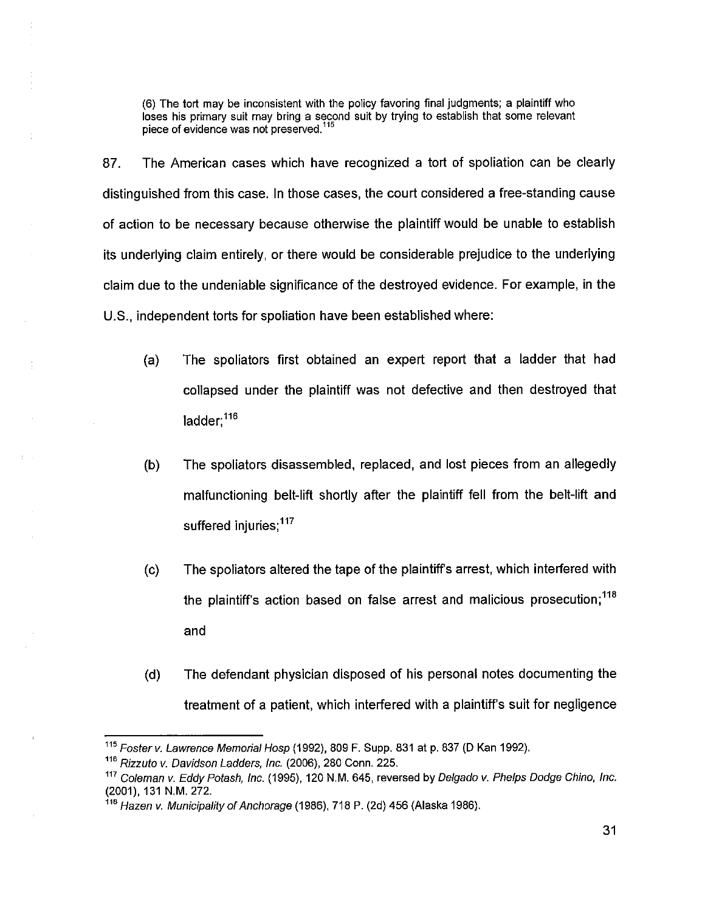(6) The tort may be inconsistent with the policy favoring final judgments; a plaintiff who loses his primary suit may bring a second suit by trying to establish that some relevant piece of evidence was not preserved.[115]

87. The American cases which have recognized a tort of spoliation can be clearly distinguished from this case. In those cases, the court considered a free-standing cause of action to be necessary because otherwise the plaintiff would be unable to establish its underlying claim entirely, or there would be considerable prejudice to the underlying claim due to the undeniable significance of the destroyed evidence. For example, in the U.S., independent torts for spoliation have been established where:

(a) The spoliators first obtained an expert report that a ladder that had collapsed under the plaintiff was not defective and then destroyed that ladder;[116]

(b) The spoliators disassembled, replaced, and lost pieces from an allegedly malfunctioning belt-lift shortly after the plaintiff fell from the belt-lift and suffered injuries;[117]

(c) The spoliators altered the tape of the plaintiff's arrest, which interfered with the plaintiff's action based on false arrest and malicious prosecution;[118] and

(d) The defendant physician disposed of his personal notes documenting the treatment of a patient, which interfered with a plaintiff's suit for negligence

---

[115] *Foster v. Lawrence Memorial Hosp* (1992), 809 F. Supp. 831 at p. 837 (D Kan 1992).

[116] *Rizzuto v. Davidson Ladders, Inc.* (2006), 280 Conn. 225.

[117] *Coleman v. Eddy Potash, Inc.* (1995), 120 N.M. 645, reversed by *Delgado v. Phelps Dodge Chino, Inc.* (2001), 131 N.M. 272.

[118] *Hazen v. Municipality of Anchorage* (1986), 718 P. (2d) 456 (Alaska 1986).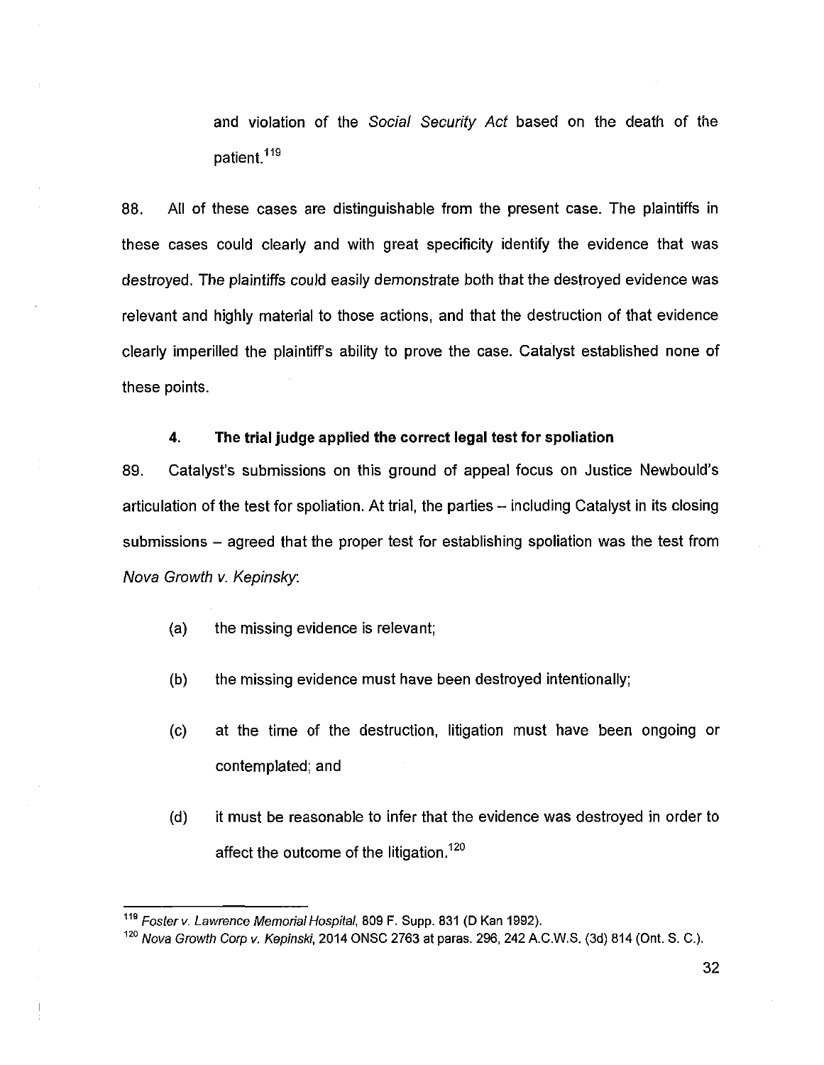and violation of the *Social Security Act* based on the death of the patient.[119]

88. All of these cases are distinguishable from the present case. The plaintiffs in these cases could clearly and with great specificity identify the evidence that was destroyed. The plaintiffs could easily demonstrate both that the destroyed evidence was relevant and highly material to those actions, and that the destruction of that evidence clearly imperilled the plaintiff's ability to prove the case. Catalyst established none of these points.

#### 4. The trial judge applied the correct legal test for spoliation

89. Catalyst's submissions on this ground of appeal focus on Justice Newbould's articulation of the test for spoliation. At trial, the parties – including Catalyst in its closing submissions – agreed that the proper test for establishing spoliation was the test from *Nova Growth v. Kepinsky*:

(a) the missing evidence is relevant;

(b) the missing evidence must have been destroyed intentionally;

(c) at the time of the destruction, litigation must have been ongoing or contemplated; and

(d) it must be reasonable to infer that the evidence was destroyed in order to affect the outcome of the litigation.[120]

---

[119] *Foster v. Lawrence Memorial Hospital*, 809 F. Supp. 831 (D Kan 1992).

[120] *Nova Growth Corp v. Kepinski*, 2014 ONSC 2763 at paras. 296, 242 A.C.W.S. (3d) 814 (Ont. S. C.).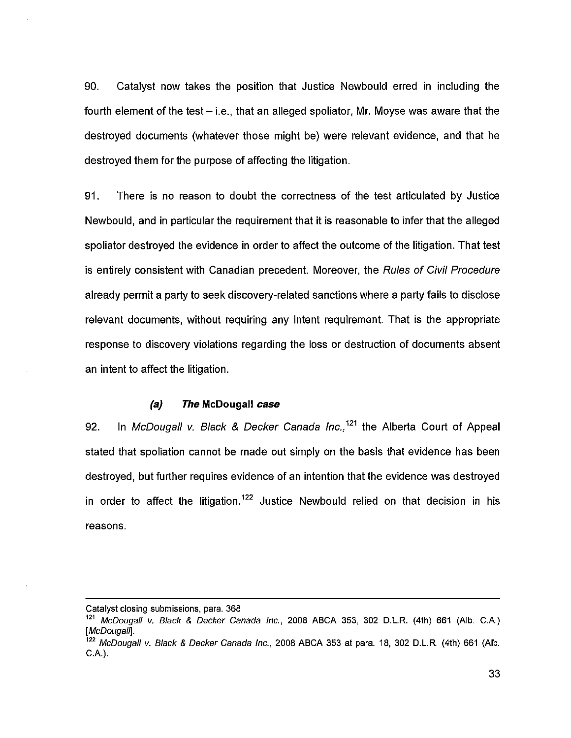90. Catalyst now takes the position that Justice Newbould erred in including the fourth element of the test – i.e., that an alleged spoliator, Mr. Moyse was aware that the destroyed documents (whatever those might be) were relevant evidence, and that he destroyed them for the purpose of affecting the litigation.

91. There is no reason to doubt the correctness of the test articulated by Justice Newbould, and in particular the requirement that it is reasonable to infer that the alleged spoliator destroyed the evidence in order to affect the outcome of the litigation. That test is entirely consistent with Canadian precedent. Moreover, the *Rules of Civil Procedure* already permit a party to seek discovery-related sanctions where a party fails to disclose relevant documents, without requiring any intent requirement. That is the appropriate response to discovery violations regarding the loss or destruction of documents absent an intent to affect the litigation.

### *(a) The* McDougall *case*

92. In *McDougall v. Black & Decker Canada Inc.,*[121] the Alberta Court of Appeal stated that spoliation cannot be made out simply on the basis that evidence has been destroyed, but further requires evidence of an intention that the evidence was destroyed in order to affect the litigation.[122] Justice Newbould relied on that decision in his reasons.

---

Catalyst closing submissions, para. 368

[121] *McDougall v. Black & Decker Canada Inc.*, 2008 ABCA 353, 302 D.L.R. (4th) 661 (Alb. C.A.) [*McDougall*].

[122] *McDougall v. Black & Decker Canada Inc.*, 2008 ABCA 353 at para. 18, 302 D.L.R. (4th) 661 (Alb. C.A.).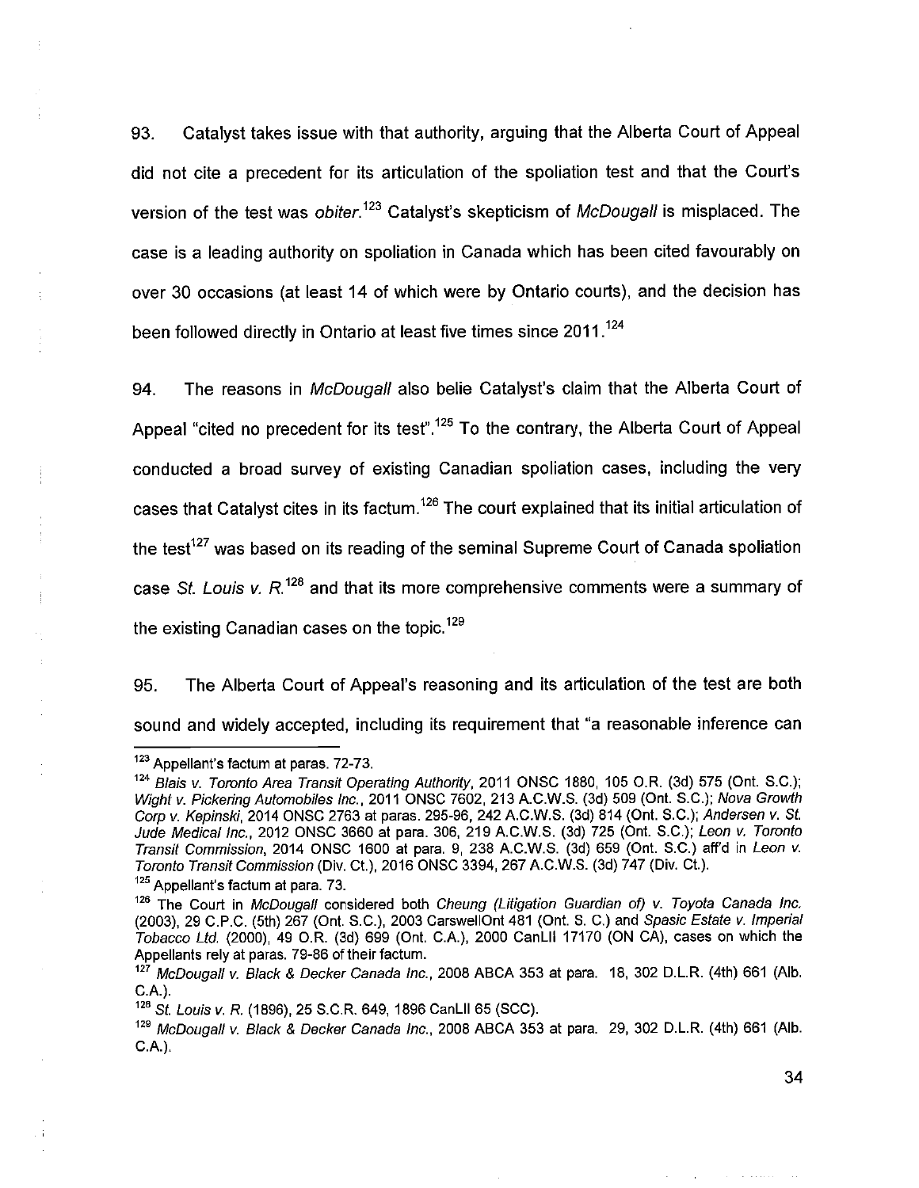93. Catalyst takes issue with that authority, arguing that the Alberta Court of Appeal did not cite a precedent for its articulation of the spoliation test and that the Court's version of the test was *obiter*.[123] Catalyst's skepticism of *McDougall* is misplaced. The case is a leading authority on spoliation in Canada which has been cited favourably on over 30 occasions (at least 14 of which were by Ontario courts), and the decision has been followed directly in Ontario at least five times since 2011.[124]

94. The reasons in *McDougall* also belie Catalyst's claim that the Alberta Court of Appeal "cited no precedent for its test".[125] To the contrary, the Alberta Court of Appeal conducted a broad survey of existing Canadian spoliation cases, including the very cases that Catalyst cites in its factum.[126] The court explained that its initial articulation of the test[127] was based on its reading of the seminal Supreme Court of Canada spoliation case *St. Louis v. R.*[128] and that its more comprehensive comments were a summary of the existing Canadian cases on the topic.[129]

95. The Alberta Court of Appeal's reasoning and its articulation of the test are both sound and widely accepted, including its requirement that "a reasonable inference can

---

[123] Appellant's factum at paras. 72-73.

[124] *Blais v. Toronto Area Transit Operating Authority*, 2011 ONSC 1880, 105 O.R. (3d) 575 (Ont. S.C.); *Wight v. Pickering Automobiles Inc.*, 2011 ONSC 7602, 213 A.C.W.S. (3d) 509 (Ont. S.C.); *Nova Growth Corp v. Kepinski*, 2014 ONSC 2763 at paras. 295-96, 242 A.C.W.S. (3d) 814 (Ont. S.C.); *Andersen v. St. Jude Medical Inc.*, 2012 ONSC 3660 at para. 306, 219 A.C.W.S. (3d) 725 (Ont. S.C.); *Leon v. Toronto Transit Commission*, 2014 ONSC 1600 at para. 9, 238 A.C.W.S. (3d) 659 (Ont. S.C.) aff'd in *Leon v. Toronto Transit Commission* (Div. Ct.), 2016 ONSC 3394, 267 A.C.W.S. (3d) 747 (Div. Ct.).

[125] Appellant's factum at para. 73.

[126] The Court in *McDougall* considered both *Cheung (Litigation Guardian of) v. Toyota Canada Inc.* (2003), 29 C.P.C. (5th) 267 (Ont. S.C.), 2003 CarswellOnt 481 (Ont. S. C.) and *Spasic Estate v. Imperial Tobacco Ltd.* (2000), 49 O.R. (3d) 699 (Ont. C.A.), 2000 CanLII 17170 (ON CA), cases on which the Appellants rely at paras. 79-86 of their factum.

[127] *McDougall v. Black & Decker Canada Inc.*, 2008 ABCA 353 at para. 18, 302 D.L.R. (4th) 661 (Alb. C.A.).

[128] *St. Louis v. R.* (1896), 25 S.C.R. 649, 1896 CanLII 65 (SCC).

[129] *McDougall v. Black & Decker Canada Inc.*, 2008 ABCA 353 at para. 29, 302 D.L.R. (4th) 661 (Alb. C.A.).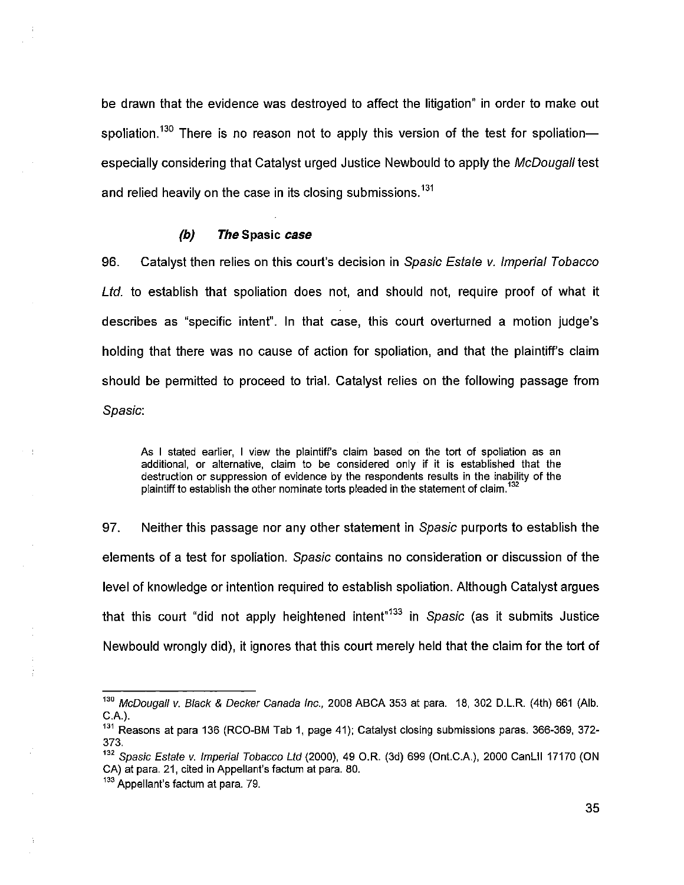be drawn that the evidence was destroyed to affect the litigation" in order to make out spoliation.[130] There is no reason not to apply this version of the test for spoliation—especially considering that Catalyst urged Justice Newbould to apply the *McDougall* test and relied heavily on the case in its closing submissions.[131]

#### *(b) The* Spasic *case*

96. Catalyst then relies on this court's decision in *Spasic Estate v. Imperial Tobacco Ltd.* to establish that spoliation does not, and should not, require proof of what it describes as "specific intent". In that case, this court overturned a motion judge's holding that there was no cause of action for spoliation, and that the plaintiff's claim should be permitted to proceed to trial. Catalyst relies on the following passage from *Spasic*:

> As I stated earlier, I view the plaintiff's claim based on the tort of spoliation as an additional, or alternative, claim to be considered only if it is established that the destruction or suppression of evidence by the respondents results in the inability of the plaintiff to establish the other nominate torts pleaded in the statement of claim.[132]

97. Neither this passage nor any other statement in *Spasic* purports to establish the elements of a test for spoliation. *Spasic* contains no consideration or discussion of the level of knowledge or intention required to establish spoliation. Although Catalyst argues that this court "did not apply heightened intent"[133] in *Spasic* (as it submits Justice Newbould wrongly did), it ignores that this court merely held that the claim for the tort of

---

[130] *McDougall v. Black & Decker Canada Inc.*, 2008 ABCA 353 at para. 18, 302 D.L.R. (4th) 661 (Alb. C.A.).

[131] Reasons at para 136 (RCO-BM Tab 1, page 41); Catalyst closing submissions paras. 366-369, 372-373.

[132] *Spasic Estate v. Imperial Tobacco Ltd* (2000), 49 O.R. (3d) 699 (Ont.C.A.), 2000 CanLII 17170 (ON CA) at para. 21, cited in Appellant's factum at para. 80.

[133] Appellant's factum at para. 79.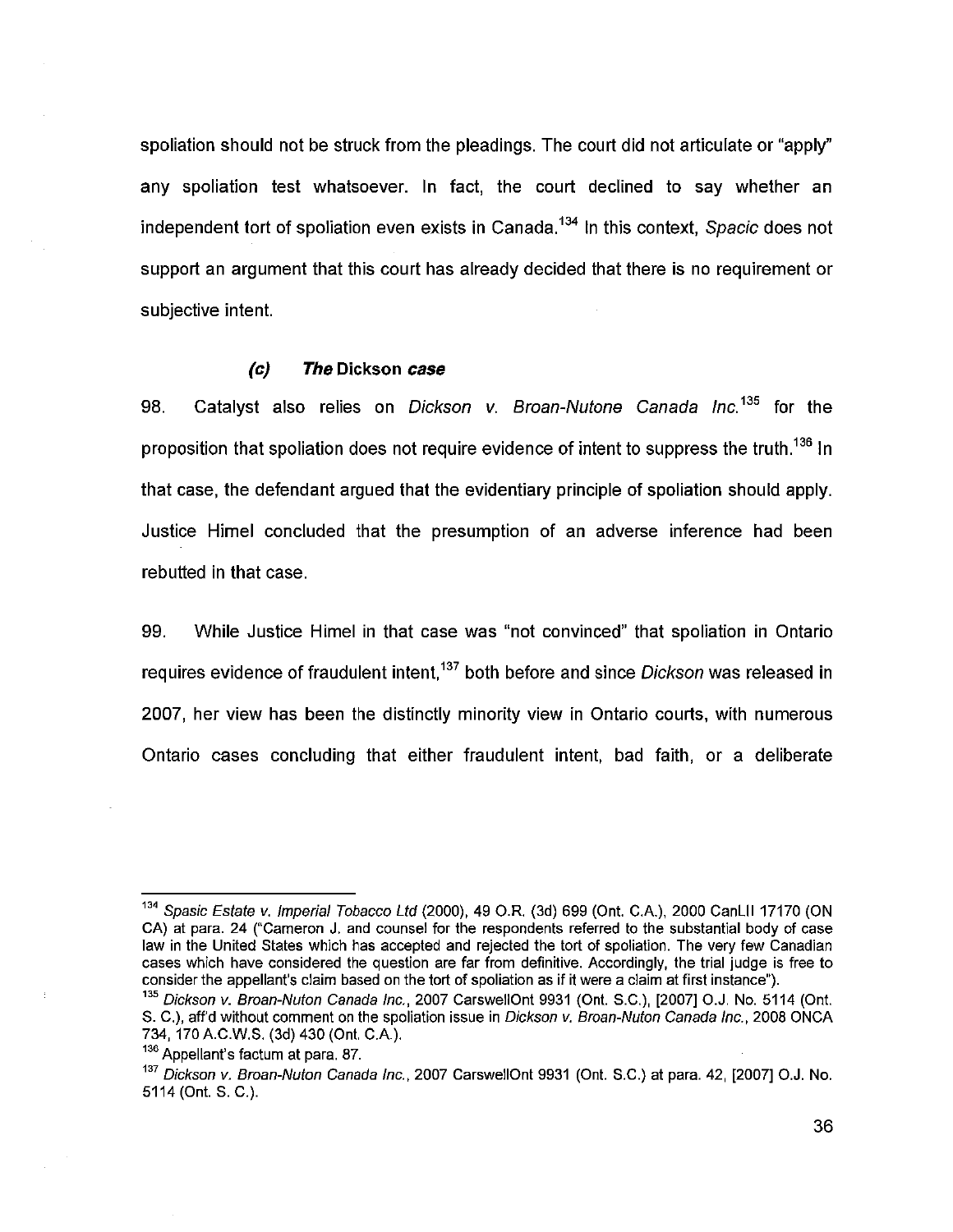spoliation should not be struck from the pleadings. The court did not articulate or "apply" any spoliation test whatsoever. In fact, the court declined to say whether an independent tort of spoliation even exists in Canada.[134] In this context, *Spacic* does not support an argument that this court has already decided that there is no requirement or subjective intent.

#### *(c) The* Dickson *case*

98. Catalyst also relies on *Dickson v. Broan-Nutone Canada Inc.*[135] for the proposition that spoliation does not require evidence of intent to suppress the truth.[136] In that case, the defendant argued that the evidentiary principle of spoliation should apply. Justice Himel concluded that the presumption of an adverse inference had been rebutted in that case.

99. While Justice Himel in that case was "not convinced" that spoliation in Ontario requires evidence of fraudulent intent,[137] both before and since *Dickson* was released in 2007, her view has been the distinctly minority view in Ontario courts, with numerous Ontario cases concluding that either fraudulent intent, bad faith, or a deliberate

---

[134] *Spasic Estate v. Imperial Tobacco Ltd* (2000), 49 O.R. (3d) 699 (Ont. C.A.), 2000 CanLII 17170 (ON CA) at para. 24 ("Cameron J. and counsel for the respondents referred to the substantial body of case law in the United States which has accepted and rejected the tort of spoliation. The very few Canadian cases which have considered the question are far from definitive. Accordingly, the trial judge is free to consider the appellant's claim based on the tort of spoliation as if it were a claim at first instance").

[135] *Dickson v. Broan-Nuton Canada Inc.*, 2007 CarswellOnt 9931 (Ont. S.C.), [2007] O.J. No. 5114 (Ont. S. C.), aff'd without comment on the spoliation issue in *Dickson v. Broan-Nuton Canada Inc.*, 2008 ONCA 734, 170 A.C.W.S. (3d) 430 (Ont. C.A.).

[136] Appellant's factum at para. 87.

[137] *Dickson v. Broan-Nuton Canada Inc.*, 2007 CarswellOnt 9931 (Ont. S.C.) at para. 42, [2007] O.J. No. 5114 (Ont. S. C.).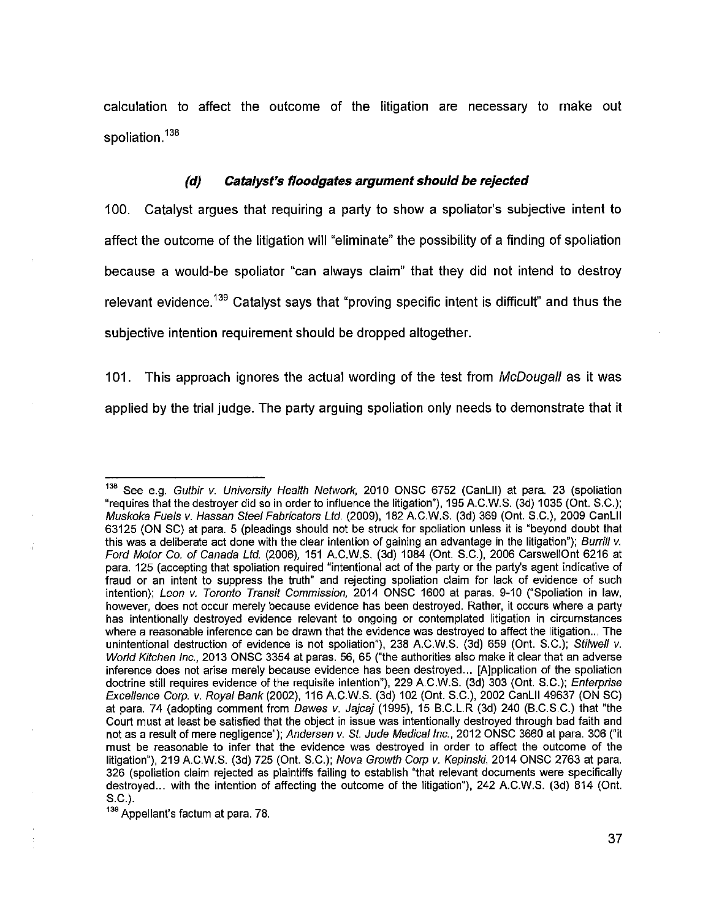calculation to affect the outcome of the litigation are necessary to make out spoliation.[138]

### *(d) Catalyst's floodgates argument should be rejected*

100. Catalyst argues that requiring a party to show a spoliator's subjective intent to affect the outcome of the litigation will "eliminate" the possibility of a finding of spoliation because a would-be spoliator "can always claim" that they did not intend to destroy relevant evidence.[139] Catalyst says that "proving specific intent is difficult" and thus the subjective intention requirement should be dropped altogether.

101. This approach ignores the actual wording of the test from *McDougall* as it was applied by the trial judge. The party arguing spoliation only needs to demonstrate that it

---

[138] See e.g. *Gutbir v. University Health Network*, 2010 ONSC 6752 (CanLII) at para. 23 (spoliation "requires that the destroyer did so in order to influence the litigation"), 195 A.C.W.S. (3d) 1035 (Ont. S.C.); *Muskoka Fuels v. Hassan Steel Fabricators Ltd.* (2009), 182 A.C.W.S. (3d) 369 (Ont. S.C.), 2009 CanLII 63125 (ON SC) at para. 5 (pleadings should not be struck for spoliation unless it is "beyond doubt that this was a deliberate act done with the clear intention of gaining an advantage in the litigation"); *Burrill v. Ford Motor Co. of Canada Ltd.* (2006), 151 A.C.W.S. (3d) 1084 (Ont. S.C.), 2006 CarswellOnt 6216 at para. 125 (accepting that spoliation required "intentional act of the party or the party's agent indicative of fraud or an intent to suppress the truth" and rejecting spoliation claim for lack of evidence of such intention); *Leon v. Toronto Transit Commission*, 2014 ONSC 1600 at paras. 9-10 ("Spoliation in law, however, does not occur merely because evidence has been destroyed. Rather, it occurs where a party has intentionally destroyed evidence relevant to ongoing or contemplated litigation in circumstances where a reasonable inference can be drawn that the evidence was destroyed to affect the litigation... The unintentional destruction of evidence is not spoliation"), 238 A.C.W.S. (3d) 659 (Ont. S.C.); *Stilwell v. World Kitchen Inc.*, 2013 ONSC 3354 at paras. 56, 65 ("the authorities also make it clear that an adverse inference does not arise merely because evidence has been destroyed... [A]pplication of the spoliation doctrine still requires evidence of the requisite intention"), 229 A.C.W.S. (3d) 303 (Ont. S.C.); *Enterprise Excellence Corp. v. Royal Bank* (2002), 116 A.C.W.S. (3d) 102 (Ont. S.C.), 2002 CanLII 49637 (ON SC) at para. 74 (adopting comment from *Dawes v. Jajcaj* (1995), 15 B.C.L.R (3d) 240 (B.C.S.C.) that "the Court must at least be satisfied that the object in issue was intentionally destroyed through bad faith and not as a result of mere negligence"); *Andersen v. St. Jude Medical Inc.*, 2012 ONSC 3660 at para. 306 ("it must be reasonable to infer that the evidence was destroyed in order to affect the outcome of the litigation"), 219 A.C.W.S. (3d) 725 (Ont. S.C.); *Nova Growth Corp v. Kepinski*, 2014 ONSC 2763 at para. 326 (spoliation claim rejected as plaintiffs failing to establish "that relevant documents were specifically destroyed... with the intention of affecting the outcome of the litigation"), 242 A.C.W.S. (3d) 814 (Ont. S.C.).

[139] Appellant's factum at para. 78.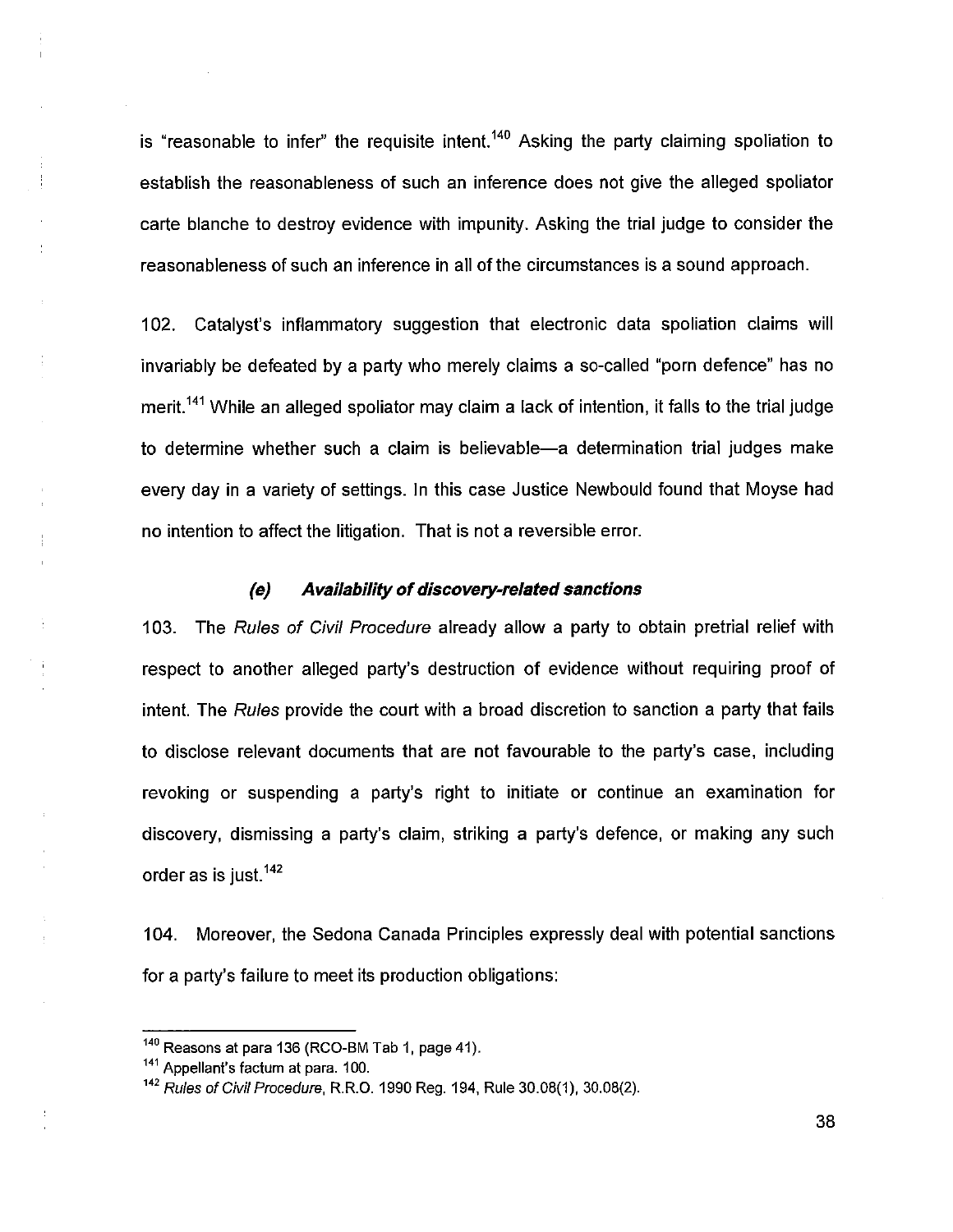is "reasonable to infer" the requisite intent.[140] Asking the party claiming spoliation to establish the reasonableness of such an inference does not give the alleged spoliator carte blanche to destroy evidence with impunity. Asking the trial judge to consider the reasonableness of such an inference in all of the circumstances is a sound approach.

102. Catalyst's inflammatory suggestion that electronic data spoliation claims will invariably be defeated by a party who merely claims a so-called "porn defence" has no merit.[141] While an alleged spoliator may claim a lack of intention, it falls to the trial judge to determine whether such a claim is believable—a determination trial judges make every day in a variety of settings. In this case Justice Newbould found that Moyse had no intention to affect the litigation. That is not a reversible error.

#### *(e) Availability of discovery-related sanctions*

103. The *Rules of Civil Procedure* already allow a party to obtain pretrial relief with respect to another alleged party's destruction of evidence without requiring proof of intent. The *Rules* provide the court with a broad discretion to sanction a party that fails to disclose relevant documents that are not favourable to the party's case, including revoking or suspending a party's right to initiate or continue an examination for discovery, dismissing a party's claim, striking a party's defence, or making any such order as is just.[142]

104. Moreover, the Sedona Canada Principles expressly deal with potential sanctions for a party's failure to meet its production obligations:

---

[140] Reasons at para 136 (RCO-BM Tab 1, page 41).

[141] Appellant's factum at para. 100.

[142] *Rules of Civil Procedure*, R.R.O. 1990 Reg. 194, Rule 30.08(1), 30.08(2).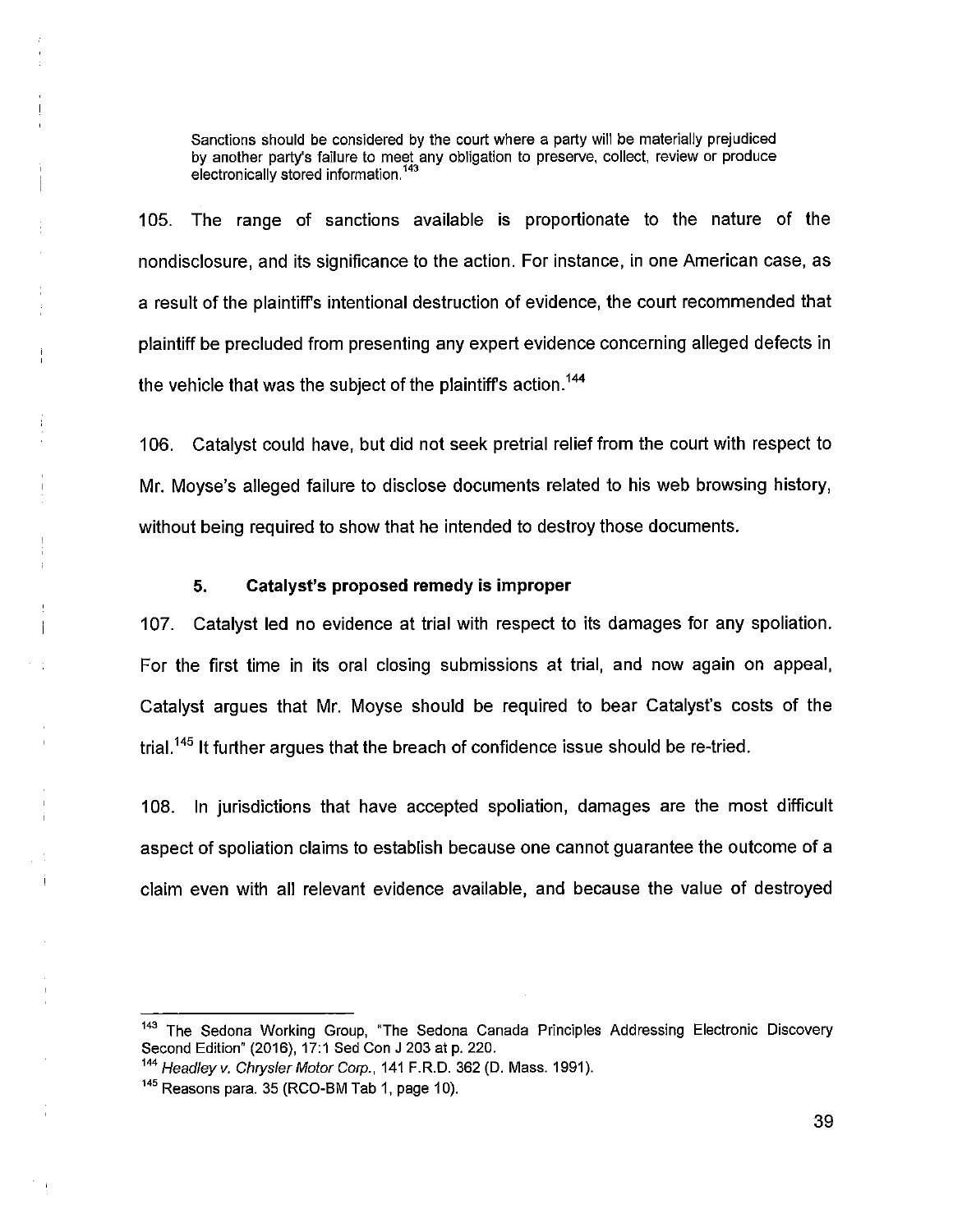> Sanctions should be considered by the court where a party will be materially prejudiced by another party's failure to meet any obligation to preserve, collect, review or produce electronically stored information.[143]

105. The range of sanctions available is proportionate to the nature of the nondisclosure, and its significance to the action. For instance, in one American case, as a result of the plaintiff's intentional destruction of evidence, the court recommended that plaintiff be precluded from presenting any expert evidence concerning alleged defects in the vehicle that was the subject of the plaintiff's action.[144]

106. Catalyst could have, but did not seek pretrial relief from the court with respect to Mr. Moyse's alleged failure to disclose documents related to his web browsing history, without being required to show that he intended to destroy those documents.

#### 5. Catalyst's proposed remedy is improper

107. Catalyst led no evidence at trial with respect to its damages for any spoliation. For the first time in its oral closing submissions at trial, and now again on appeal, Catalyst argues that Mr. Moyse should be required to bear Catalyst's costs of the trial.[145] It further argues that the breach of confidence issue should be re-tried.

108. In jurisdictions that have accepted spoliation, damages are the most difficult aspect of spoliation claims to establish because one cannot guarantee the outcome of a claim even with all relevant evidence available, and because the value of destroyed

---

[143] The Sedona Working Group, "The Sedona Canada Principles Addressing Electronic Discovery Second Edition" (2016), 17:1 Sed Con J 203 at p. 220.

[144] *Headley v. Chrysler Motor Corp.*, 141 F.R.D. 362 (D. Mass. 1991).

[145] Reasons para. 35 (RCO-BM Tab 1, page 10).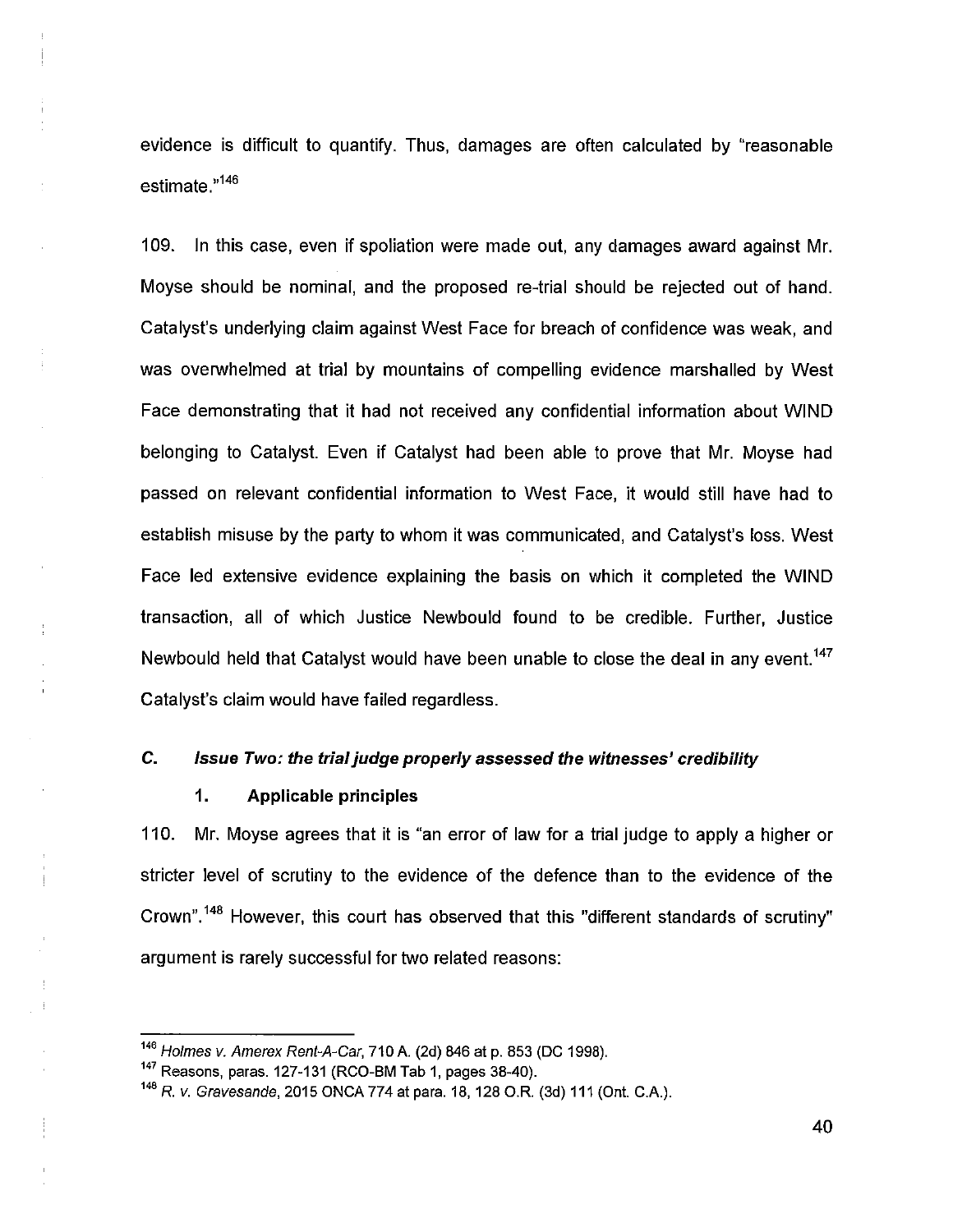evidence is difficult to quantify. Thus, damages are often calculated by "reasonable estimate."[146]

109. In this case, even if spoliation were made out, any damages award against Mr. Moyse should be nominal, and the proposed re-trial should be rejected out of hand. Catalyst's underlying claim against West Face for breach of confidence was weak, and was overwhelmed at trial by mountains of compelling evidence marshalled by West Face demonstrating that it had not received any confidential information about WIND belonging to Catalyst. Even if Catalyst had been able to prove that Mr. Moyse had passed on relevant confidential information to West Face, it would still have had to establish misuse by the party to whom it was communicated, and Catalyst's loss. West Face led extensive evidence explaining the basis on which it completed the WIND transaction, all of which Justice Newbould found to be credible. Further, Justice Newbould held that Catalyst would have been unable to close the deal in any event.[147] Catalyst's claim would have failed regardless.

### *C. Issue Two: the trial judge properly assessed the witnesses' credibility*

#### 1. Applicable principles

110. Mr. Moyse agrees that it is "an error of law for a trial judge to apply a higher or stricter level of scrutiny to the evidence of the defence than to the evidence of the Crown".[148] However, this court has observed that this "different standards of scrutiny" argument is rarely successful for two related reasons:

---

[146] *Holmes v. Amerex Rent-A-Car*, 710 A. (2d) 846 at p. 853 (DC 1998).

[147] Reasons, paras. 127-131 (RCO-BM Tab 1, pages 38-40).

[148] *R. v. Gravesande*, 2015 ONCA 774 at para. 18, 128 O.R. (3d) 111 (Ont. C.A.).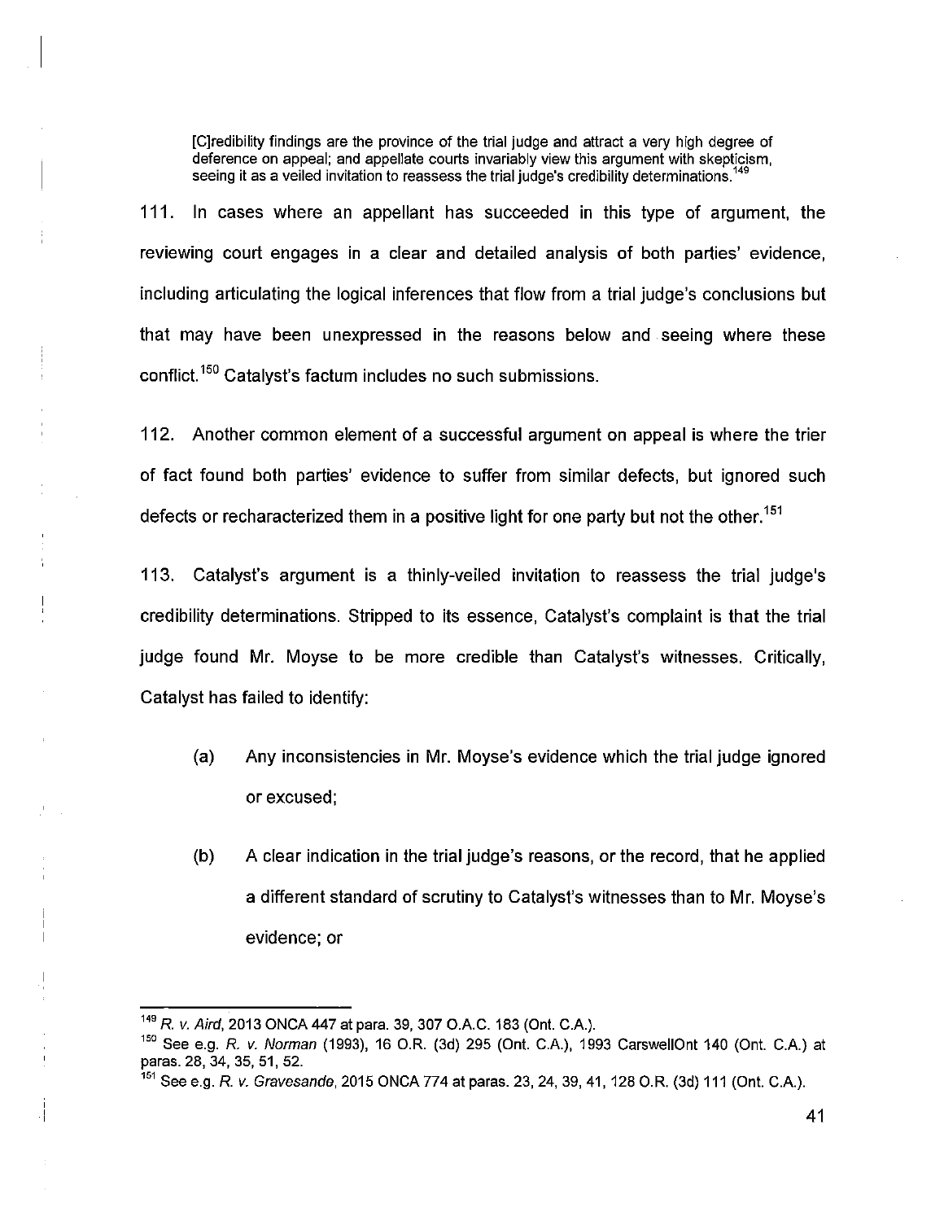> [C]redibility findings are the province of the trial judge and attract a very high degree of deference on appeal; and appellate courts invariably view this argument with skepticism, seeing it as a veiled invitation to reassess the trial judge's credibility determinations.[149]

111. In cases where an appellant has succeeded in this type of argument, the reviewing court engages in a clear and detailed analysis of both parties' evidence, including articulating the logical inferences that flow from a trial judge's conclusions but that may have been unexpressed in the reasons below and seeing where these conflict.[150] Catalyst's factum includes no such submissions.

112. Another common element of a successful argument on appeal is where the trier of fact found both parties' evidence to suffer from similar defects, but ignored such defects or recharacterized them in a positive light for one party but not the other.[151]

113. Catalyst's argument is a thinly-veiled invitation to reassess the trial judge's credibility determinations. Stripped to its essence, Catalyst's complaint is that the trial judge found Mr. Moyse to be more credible than Catalyst's witnesses. Critically, Catalyst has failed to identify:

(a) Any inconsistencies in Mr. Moyse's evidence which the trial judge ignored or excused;

(b) A clear indication in the trial judge's reasons, or the record, that he applied a different standard of scrutiny to Catalyst's witnesses than to Mr. Moyse's evidence; or

---

[149] *R. v. Aird*, 2013 ONCA 447 at para. 39, 307 O.A.C. 183 (Ont. C.A.).

[150] See e.g. *R. v. Norman* (1993), 16 O.R. (3d) 295 (Ont. C.A.), 1993 CarswellOnt 140 (Ont. C.A.) at paras. 28, 34, 35, 51, 52.

[151] See e.g. *R. v. Gravesande*, 2015 ONCA 774 at paras. 23, 24, 39, 41, 128 O.R. (3d) 111 (Ont. C.A.).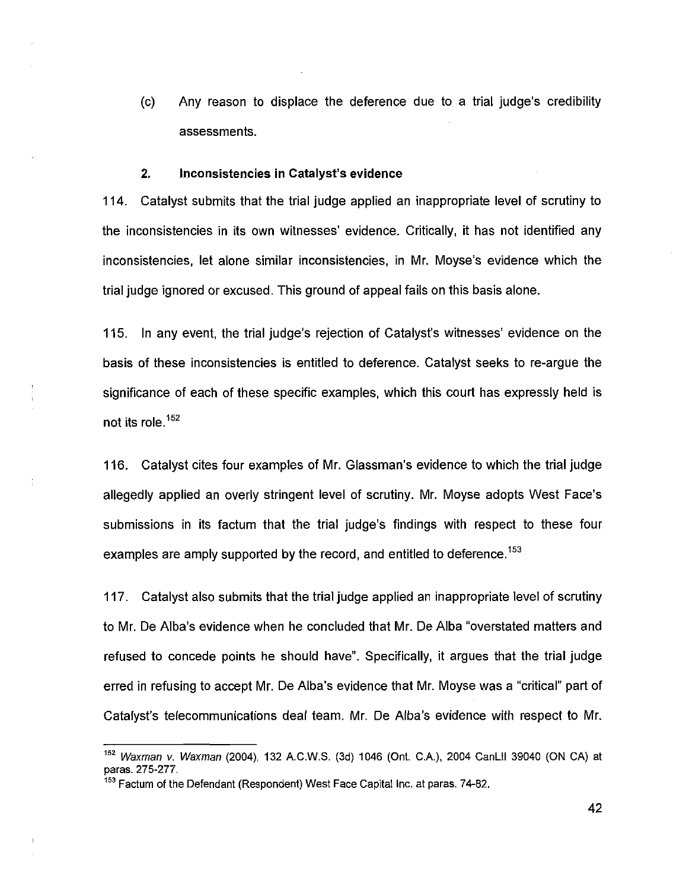(c) Any reason to displace the deference due to a trial judge's credibility assessments.

### 2. Inconsistencies in Catalyst's evidence

114. Catalyst submits that the trial judge applied an inappropriate level of scrutiny to the inconsistencies in its own witnesses' evidence. Critically, it has not identified any inconsistencies, let alone similar inconsistencies, in Mr. Moyse's evidence which the trial judge ignored or excused. This ground of appeal fails on this basis alone.

115. In any event, the trial judge's rejection of Catalyst's witnesses' evidence on the basis of these inconsistencies is entitled to deference. Catalyst seeks to re-argue the significance of each of these specific examples, which this court has expressly held is not its role.[152]

116. Catalyst cites four examples of Mr. Glassman's evidence to which the trial judge allegedly applied an overly stringent level of scrutiny. Mr. Moyse adopts West Face's submissions in its factum that the trial judge's findings with respect to these four examples are amply supported by the record, and entitled to deference.[153]

117. Catalyst also submits that the trial judge applied an inappropriate level of scrutiny to Mr. De Alba's evidence when he concluded that Mr. De Alba "overstated matters and refused to concede points he should have". Specifically, it argues that the trial judge erred in refusing to accept Mr. De Alba's evidence that Mr. Moyse was a "critical" part of Catalyst's telecommunications deal team. Mr. De Alba's evidence with respect to Mr.

---

[152] *Waxman v. Waxman* (2004), 132 A.C.W.S. (3d) 1046 (Ont. C.A.), 2004 CanLII 39040 (ON CA) at paras. 275-277.

[153] Factum of the Defendant (Respondent) West Face Capital Inc. at paras. 74-82.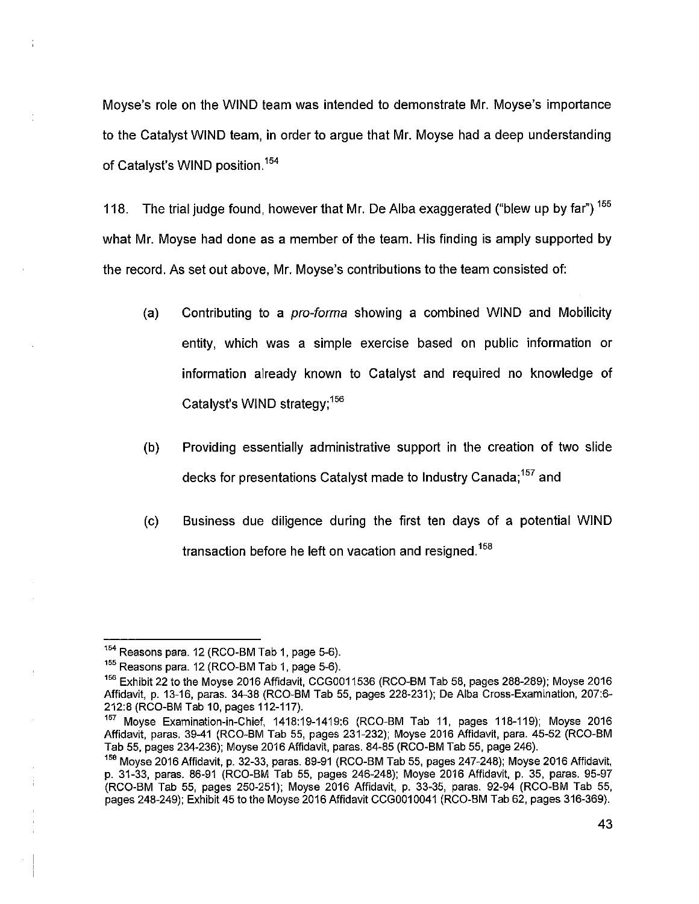Moyse's role on the WIND team was intended to demonstrate Mr. Moyse's importance to the Catalyst WIND team, in order to argue that Mr. Moyse had a deep understanding of Catalyst's WIND position.[154]

118. The trial judge found, however that Mr. De Alba exaggerated ("blew up by far") [155] what Mr. Moyse had done as a member of the team. His finding is amply supported by the record. As set out above, Mr. Moyse's contributions to the team consisted of:

(a) Contributing to a *pro-forma* showing a combined WIND and Mobilicity entity, which was a simple exercise based on public information or information already known to Catalyst and required no knowledge of Catalyst's WIND strategy;[156]

(b) Providing essentially administrative support in the creation of two slide decks for presentations Catalyst made to Industry Canada;[157] and

(c) Business due diligence during the first ten days of a potential WIND transaction before he left on vacation and resigned.[158]

---

[154] Reasons para. 12 (RCO-BM Tab 1, page 5-6).

[155] Reasons para. 12 (RCO-BM Tab 1, page 5-6).

[156] Exhibit 22 to the Moyse 2016 Affidavit, CCG0011536 (RCO-BM Tab 58, pages 288-289); Moyse 2016 Affidavit, p. 13-16, paras. 34-38 (RCO-BM Tab 55, pages 228-231); De Alba Cross-Examination, 207:6-212:8 (RCO-BM Tab 10, pages 112-117).

[157] Moyse Examination-in-Chief, 1418:19-1419:6 (RCO-BM Tab 11, pages 118-119); Moyse 2016 Affidavit, paras. 39-41 (RCO-BM Tab 55, pages 231-232); Moyse 2016 Affidavit, para. 45-52 (RCO-BM Tab 55, pages 234-236); Moyse 2016 Affidavit, paras. 84-85 (RCO-BM Tab 55, page 246).

[158] Moyse 2016 Affidavit, p. 32-33, paras. 89-91 (RCO-BM Tab 55, pages 247-248); Moyse 2016 Affidavit, p. 31-33, paras. 86-91 (RCO-BM Tab 55, pages 246-248); Moyse 2016 Affidavit, p. 35, paras. 95-97 (RCO-BM Tab 55, pages 250-251); Moyse 2016 Affidavit, p. 33-35, paras. 92-94 (RCO-BM Tab 55, pages 248-249); Exhibit 45 to the Moyse 2016 Affidavit CCG0010041 (RCO-BM Tab 62, pages 316-369).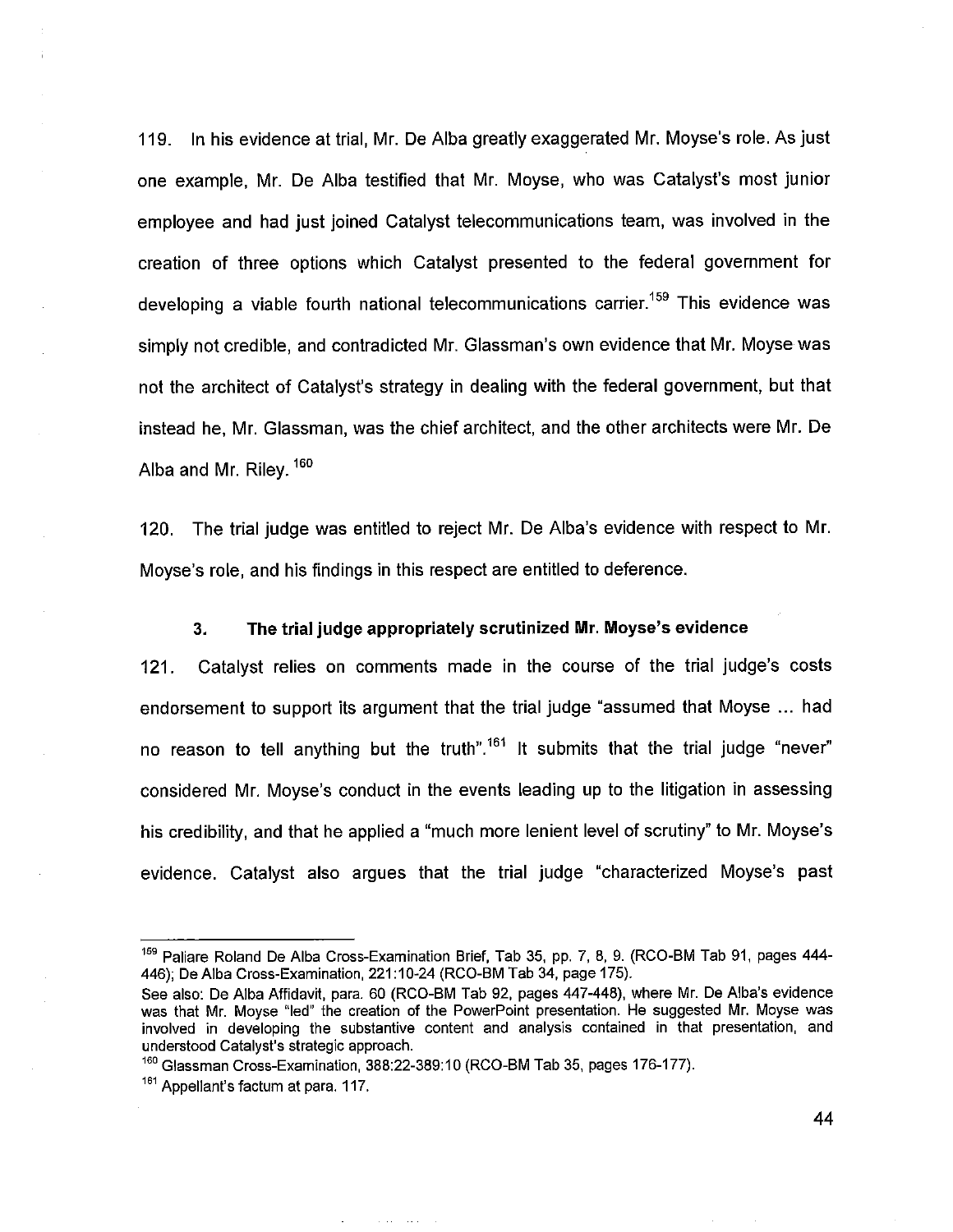119. In his evidence at trial, Mr. De Alba greatly exaggerated Mr. Moyse's role. As just one example, Mr. De Alba testified that Mr. Moyse, who was Catalyst's most junior employee and had just joined Catalyst telecommunications team, was involved in the creation of three options which Catalyst presented to the federal government for developing a viable fourth national telecommunications carrier.[159] This evidence was simply not credible, and contradicted Mr. Glassman's own evidence that Mr. Moyse was not the architect of Catalyst's strategy in dealing with the federal government, but that instead he, Mr. Glassman, was the chief architect, and the other architects were Mr. De Alba and Mr. Riley.[160]

120. The trial judge was entitled to reject Mr. De Alba's evidence with respect to Mr. Moyse's role, and his findings in this respect are entitled to deference.

### 3. The trial judge appropriately scrutinized Mr. Moyse's evidence

121. Catalyst relies on comments made in the course of the trial judge's costs endorsement to support its argument that the trial judge "assumed that Moyse ... had no reason to tell anything but the truth".[161] It submits that the trial judge "never" considered Mr. Moyse's conduct in the events leading up to the litigation in assessing his credibility, and that he applied a "much more lenient level of scrutiny" to Mr. Moyse's evidence. Catalyst also argues that the trial judge "characterized Moyse's past

---

[159] Paliare Roland De Alba Cross-Examination Brief, Tab 35, pp. 7, 8, 9. (RCO-BM Tab 91, pages 444-446); De Alba Cross-Examination, 221:10-24 (RCO-BM Tab 34, page 175).

See also: De Alba Affidavit, para. 60 (RCO-BM Tab 92, pages 447-448), where Mr. De Alba's evidence was that Mr. Moyse "led" the creation of the PowerPoint presentation. He suggested Mr. Moyse was involved in developing the substantive content and analysis contained in that presentation, and understood Catalyst's strategic approach.

[160] Glassman Cross-Examination, 388:22-389:10 (RCO-BM Tab 35, pages 176-177).

[161] Appellant's factum at para. 117.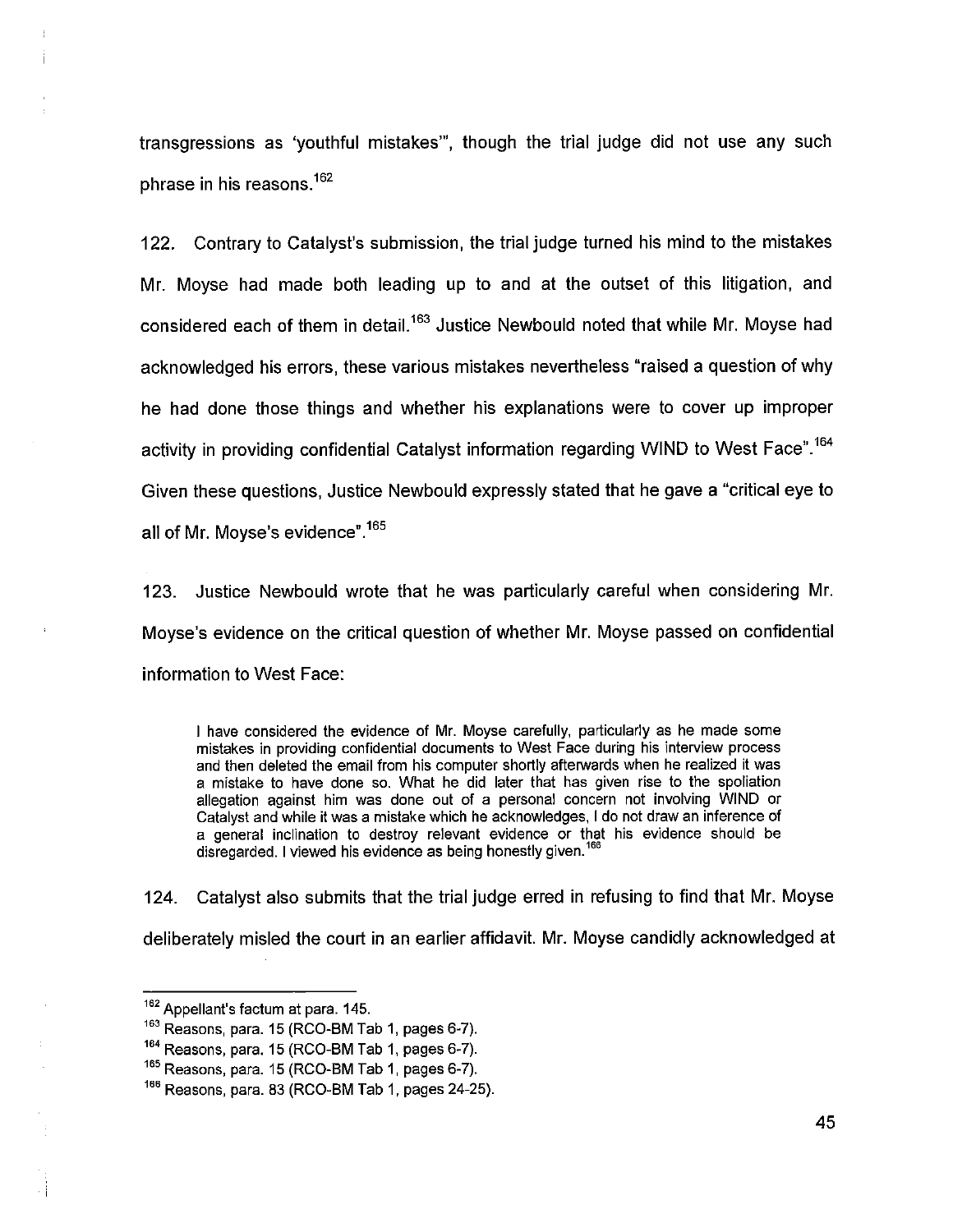transgressions as 'youthful mistakes'", though the trial judge did not use any such phrase in his reasons.[162]

122. Contrary to Catalyst's submission, the trial judge turned his mind to the mistakes Mr. Moyse had made both leading up to and at the outset of this litigation, and considered each of them in detail.[163] Justice Newbould noted that while Mr. Moyse had acknowledged his errors, these various mistakes nevertheless "raised a question of why he had done those things and whether his explanations were to cover up improper activity in providing confidential Catalyst information regarding WIND to West Face".[164] Given these questions, Justice Newbould expressly stated that he gave a "critical eye to all of Mr. Moyse's evidence".[165]

123. Justice Newbould wrote that he was particularly careful when considering Mr. Moyse's evidence on the critical question of whether Mr. Moyse passed on confidential information to West Face:

> I have considered the evidence of Mr. Moyse carefully, particularly as he made some mistakes in providing confidential documents to West Face during his interview process and then deleted the email from his computer shortly afterwards when he realized it was a mistake to have done so. What he did later that has given rise to the spoliation allegation against him was done out of a personal concern not involving WIND or Catalyst and while it was a mistake which he acknowledges, I do not draw an inference of a general inclination to destroy relevant evidence or that his evidence should be disregarded. I viewed his evidence as being honestly given.[166]

124. Catalyst also submits that the trial judge erred in refusing to find that Mr. Moyse deliberately misled the court in an earlier affidavit. Mr. Moyse candidly acknowledged at

---

[162] Appellant's factum at para. 145.

[163] Reasons, para. 15 (RCO-BM Tab 1, pages 6-7).

[164] Reasons, para. 15 (RCO-BM Tab 1, pages 6-7).

[165] Reasons, para. 15 (RCO-BM Tab 1, pages 6-7).

[166] Reasons, para. 83 (RCO-BM Tab 1, pages 24-25).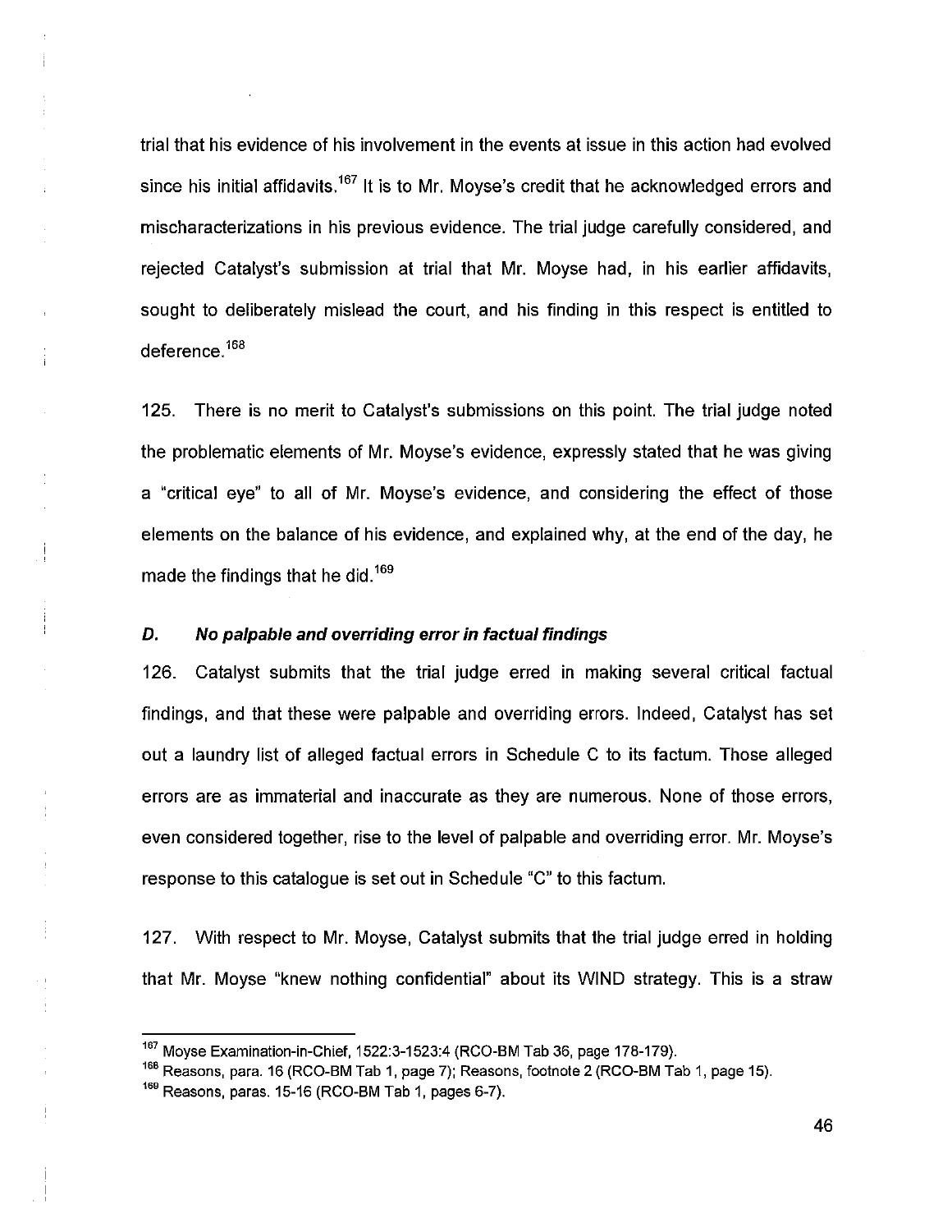trial that his evidence of his involvement in the events at issue in this action had evolved since his initial affidavits.[167] It is to Mr. Moyse's credit that he acknowledged errors and mischaracterizations in his previous evidence. The trial judge carefully considered, and rejected Catalyst's submission at trial that Mr. Moyse had, in his earlier affidavits, sought to deliberately mislead the court, and his finding in this respect is entitled to deference.[168]

125. There is no merit to Catalyst's submissions on this point. The trial judge noted the problematic elements of Mr. Moyse's evidence, expressly stated that he was giving a "critical eye" to all of Mr. Moyse's evidence, and considering the effect of those elements on the balance of his evidence, and explained why, at the end of the day, he made the findings that he did.[169]

### *D. No palpable and overriding error in factual findings*

126. Catalyst submits that the trial judge erred in making several critical factual findings, and that these were palpable and overriding errors. Indeed, Catalyst has set out a laundry list of alleged factual errors in Schedule C to its factum. Those alleged errors are as immaterial and inaccurate as they are numerous. None of those errors, even considered together, rise to the level of palpable and overriding error. Mr. Moyse's response to this catalogue is set out in Schedule "C" to this factum.

127. With respect to Mr. Moyse, Catalyst submits that the trial judge erred in holding that Mr. Moyse "knew nothing confidential" about its WIND strategy. This is a straw

---

[167] Moyse Examination-in-Chief, 1522:3-1523:4 (RCO-BM Tab 36, page 178-179).

[168] Reasons, para. 16 (RCO-BM Tab 1, page 7); Reasons, footnote 2 (RCO-BM Tab 1, page 15).

[169] Reasons, paras. 15-16 (RCO-BM Tab 1, pages 6-7).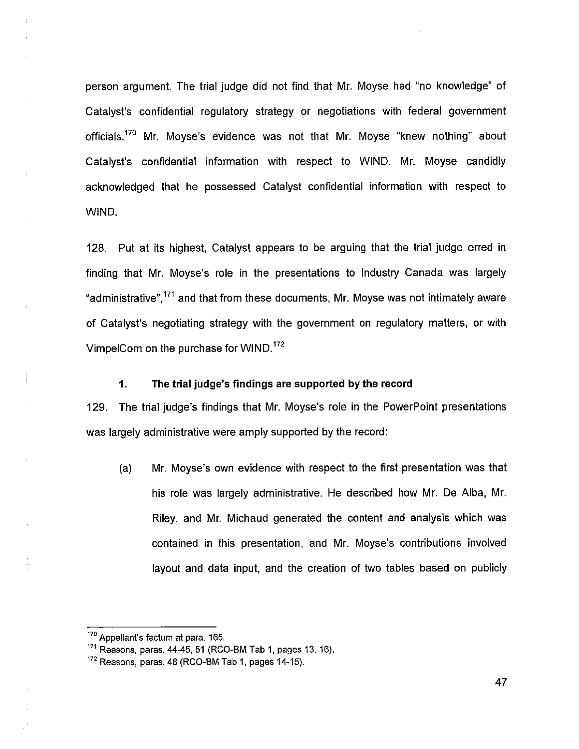person argument. The trial judge did not find that Mr. Moyse had "no knowledge" of Catalyst's confidential regulatory strategy or negotiations with federal government officials.[170] Mr. Moyse's evidence was not that Mr. Moyse "knew nothing" about Catalyst's confidential information with respect to WIND. Mr. Moyse candidly acknowledged that he possessed Catalyst confidential information with respect to WIND.

128. Put at its highest, Catalyst appears to be arguing that the trial judge erred in finding that Mr. Moyse's role in the presentations to Industry Canada was largely "administrative",[171] and that from these documents, Mr. Moyse was not intimately aware of Catalyst's negotiating strategy with the government on regulatory matters, or with VimpelCom on the purchase for WIND.[172]

### 1. The trial judge's findings are supported by the record

129. The trial judge's findings that Mr. Moyse's role in the PowerPoint presentations was largely administrative were amply supported by the record:

(a) Mr. Moyse's own evidence with respect to the first presentation was that his role was largely administrative. He described how Mr. De Alba, Mr. Riley, and Mr. Michaud generated the content and analysis which was contained in this presentation, and Mr. Moyse's contributions involved layout and data input, and the creation of two tables based on publicly

---

[170] Appellant's factum at para. 165.

[171] Reasons, paras. 44-45, 51 (RCO-BM Tab 1, pages 13, 16).

[172] Reasons, paras. 48 (RCO-BM Tab 1, pages 14-15).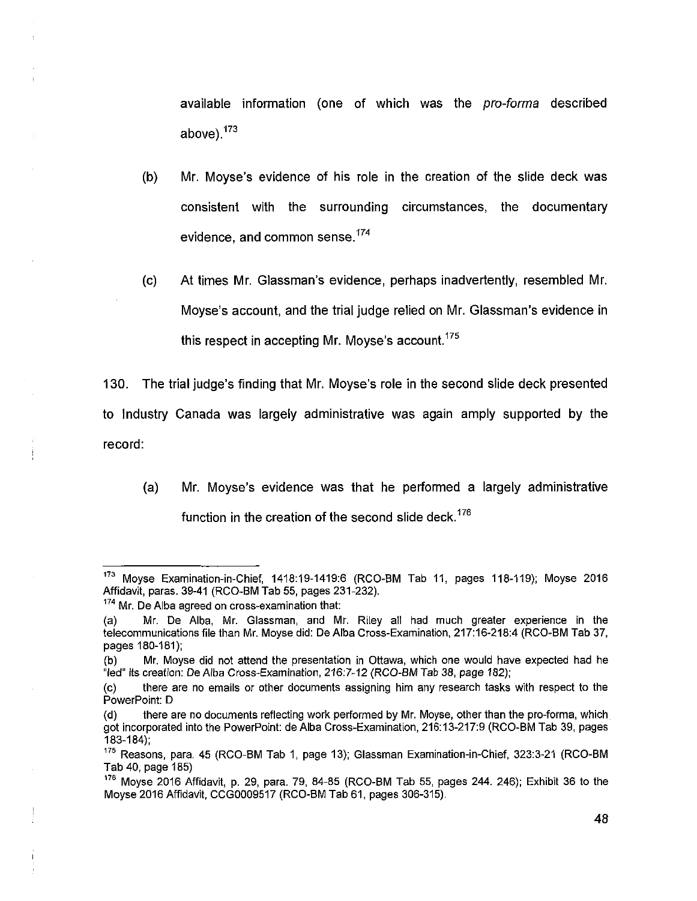available information (one of which was the *pro-forma* described above).[173]

(b) Mr. Moyse's evidence of his role in the creation of the slide deck was consistent with the surrounding circumstances, the documentary evidence, and common sense.[174]

(c) At times Mr. Glassman's evidence, perhaps inadvertently, resembled Mr. Moyse's account, and the trial judge relied on Mr. Glassman's evidence in this respect in accepting Mr. Moyse's account.[175]

130. The trial judge's finding that Mr. Moyse's role in the second slide deck presented to Industry Canada was largely administrative was again amply supported by the record:

(a) Mr. Moyse's evidence was that he performed a largely administrative function in the creation of the second slide deck.[176]

---

[173] Moyse Examination-in-Chief, 1418:19-1419:6 (RCO-BM Tab 11, pages 118-119); Moyse 2016 Affidavit, paras. 39-41 (RCO-BM Tab 55, pages 231-232).

[174] Mr. De Alba agreed on cross-examination that:

(a) Mr. De Alba, Mr. Glassman, and Mr. Riley all had much greater experience in the telecommunications file than Mr. Moyse did: De Alba Cross-Examination, 217:16-218:4 (RCO-BM Tab 37, pages 180-181);

(b) Mr. Moyse did not attend the presentation in Ottawa, which one would have expected had he "led" its creation: *De Alba Cross-Examination, 216:7-12 (RCO-BM Tab 38, page 182)*;

(c) there are no emails or other documents assigning him any research tasks with respect to the PowerPoint: D

(d) there are no documents reflecting work performed by Mr. Moyse, other than the pro-forma, which got incorporated into the PowerPoint: de Alba Cross-Examination, 216:13-217:9 (RCO-BM Tab 39, pages 183-184);

[175] Reasons, para. 45 (RCO-BM Tab 1, page 13); Glassman Examination-in-Chief, 323:3-21 (RCO-BM Tab 40, page 185)

[176] Moyse 2016 Affidavit, p. 29, para. 79, 84-85 (RCO-BM Tab 55, pages 244. 246); Exhibit 36 to the Moyse 2016 Affidavit, CCG0009517 (RCO-BM Tab 61, pages 306-315).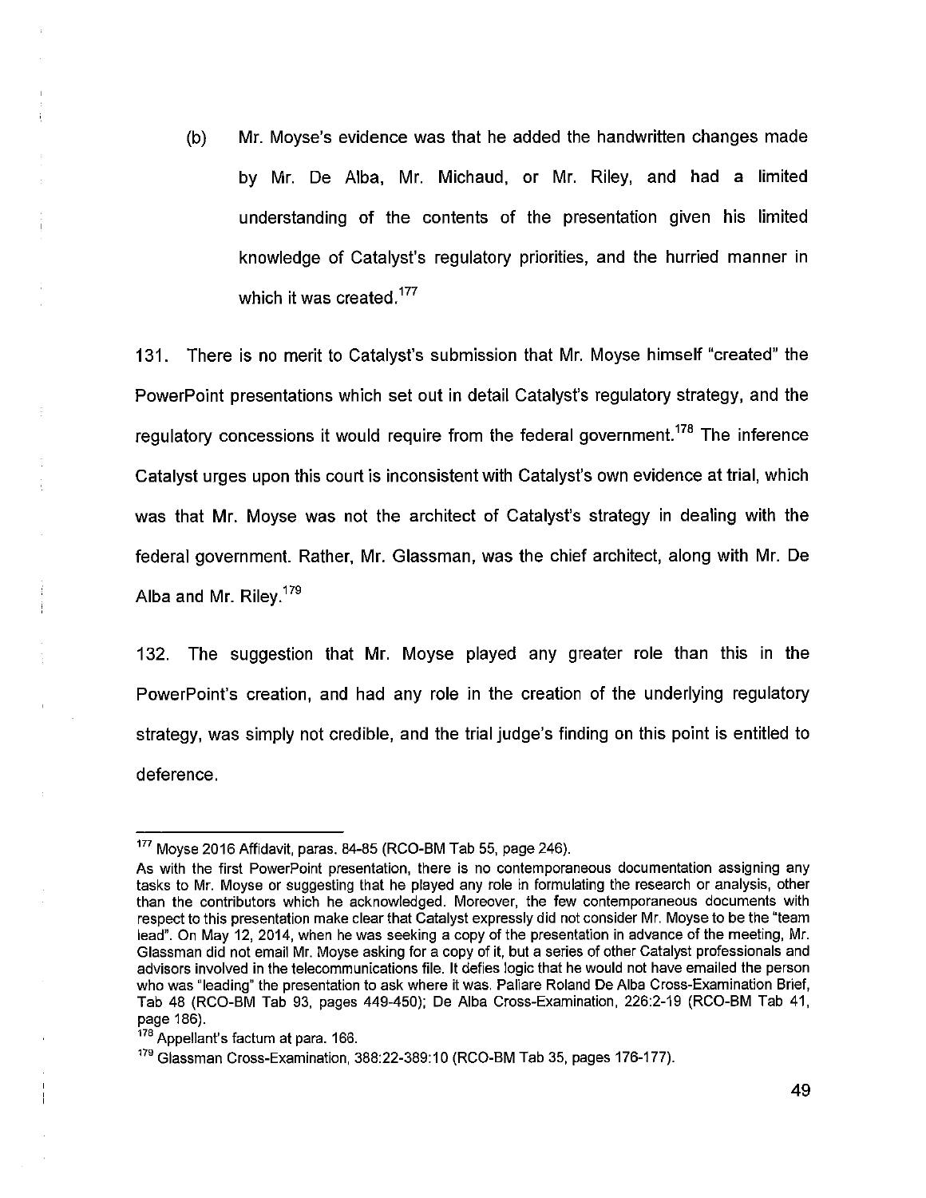(b) Mr. Moyse's evidence was that he added the handwritten changes made by Mr. De Alba, Mr. Michaud, or Mr. Riley, and had a limited understanding of the contents of the presentation given his limited knowledge of Catalyst's regulatory priorities, and the hurried manner in which it was created.[177]

131. There is no merit to Catalyst's submission that Mr. Moyse himself "created" the PowerPoint presentations which set out in detail Catalyst's regulatory strategy, and the regulatory concessions it would require from the federal government.[178] The inference Catalyst urges upon this court is inconsistent with Catalyst's own evidence at trial, which was that Mr. Moyse was not the architect of Catalyst's strategy in dealing with the federal government. Rather, Mr. Glassman, was the chief architect, along with Mr. De Alba and Mr. Riley.[179]

132. The suggestion that Mr. Moyse played any greater role than this in the PowerPoint's creation, and had any role in the creation of the underlying regulatory strategy, was simply not credible, and the trial judge's finding on this point is entitled to deference.

---

[177] Moyse 2016 Affidavit, paras. 84-85 (RCO-BM Tab 55, page 246).

As with the first PowerPoint presentation, there is no contemporaneous documentation assigning any tasks to Mr. Moyse or suggesting that he played any role in formulating the research or analysis, other than the contributors which he acknowledged. Moreover, the few contemporaneous documents with respect to this presentation make clear that Catalyst expressly did not consider Mr. Moyse to be the "team lead". On May 12, 2014, when he was seeking a copy of the presentation in advance of the meeting, Mr. Glassman did not email Mr. Moyse asking for a copy of it, but a series of other Catalyst professionals and advisors involved in the telecommunications file. It defies logic that he would not have emailed the person who was "leading" the presentation to ask where it was. Paliare Roland De Alba Cross-Examination Brief, Tab 48 (RCO-BM Tab 93, pages 449-450); De Alba Cross-Examination, 226:2-19 (RCO-BM Tab 41, page 186).

[178] Appellant's factum at para. 166.

[179] Glassman Cross-Examination, 388:22-389:10 (RCO-BM Tab 35, pages 176-177).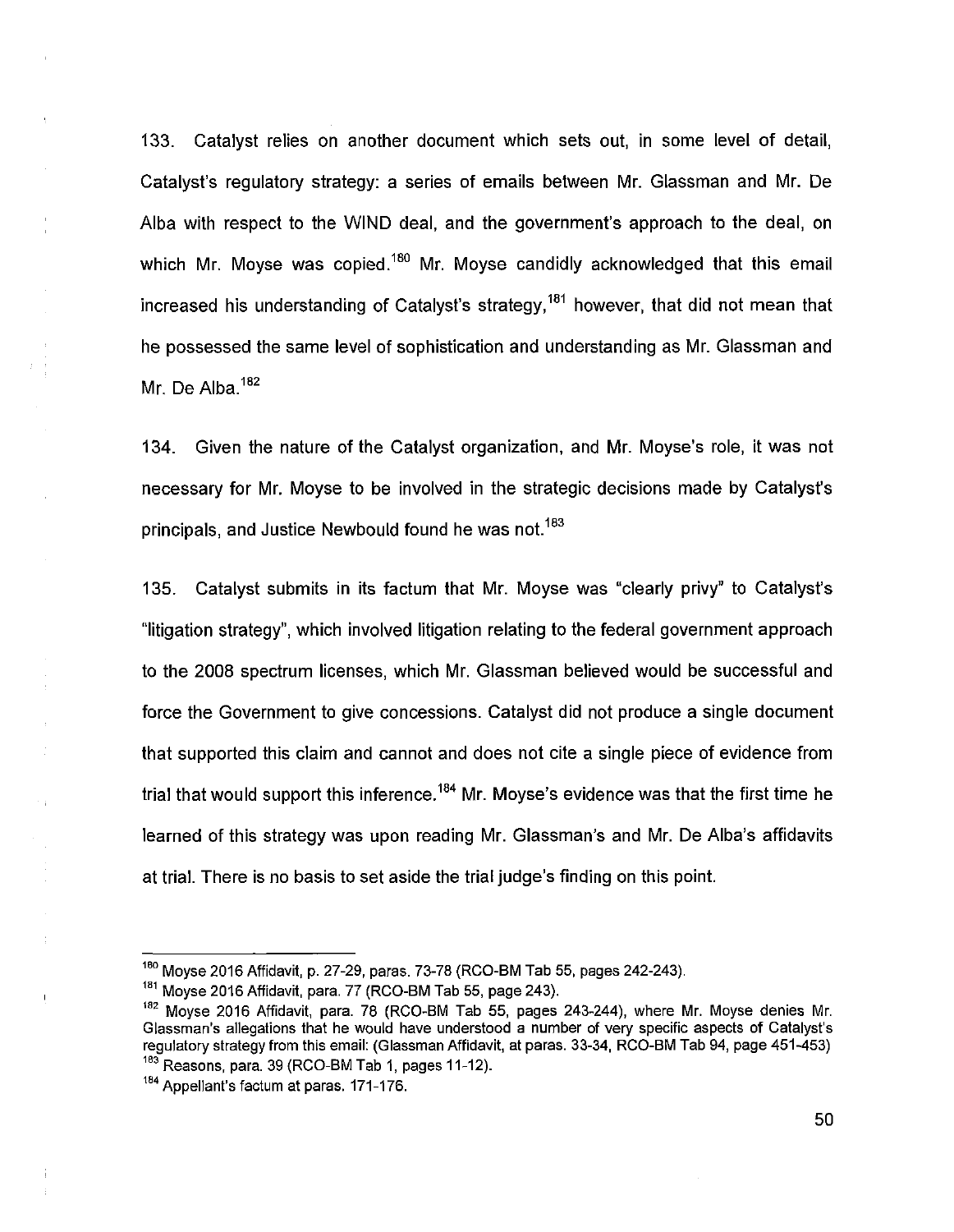133. Catalyst relies on another document which sets out, in some level of detail, Catalyst's regulatory strategy: a series of emails between Mr. Glassman and Mr. De Alba with respect to the WIND deal, and the government's approach to the deal, on which Mr. Moyse was copied.[180] Mr. Moyse candidly acknowledged that this email increased his understanding of Catalyst's strategy,[181] however, that did not mean that he possessed the same level of sophistication and understanding as Mr. Glassman and Mr. De Alba.[182]

134. Given the nature of the Catalyst organization, and Mr. Moyse's role, it was not necessary for Mr. Moyse to be involved in the strategic decisions made by Catalyst's principals, and Justice Newbould found he was not.[183]

135. Catalyst submits in its factum that Mr. Moyse was "clearly privy" to Catalyst's "litigation strategy", which involved litigation relating to the federal government approach to the 2008 spectrum licenses, which Mr. Glassman believed would be successful and force the Government to give concessions. Catalyst did not produce a single document that supported this claim and cannot and does not cite a single piece of evidence from trial that would support this inference.[184] Mr. Moyse's evidence was that the first time he learned of this strategy was upon reading Mr. Glassman's and Mr. De Alba's affidavits at trial. There is no basis to set aside the trial judge's finding on this point.

---

[180] Moyse 2016 Affidavit, p. 27-29, paras. 73-78 (RCO-BM Tab 55, pages 242-243).

[181] Moyse 2016 Affidavit, para. 77 (RCO-BM Tab 55, page 243).

[182] Moyse 2016 Affidavit, para. 78 (RCO-BM Tab 55, pages 243-244), where Mr. Moyse denies Mr. Glassman's allegations that he would have understood a number of very specific aspects of Catalyst's regulatory strategy from this email: (Glassman Affidavit, at paras. 33-34, RCO-BM Tab 94, page 451-453)

[183] Reasons, para. 39 (RCO-BM Tab 1, pages 11-12).

[184] Appellant's factum at paras. 171-176.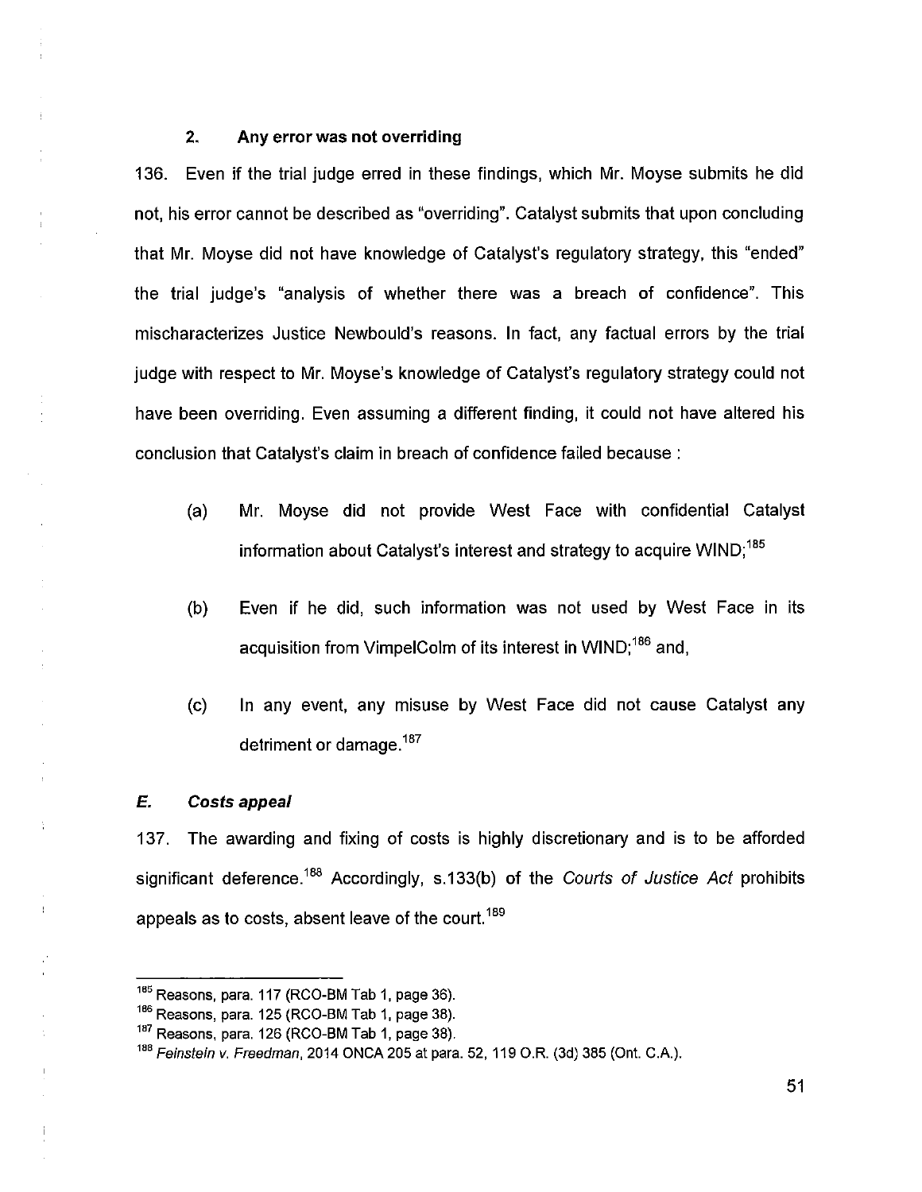### 2. Any error was not overriding

136. Even if the trial judge erred in these findings, which Mr. Moyse submits he did not, his error cannot be described as "overriding". Catalyst submits that upon concluding that Mr. Moyse did not have knowledge of Catalyst's regulatory strategy, this "ended" the trial judge's "analysis of whether there was a breach of confidence". This mischaracterizes Justice Newbould's reasons. In fact, any factual errors by the trial judge with respect to Mr. Moyse's knowledge of Catalyst's regulatory strategy could not have been overriding. Even assuming a different finding, it could not have altered his conclusion that Catalyst's claim in breach of confidence failed because :

(a) Mr. Moyse did not provide West Face with confidential Catalyst information about Catalyst's interest and strategy to acquire WIND;[185]

(b) Even if he did, such information was not used by West Face in its acquisition from VimpelColm of its interest in WIND;[186] and,

(c) In any event, any misuse by West Face did not cause Catalyst any detriment or damage.[187]

### *E. Costs appeal*

137. The awarding and fixing of costs is highly discretionary and is to be afforded significant deference.[188] Accordingly, s.133(b) of the *Courts of Justice Act* prohibits appeals as to costs, absent leave of the court.[189]

---

[185] Reasons, para. 117 (RCO-BM Tab 1, page 36).
[186] Reasons, para. 125 (RCO-BM Tab 1, page 38).
[187] Reasons, para. 126 (RCO-BM Tab 1, page 38).
[188] *Feinstein v. Freedman*, 2014 ONCA 205 at para. 52, 119 O.R. (3d) 385 (Ont. C.A.).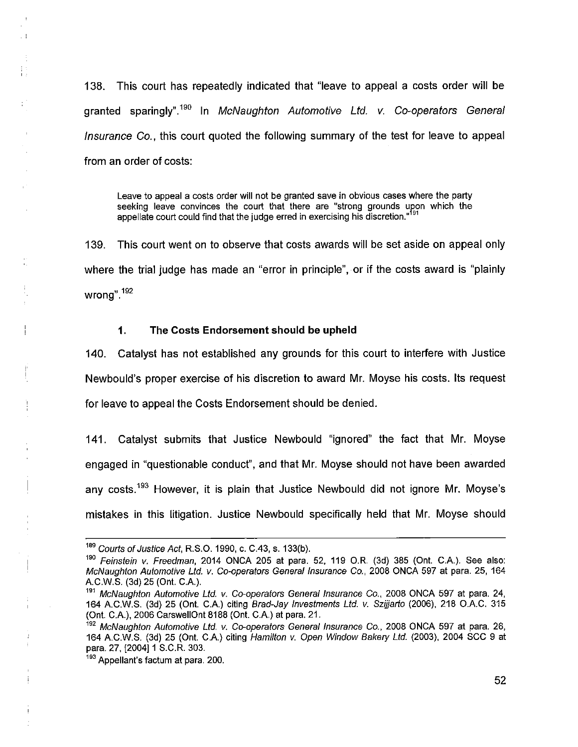138. This court has repeatedly indicated that "leave to appeal a costs order will be granted sparingly".[190] In *McNaughton Automotive Ltd. v. Co-operators General Insurance Co.*, this court quoted the following summary of the test for leave to appeal from an order of costs:

> Leave to appeal a costs order will not be granted save in obvious cases where the party seeking leave convinces the court that there are "strong grounds upon which the appellate court could find that the judge erred in exercising his discretion."[191]

139. This court went on to observe that costs awards will be set aside on appeal only where the trial judge has made an "error in principle", or if the costs award is "plainly wrong".[192]

### 1. The Costs Endorsement should be upheld

140. Catalyst has not established any grounds for this court to interfere with Justice Newbould's proper exercise of his discretion to award Mr. Moyse his costs. Its request for leave to appeal the Costs Endorsement should be denied.

141. Catalyst submits that Justice Newbould "ignored" the fact that Mr. Moyse engaged in "questionable conduct", and that Mr. Moyse should not have been awarded any costs.[193] However, it is plain that Justice Newbould did not ignore Mr. Moyse's mistakes in this litigation. Justice Newbould specifically held that Mr. Moyse should

---

[189] *Courts of Justice Act*, R.S.O. 1990, c. C.43, s. 133(b).

[190] *Feinstein v. Freedman*, 2014 ONCA 205 at para. 52, 119 O.R. (3d) 385 (Ont. C.A.). See also: *McNaughton Automotive Ltd. v. Co-operators General Insurance Co.*, 2008 ONCA 597 at para. 25, 164 A.C.W.S. (3d) 25 (Ont. C.A.).

[191] *McNaughton Automotive Ltd. v. Co-operators General Insurance Co.*, 2008 ONCA 597 at para. 24, 164 A.C.W.S. (3d) 25 (Ont. C.A.) citing *Brad-Jay Investments Ltd. v. Szijjarto* (2006), 218 O.A.C. 315 (Ont. C.A.), 2006 CarswellOnt 8188 (Ont. C.A.) at para. 21.

[192] *McNaughton Automotive Ltd. v. Co-operators General Insurance Co.*, 2008 ONCA 597 at para. 26, 164 A.C.W.S. (3d) 25 (Ont. C.A.) citing *Hamilton v. Open Window Bakery Ltd.* (2003), 2004 SCC 9 at para. 27, [2004] 1 S.C.R. 303.

[193] Appellant's factum at para. 200.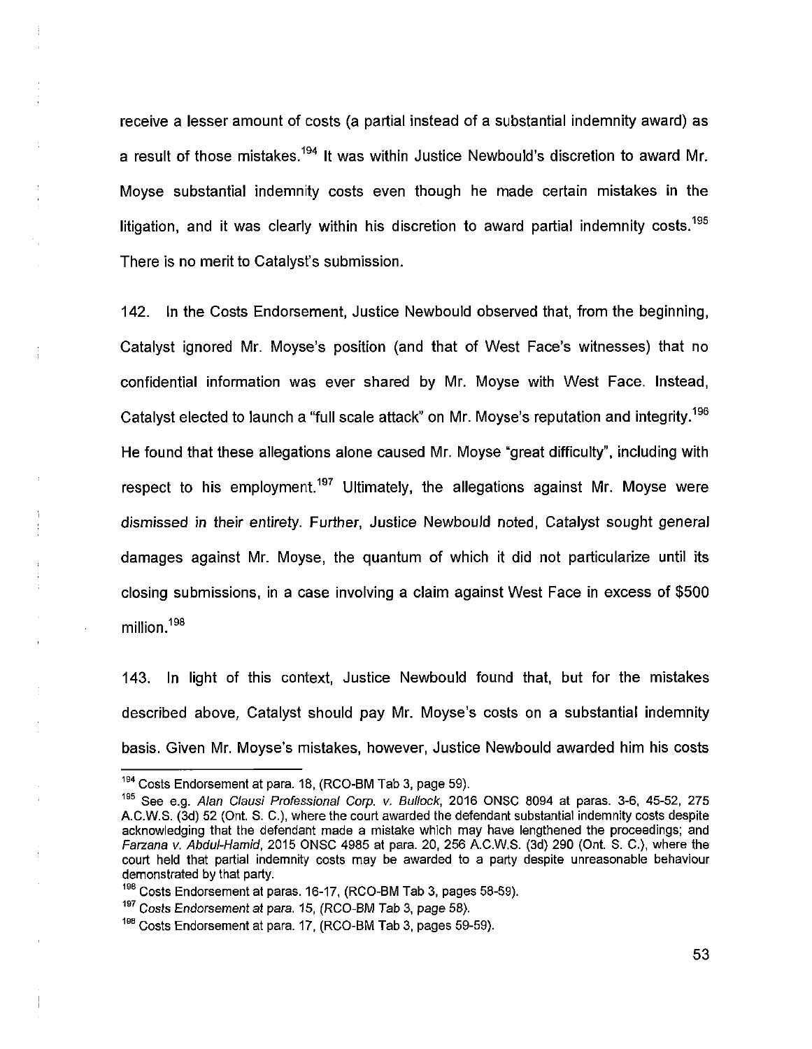receive a lesser amount of costs (a partial instead of a substantial indemnity award) as a result of those mistakes.[194] It was within Justice Newbould's discretion to award Mr. Moyse substantial indemnity costs even though he made certain mistakes in the litigation, and it was clearly within his discretion to award partial indemnity costs.[195] There is no merit to Catalyst's submission.

142. In the Costs Endorsement, Justice Newbould observed that, from the beginning, Catalyst ignored Mr. Moyse's position (and that of West Face's witnesses) that no confidential information was ever shared by Mr. Moyse with West Face. Instead, Catalyst elected to launch a "full scale attack" on Mr. Moyse's reputation and integrity.[196] He found that these allegations alone caused Mr. Moyse "great difficulty", including with respect to his employment.[197] Ultimately, the allegations against Mr. Moyse were dismissed in their entirety. Further, Justice Newbould noted, Catalyst sought general damages against Mr. Moyse, the quantum of which it did not particularize until its closing submissions, in a case involving a claim against West Face in excess of $500 million.[198]

143. In light of this context, Justice Newbould found that, but for the mistakes described above, Catalyst should pay Mr. Moyse's costs on a substantial indemnity basis. Given Mr. Moyse's mistakes, however, Justice Newbould awarded him his costs

---

[194] Costs Endorsement at para. 18, (RCO-BM Tab 3, page 59).

[195] See e.g. *Alan Clausi Professional Corp. v. Bullock*, 2016 ONSC 8094 at paras. 3-6, 45-52, 275 A.C.W.S. (3d) 52 (Ont. S. C.), where the court awarded the defendant substantial indemnity costs despite acknowledging that the defendant made a mistake which may have lengthened the proceedings; and *Farzana v. Abdul-Hamid*, 2015 ONSC 4985 at para. 20, 256 A.C.W.S. (3d) 290 (Ont. S. C.), where the court held that partial indemnity costs may be awarded to a party despite unreasonable behaviour demonstrated by that party.

[196] Costs Endorsement at paras. 16-17, (RCO-BM Tab 3, pages 58-59).

[197] Costs Endorsement at para. 15, (RCO-BM Tab 3, page 58).

[198] Costs Endorsement at para. 17, (RCO-BM Tab 3, pages 59-59).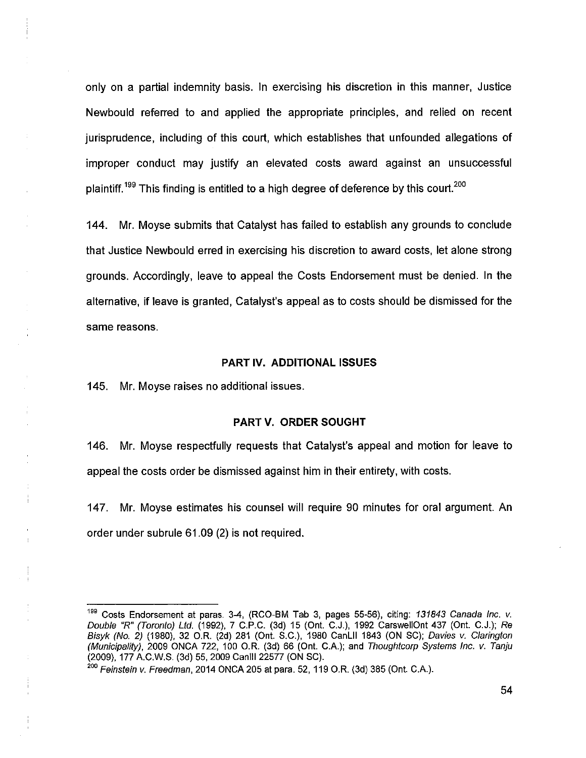only on a partial indemnity basis. In exercising his discretion in this manner, Justice Newbould referred to and applied the appropriate principles, and relied on recent jurisprudence, including of this court, which establishes that unfounded allegations of improper conduct may justify an elevated costs award against an unsuccessful plaintiff.[199] This finding is entitled to a high degree of deference by this court.[200]

144. Mr. Moyse submits that Catalyst has failed to establish any grounds to conclude that Justice Newbould erred in exercising his discretion to award costs, let alone strong grounds. Accordingly, leave to appeal the Costs Endorsement must be denied. In the alternative, if leave is granted, Catalyst's appeal as to costs should be dismissed for the same reasons.

## PART IV. ADDITIONAL ISSUES

145. Mr. Moyse raises no additional issues.

## PART V. ORDER SOUGHT

146. Mr. Moyse respectfully requests that Catalyst's appeal and motion for leave to appeal the costs order be dismissed against him in their entirety, with costs.

147. Mr. Moyse estimates his counsel will require 90 minutes for oral argument. An order under subrule 61.09 (2) is not required.

---

[199] Costs Endorsement at paras. 3-4, (RCO-BM Tab 3, pages 55-56), citing: *131843 Canada Inc. v. Double "R" (Toronto) Ltd.* (1992), 7 C.P.C. (3d) 15 (Ont. C.J.), 1992 CarswellOnt 437 (Ont. C.J.); *Re Bisyk (No. 2)* (1980), 32 O.R. (2d) 281 (Ont. S.C.), 1980 CanLII 1843 (ON SC); *Davies v. Clarington (Municipality)*, 2009 ONCA 722, 100 O.R. (3d) 66 (Ont. C.A.); and *Thoughtcorp Systems Inc. v. Tanju* (2009), 177 A.C.W.S. (3d) 55, 2009 Canlll 22577 (ON SC).

[200] *Feinstein v. Freedman*, 2014 ONCA 205 at para. 52, 119 O.R. (3d) 385 (Ont. C.A.).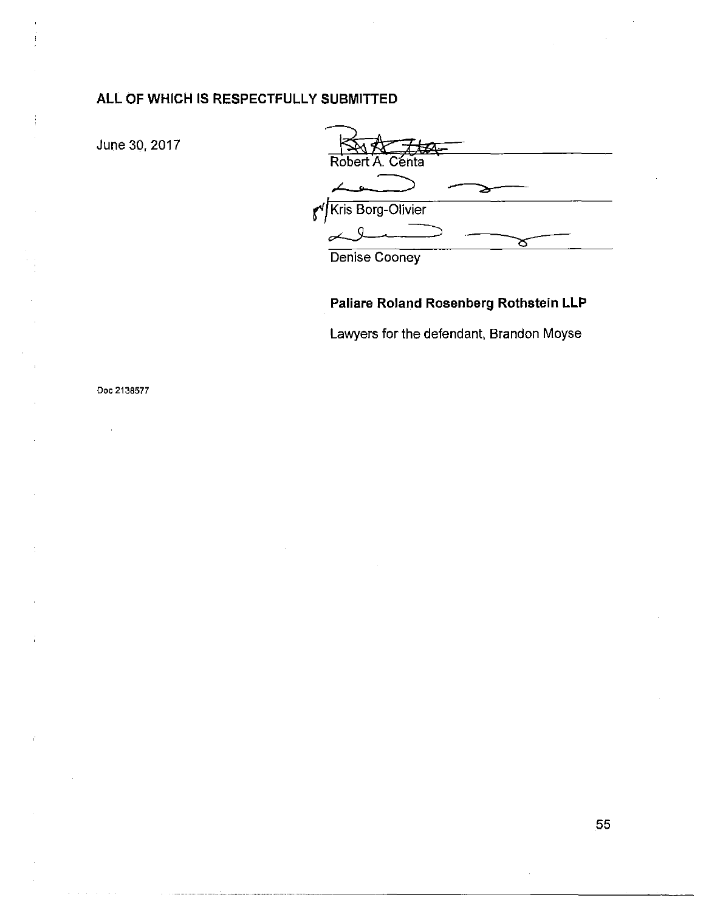**ALL OF WHICH IS RESPECTFULLY SUBMITTED**

June 30, 2017

Robert A. Centa

Kris Borg-Olivier

Denise Cooney

**Paliare Roland Rosenberg Rothstein LLP**

Lawyers for the defendant, Brandon Moyse

Doc 2138577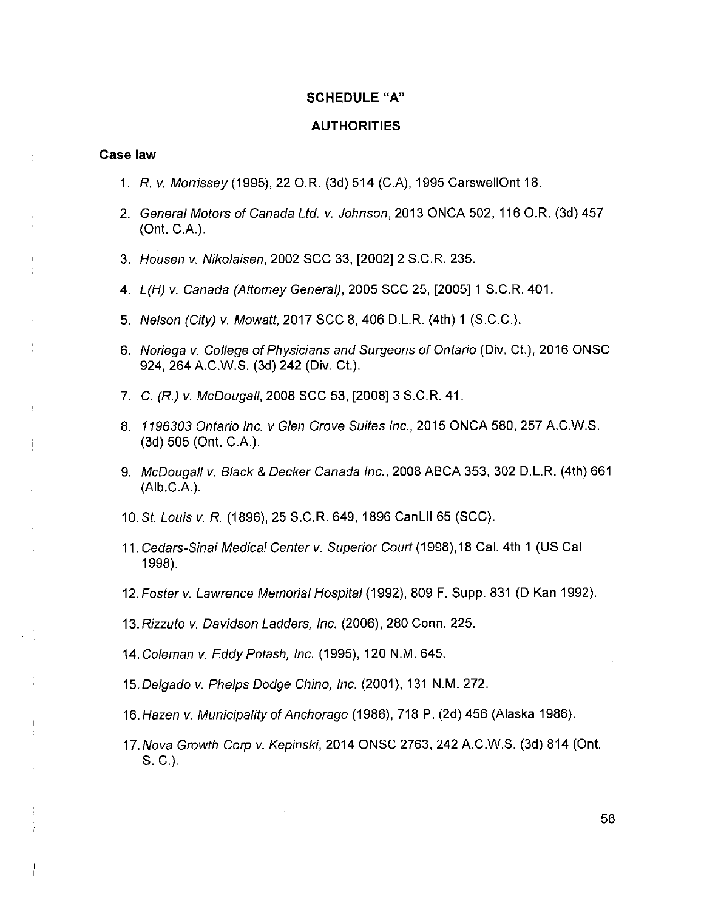## SCHEDULE "A"

## AUTHORITIES

### Case law

1. *R. v. Morrissey* (1995), 22 O.R. (3d) 514 (C.A), 1995 CarswellOnt 18.
2. *General Motors of Canada Ltd. v. Johnson*, 2013 ONCA 502, 116 O.R. (3d) 457 (Ont. C.A.).
3. *Housen v. Nikolaisen*, 2002 SCC 33, [2002] 2 S.C.R. 235.
4. *L(H) v. Canada (Attorney General)*, 2005 SCC 25, [2005] 1 S.C.R. 401.
5. *Nelson (City) v. Mowatt*, 2017 SCC 8, 406 D.L.R. (4th) 1 (S.C.C.).
6. *Noriega v. College of Physicians and Surgeons of Ontario* (Div. Ct.), 2016 ONSC 924, 264 A.C.W.S. (3d) 242 (Div. Ct.).
7. *C. (R.) v. McDougall*, 2008 SCC 53, [2008] 3 S.C.R. 41.
8. *1196303 Ontario Inc. v Glen Grove Suites Inc.*, 2015 ONCA 580, 257 A.C.W.S. (3d) 505 (Ont. C.A.).
9. *McDougall v. Black & Decker Canada Inc.*, 2008 ABCA 353, 302 D.L.R. (4th) 661 (Alb.C.A.).
10. *St. Louis v. R.* (1896), 25 S.C.R. 649, 1896 CanLII 65 (SCC).
11. *Cedars-Sinai Medical Center v. Superior Court* (1998),18 Cal. 4th 1 (US Cal 1998).
12. *Foster v. Lawrence Memorial Hospital* (1992), 809 F. Supp. 831 (D Kan 1992).
13. *Rizzuto v. Davidson Ladders, Inc.* (2006), 280 Conn. 225.
14. *Coleman v. Eddy Potash, Inc.* (1995), 120 N.M. 645.
15. *Delgado v. Phelps Dodge Chino, Inc.* (2001), 131 N.M. 272.
16. *Hazen v. Municipality of Anchorage* (1986), 718 P. (2d) 456 (Alaska 1986).
17. *Nova Growth Corp v. Kepinski*, 2014 ONSC 2763, 242 A.C.W.S. (3d) 814 (Ont. S. C.).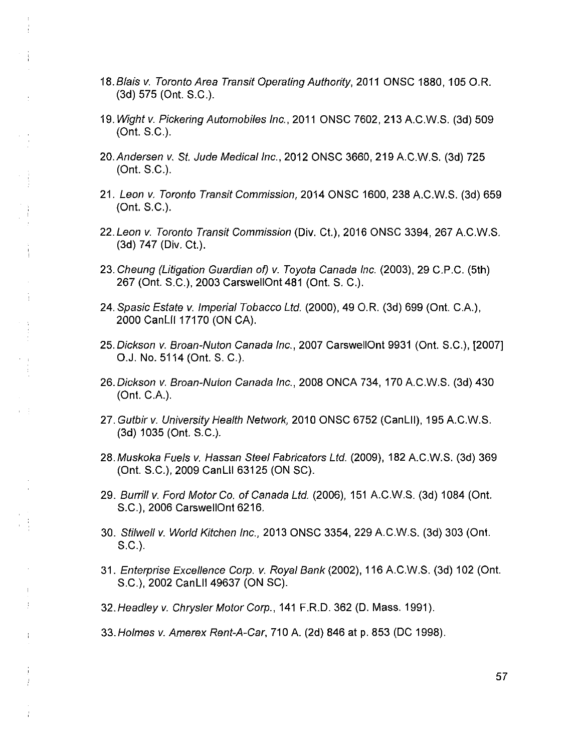18. *Blais v. Toronto Area Transit Operating Authority*, 2011 ONSC 1880, 105 O.R. (3d) 575 (Ont. S.C.).

19. *Wight v. Pickering Automobiles Inc.*, 2011 ONSC 7602, 213 A.C.W.S. (3d) 509 (Ont. S.C.).

20. *Andersen v. St. Jude Medical Inc.*, 2012 ONSC 3660, 219 A.C.W.S. (3d) 725 (Ont. S.C.).

21. *Leon v. Toronto Transit Commission*, 2014 ONSC 1600, 238 A.C.W.S. (3d) 659 (Ont. S.C.).

22. *Leon v. Toronto Transit Commission* (Div. Ct.), 2016 ONSC 3394, 267 A.C.W.S. (3d) 747 (Div. Ct.).

23. *Cheung (Litigation Guardian of) v. Toyota Canada Inc.* (2003), 29 C.P.C. (5th) 267 (Ont. S.C.), 2003 CarswellOnt 481 (Ont. S. C.).

24. *Spasic Estate v. Imperial Tobacco Ltd.* (2000), 49 O.R. (3d) 699 (Ont. C.A.), 2000 CanLII 17170 (ON CA).

25. *Dickson v. Broan-Nuton Canada Inc.*, 2007 CarswellOnt 9931 (Ont. S.C.), [2007] O.J. No. 5114 (Ont. S. C.).

26. *Dickson v. Broan-Nuton Canada Inc.*, 2008 ONCA 734, 170 A.C.W.S. (3d) 430 (Ont. C.A.).

27. *Gutbir v. University Health Network*, 2010 ONSC 6752 (CanLII), 195 A.C.W.S. (3d) 1035 (Ont. S.C.).

28. *Muskoka Fuels v. Hassan Steel Fabricators Ltd.* (2009), 182 A.C.W.S. (3d) 369 (Ont. S.C.), 2009 CanLII 63125 (ON SC).

29. *Burrill v. Ford Motor Co. of Canada Ltd.* (2006), 151 A.C.W.S. (3d) 1084 (Ont. S.C.), 2006 CarswellOnt 6216.

30. *Stilwell v. World Kitchen Inc.*, 2013 ONSC 3354, 229 A.C.W.S. (3d) 303 (Ont. S.C.).

31. *Enterprise Excellence Corp. v. Royal Bank* (2002), 116 A.C.W.S. (3d) 102 (Ont. S.C.), 2002 CanLII 49637 (ON SC).

32. *Headley v. Chrysler Motor Corp.*, 141 F.R.D. 362 (D. Mass. 1991).

33. *Holmes v. Amerex Rent-A-Car*, 710 A. (2d) 846 at p. 853 (DC 1998).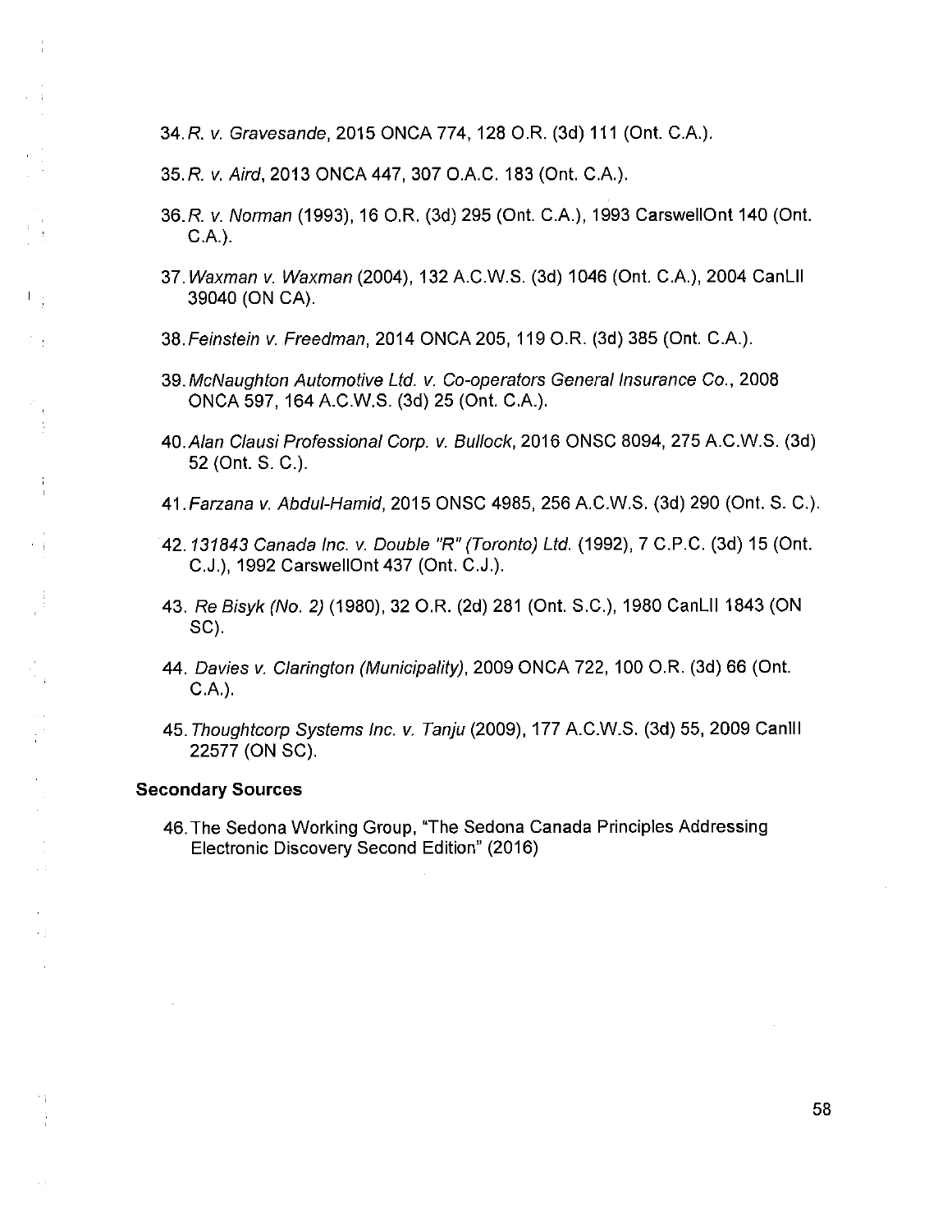34. *R. v. Gravesande*, 2015 ONCA 774, 128 O.R. (3d) 111 (Ont. C.A.).

35. *R. v. Aird*, 2013 ONCA 447, 307 O.A.C. 183 (Ont. C.A.).

36. *R. v. Norman* (1993), 16 O.R. (3d) 295 (Ont. C.A.), 1993 CarswellOnt 140 (Ont. C.A.).

37. *Waxman v. Waxman* (2004), 132 A.C.W.S. (3d) 1046 (Ont. C.A.), 2004 CanLII 39040 (ON CA).

38. *Feinstein v. Freedman*, 2014 ONCA 205, 119 O.R. (3d) 385 (Ont. C.A.).

39. *McNaughton Automotive Ltd. v. Co-operators General Insurance Co.*, 2008 ONCA 597, 164 A.C.W.S. (3d) 25 (Ont. C.A.).

40. *Alan Clausi Professional Corp. v. Bullock*, 2016 ONSC 8094, 275 A.C.W.S. (3d) 52 (Ont. S. C.).

41. *Farzana v. Abdul-Hamid*, 2015 ONSC 4985, 256 A.C.W.S. (3d) 290 (Ont. S. C.).

42. *131843 Canada Inc. v. Double "R" (Toronto) Ltd.* (1992), 7 C.P.C. (3d) 15 (Ont. C.J.), 1992 CarswellOnt 437 (Ont. C.J.).

43. *Re Bisyk (No. 2)* (1980), 32 O.R. (2d) 281 (Ont. S.C.), 1980 CanLII 1843 (ON SC).

44. *Davies v. Clarington (Municipality)*, 2009 ONCA 722, 100 O.R. (3d) 66 (Ont. C.A.).

45. *Thoughtcorp Systems Inc. v. Tanju* (2009), 177 A.C.W.S. (3d) 55, 2009 Canlll 22577 (ON SC).

**Secondary Sources**

46. The Sedona Working Group, "The Sedona Canada Principles Addressing Electronic Discovery Second Edition" (2016)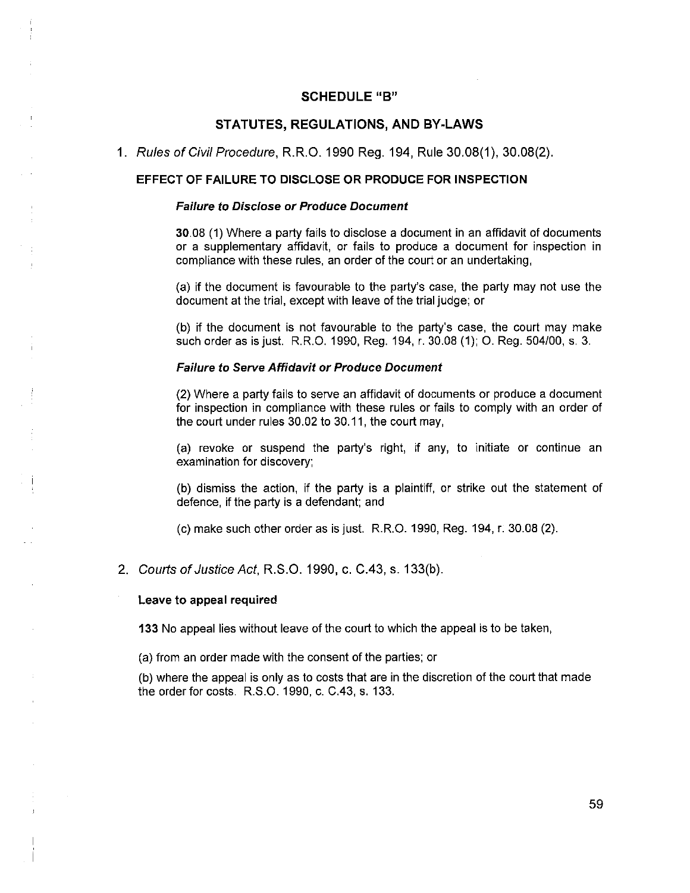## SCHEDULE "B"

## STATUTES, REGULATIONS, AND BY-LAWS

1. *Rules of Civil Procedure*, R.R.O. 1990 Reg. 194, Rule 30.08(1), 30.08(2).

**EFFECT OF FAILURE TO DISCLOSE OR PRODUCE FOR INSPECTION**

***Failure to Disclose or Produce Document***

**30**.08 (1) Where a party fails to disclose a document in an affidavit of documents or a supplementary affidavit, or fails to produce a document for inspection in compliance with these rules, an order of the court or an undertaking,

(a) if the document is favourable to the party's case, the party may not use the document at the trial, except with leave of the trial judge; or

(b) if the document is not favourable to the party's case, the court may make such order as is just. R.R.O. 1990, Reg. 194, r. 30.08 (1); O. Reg. 504/00, s. 3.

***Failure to Serve Affidavit or Produce Document***

(2) Where a party fails to serve an affidavit of documents or produce a document for inspection in compliance with these rules or fails to comply with an order of the court under rules 30.02 to 30.11, the court may,

(a) revoke or suspend the party's right, if any, to initiate or continue an examination for discovery;

(b) dismiss the action, if the party is a plaintiff, or strike out the statement of defence, if the party is a defendant; and

(c) make such other order as is just. R.R.O. 1990, Reg. 194, r. 30.08 (2).

2. *Courts of Justice Act*, R.S.O. 1990, c. C.43, s. 133(b).

**Leave to appeal required**

**133** No appeal lies without leave of the court to which the appeal is to be taken,

(a) from an order made with the consent of the parties; or

(b) where the appeal is only as to costs that are in the discretion of the court that made the order for costs. R.S.O. 1990, c. C.43, s. 133.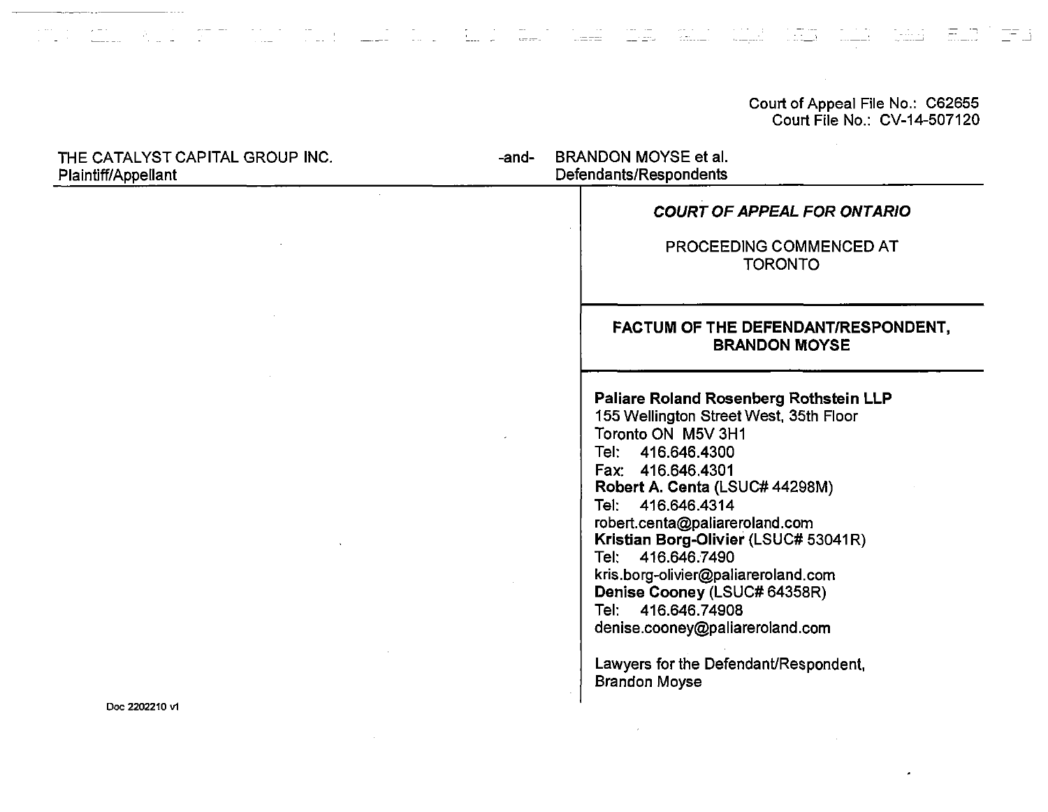Court of Appeal File No.: C62655
Court File No.: CV-14-507120

THE CATALYST CAPITAL GROUP INC.
Plaintiff/Appellant

-and-

BRANDON MOYSE et al.
Defendants/Respondents

***COURT OF APPEAL FOR ONTARIO***

PROCEEDING COMMENCED AT
TORONTO

**FACTUM OF THE DEFENDANT/RESPONDENT, BRANDON MOYSE**

**Paliare Roland Rosenberg Rothstein LLP**
155 Wellington Street West, 35th Floor
Toronto ON M5V 3H1
Tel: 416.646.4300
Fax: 416.646.4301
**Robert A. Centa** (LSUC# 44298M)
Tel: 416.646.4314
robert.centa@paliareroland.com
**Kristian Borg-Olivier** (LSUC# 53041R)
Tel: 416.646.7490
kris.borg-olivier@paliareroland.com
**Denise Cooney** (LSUC# 64358R)
Tel: 416.646.74908
denise.cooney@paliareroland.com

Lawyers for the Defendant/Respondent,
Brandon Moyse

Doc 2202210 v1